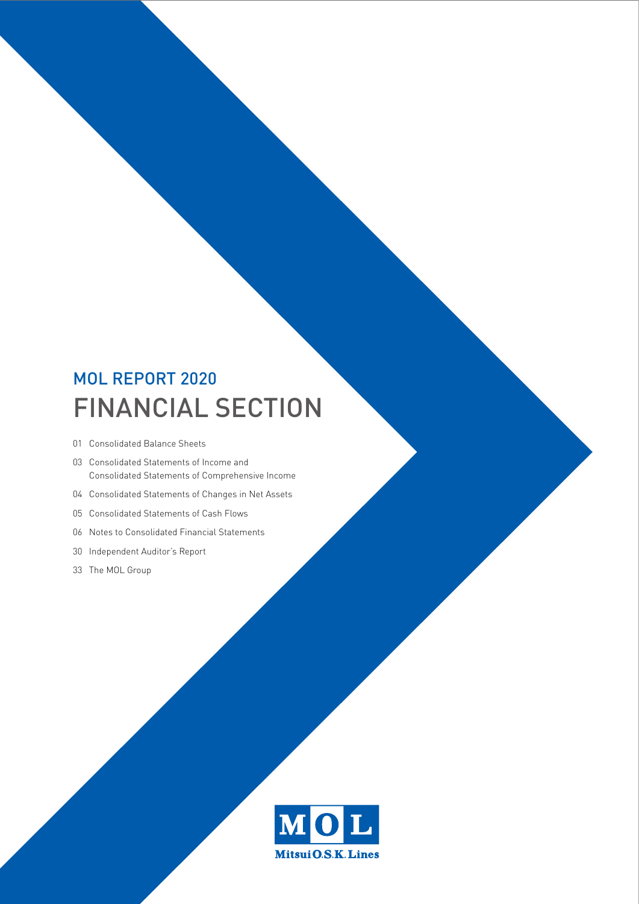# MOL REPORT 2020
# FINANCIAL SECTION

- 01 Consolidated Balance Sheets
- 03 Consolidated Statements of Income and Consolidated Statements of Comprehensive Income
- 04 Consolidated Statements of Changes in Net Assets
- 05 Consolidated Statements of Cash Flows
- 06 Notes to Consolidated Financial Statements
- 30 Independent Auditor's Report
- 33 The MOL Group

MOL
Mitsui O.S.K. Lines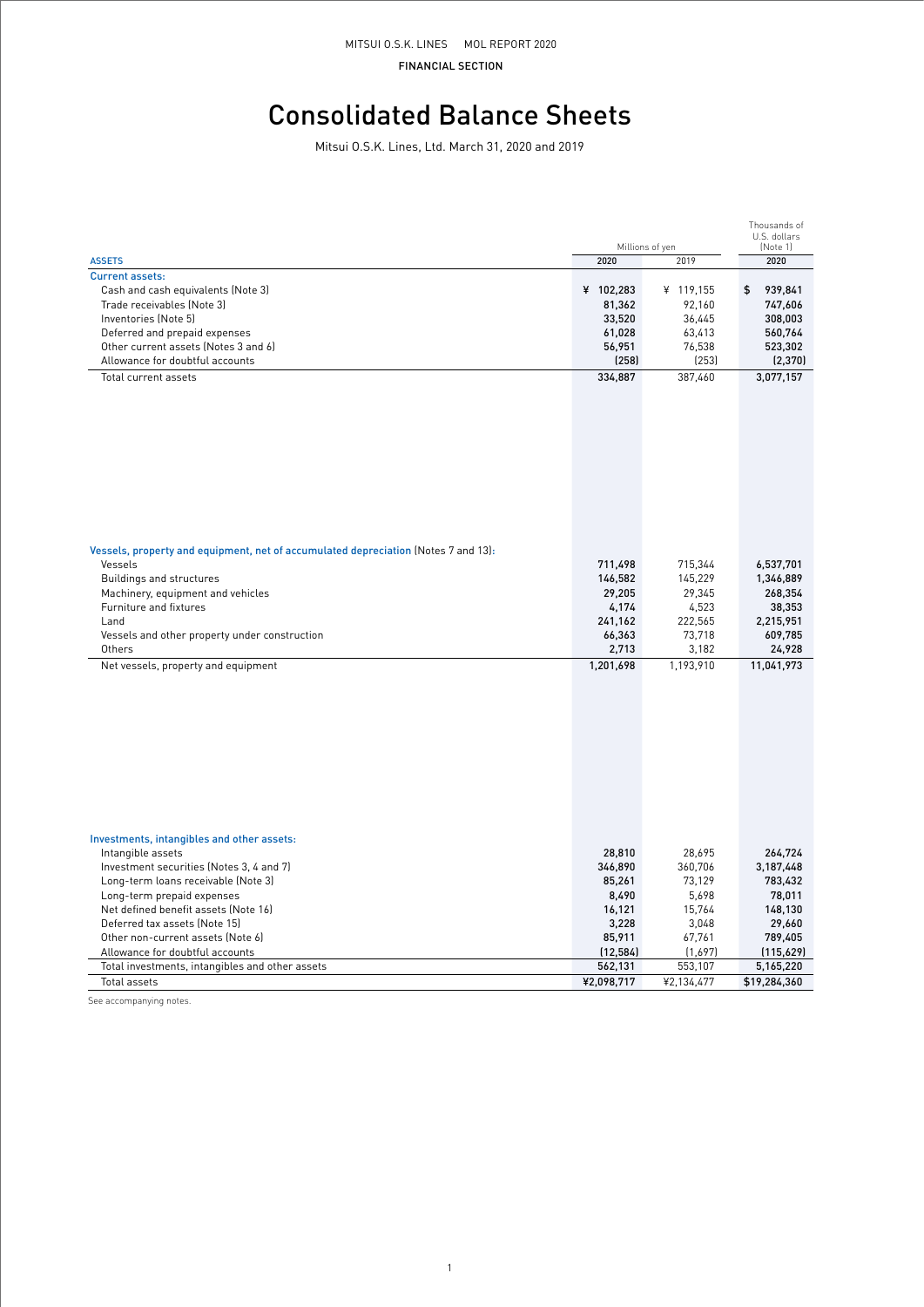# Consolidated Balance Sheets

Mitsui O.S.K. Lines, Ltd. March 31, 2020 and 2019

| ASSETS | Millions of yen | | Thousands of U.S. dollars (Note 1) |
|---|---|---|---|
| | 2020 | 2019 | 2020 |
| **Current assets:** | | | |
| Cash and cash equivalents (Note 3) | ¥ 102,283 | ¥ 119,155 | $ 939,841 |
| Trade receivables (Note 3) | 81,362 | 92,160 | 747,606 |
| Inventories (Note 5) | 33,520 | 36,445 | 308,003 |
| Deferred and prepaid expenses | 61,028 | 63,413 | 560,764 |
| Other current assets (Notes 3 and 6) | 56,951 | 76,538 | 523,302 |
| Allowance for doubtful accounts | (258) | (253) | (2,370) |
| Total current assets | 334,887 | 387,460 | 3,077,157 |
| **Vessels, property and equipment, net of accumulated depreciation** (Notes 7 and 13): | | | |
| Vessels | 711,498 | 715,344 | 6,537,701 |
| Buildings and structures | 146,582 | 145,229 | 1,346,889 |
| Machinery, equipment and vehicles | 29,205 | 29,345 | 268,354 |
| Furniture and fixtures | 4,174 | 4,523 | 38,353 |
| Land | 241,162 | 222,565 | 2,215,951 |
| Vessels and other property under construction | 66,363 | 73,718 | 609,785 |
| Others | 2,713 | 3,182 | 24,928 |
| Net vessels, property and equipment | 1,201,698 | 1,193,910 | 11,041,973 |
| **Investments, intangibles and other assets:** | | | |
| Intangible assets | 28,810 | 28,695 | 264,724 |
| Investment securities (Notes 3, 4 and 7) | 346,890 | 360,706 | 3,187,448 |
| Long-term loans receivable (Note 3) | 85,261 | 73,129 | 783,432 |
| Long-term prepaid expenses | 8,490 | 5,698 | 78,011 |
| Net defined benefit assets (Note 16) | 16,121 | 15,764 | 148,130 |
| Deferred tax assets (Note 15) | 3,228 | 3,048 | 29,660 |
| Other non-current assets (Note 6) | 85,911 | 67,761 | 789,405 |
| Allowance for doubtful accounts | (12,584) | (1,697) | (115,629) |
| Total investments, intangibles and other assets | 562,131 | 553,107 | 5,165,220 |
| Total assets | ¥2,098,717 | ¥2,134,477 | $19,284,360 |

See accompanying notes.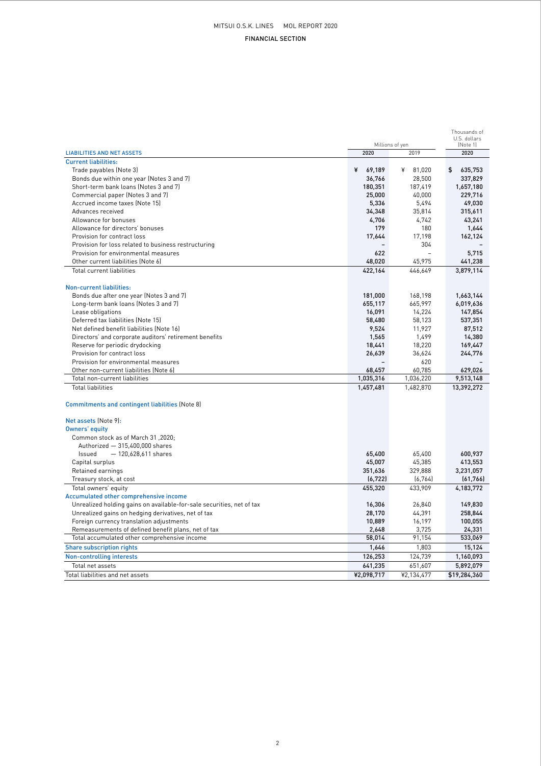| LIABILITIES AND NET ASSETS | Millions of yen 2020 | Millions of yen 2019 | Thousands of U.S. dollars (Note 1) 2020 |
|---|---|---|---|
| **Current liabilities:** | | | |
| Trade payables (Note 3) | ¥ 69,189 | ¥ 81,020 | $ 635,753 |
| Bonds due within one year (Notes 3 and 7) | 36,766 | 28,500 | 337,829 |
| Short-term bank loans (Notes 3 and 7) | 180,351 | 187,419 | 1,657,180 |
| Commercial paper (Notes 3 and 7) | 25,000 | 40,000 | 229,716 |
| Accrued income taxes (Note 15) | 5,336 | 5,494 | 49,030 |
| Advances received | 34,348 | 35,814 | 315,611 |
| Allowance for bonuses | 4,706 | 4,742 | 43,241 |
| Allowance for directors' bonuses | 179 | 180 | 1,644 |
| Provision for contract loss | 17,644 | 17,198 | 162,124 |
| Provision for loss related to business restructuring | – | 304 | – |
| Provision for environmental measures | 622 | – | 5,715 |
| Other current liabilities (Note 6) | 48,020 | 45,975 | 441,238 |
| Total current liabilities | 422,164 | 446,649 | 3,879,114 |
| **Non-current liabilities:** | | | |
| Bonds due after one year (Notes 3 and 7) | 181,000 | 168,198 | 1,663,144 |
| Long-term bank loans (Notes 3 and 7) | 655,117 | 665,997 | 6,019,636 |
| Lease obligations | 16,091 | 14,224 | 147,854 |
| Deferred tax liabilities (Note 15) | 58,480 | 58,123 | 537,351 |
| Net defined benefit liabilities (Note 16) | 9,524 | 11,927 | 87,512 |
| Directors' and corporate auditors' retirement benefits | 1,565 | 1,499 | 14,380 |
| Reserve for periodic drydocking | 18,441 | 18,220 | 169,447 |
| Provision for contract loss | 26,639 | 36,624 | 244,776 |
| Provision for environmental measures | – | 620 | – |
| Other non-current liabilities (Note 6) | 68,457 | 60,785 | 629,026 |
| Total non-current liabilities | 1,035,316 | 1,036,220 | 9,513,148 |
| Total liabilities | 1,457,481 | 1,482,870 | 13,392,272 |
| **Commitments and contingent liabilities** (Note 8) | | | |
| **Net assets** (Note 9): | | | |
| **Owners' equity** | | | |
| Common stock as of March 31 ,2020; Authorized — 315,400,000 shares Issued — 120,628,611 shares | 65,400 | 65,400 | 600,937 |
| Capital surplus | 45,007 | 45,385 | 413,553 |
| Retained earnings | 351,636 | 329,888 | 3,231,057 |
| Treasury stock, at cost | (6,722) | (6,764) | (61,766) |
| Total owners' equity | 455,320 | 433,909 | 4,183,772 |
| **Accumulated other comprehensive income** | | | |
| Unrealized holding gains on available-for-sale securities, net of tax | 16,306 | 26,840 | 149,830 |
| Unrealized gains on hedging derivatives, net of tax | 28,170 | 44,391 | 258,844 |
| Foreign currency translation adjustments | 10,889 | 16,197 | 100,055 |
| Remeasurements of defined benefit plans, net of tax | 2,648 | 3,725 | 24,331 |
| Total accumulated other comprehensive income | 58,014 | 91,154 | 533,069 |
| **Share subscription rights** | 1,646 | 1,803 | 15,124 |
| **Non-controlling interests** | 126,253 | 124,739 | 1,160,093 |
| Total net assets | 641,235 | 651,607 | 5,892,079 |
| Total liabilities and net assets | ¥2,098,717 | ¥2,134,477 | $19,284,360 |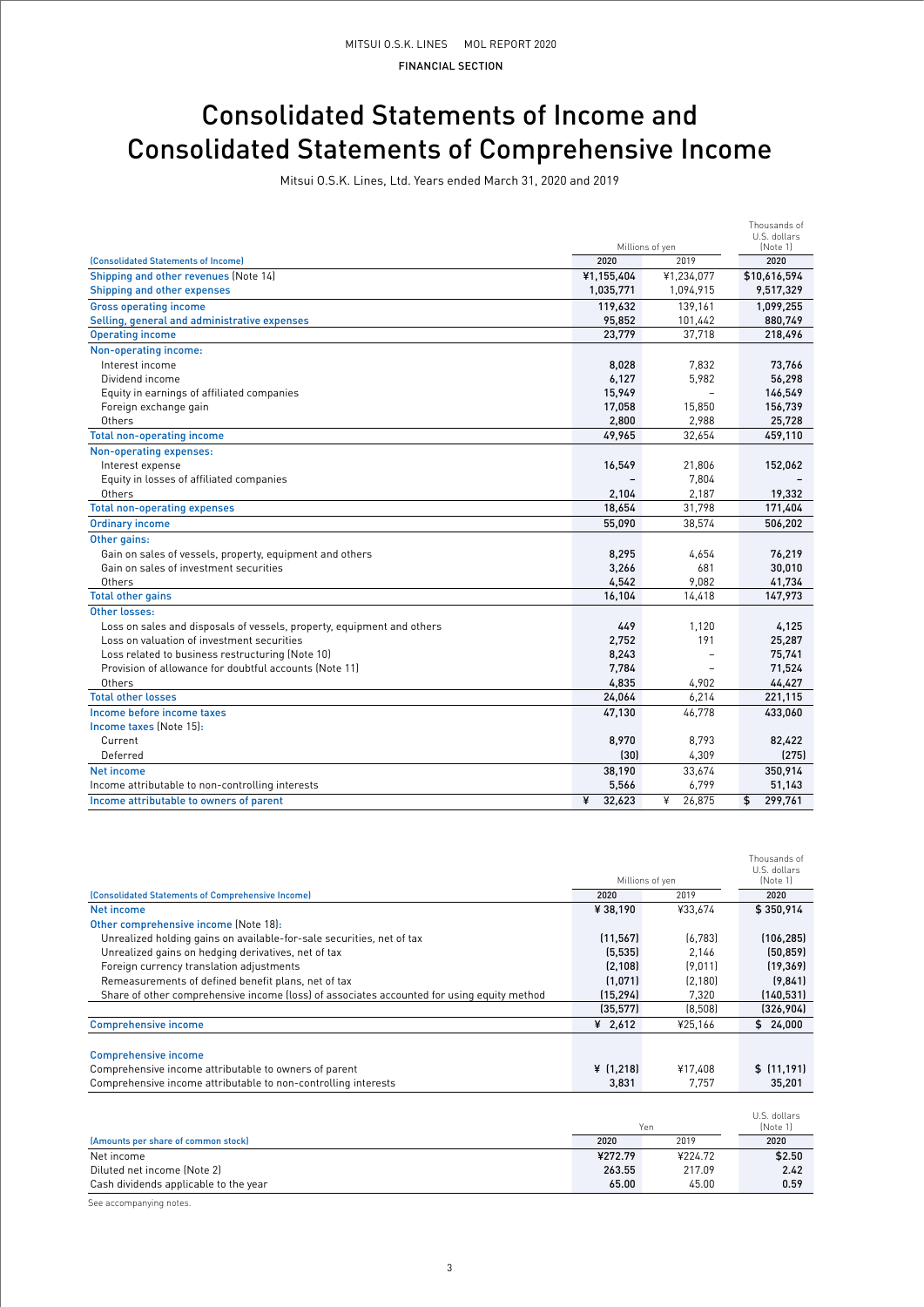# Consolidated Statements of Income and Consolidated Statements of Comprehensive Income

Mitsui O.S.K. Lines, Ltd. Years ended March 31, 2020 and 2019

| | Millions of yen | | Thousands of U.S. dollars (Note 1) |
|---|---|---|---|
| (Consolidated Statements of Income) | 2020 | 2019 | 2020 |
| Shipping and other revenues (Note 14) | ¥1,155,404 | ¥1,234,077 | $10,616,594 |
| Shipping and other expenses | 1,035,771 | 1,094,915 | 9,517,329 |
| Gross operating income | 119,632 | 139,161 | 1,099,255 |
| Selling, general and administrative expenses | 95,852 | 101,442 | 880,749 |
| Operating income | 23,779 | 37,718 | 218,496 |
| Non-operating income: | | | |
| Interest income | 8,028 | 7,832 | 73,766 |
| Dividend income | 6,127 | 5,982 | 56,298 |
| Equity in earnings of affiliated companies | 15,949 | – | 146,549 |
| Foreign exchange gain | 17,058 | 15,850 | 156,739 |
| Others | 2,800 | 2,988 | 25,728 |
| Total non-operating income | 49,965 | 32,654 | 459,110 |
| Non-operating expenses: | | | |
| Interest expense | 16,549 | 21,806 | 152,062 |
| Equity in losses of affiliated companies | – | 7,804 | – |
| Others | 2,104 | 2,187 | 19,332 |
| Total non-operating expenses | 18,654 | 31,798 | 171,404 |
| Ordinary income | 55,090 | 38,574 | 506,202 |
| Other gains: | | | |
| Gain on sales of vessels, property, equipment and others | 8,295 | 4,654 | 76,219 |
| Gain on sales of investment securities | 3,266 | 681 | 30,010 |
| Others | 4,542 | 9,082 | 41,734 |
| Total other gains | 16,104 | 14,418 | 147,973 |
| Other losses: | | | |
| Loss on sales and disposals of vessels, property, equipment and others | 449 | 1,120 | 4,125 |
| Loss on valuation of investment securities | 2,752 | 191 | 25,287 |
| Loss related to business restructuring (Note 10) | 8,243 | – | 75,741 |
| Provision of allowance for doubtful accounts (Note 11) | 7,784 | – | 71,524 |
| Others | 4,835 | 4,902 | 44,427 |
| Total other losses | 24,064 | 6,214 | 221,115 |
| Income before income taxes | 47,130 | 46,778 | 433,060 |
| Income taxes (Note 15): | | | |
| Current | 8,970 | 8,793 | 82,422 |
| Deferred | (30) | 4,309 | (275) |
| Net income | 38,190 | 33,674 | 350,914 |
| Income attributable to non-controlling interests | 5,566 | 6,799 | 51,143 |
| Income attributable to owners of parent | ¥ 32,623 | ¥ 26,875 | $ 299,761 |

| | Millions of yen | | Thousands of U.S. dollars (Note 1) |
|---|---|---|---|
| (Consolidated Statements of Comprehensive Income) | 2020 | 2019 | 2020 |
| Net income | ¥ 38,190 | ¥33,674 | $ 350,914 |
| Other comprehensive income (Note 18): | | | |
| Unrealized holding gains on available-for-sale securities, net of tax | (11,567) | (6,783) | (106,285) |
| Unrealized gains on hedging derivatives, net of tax | (5,535) | 2,146 | (50,859) |
| Foreign currency translation adjustments | (2,108) | (9,011) | (19,369) |
| Remeasurements of defined benefit plans, net of tax | (1,071) | (2,180) | (9,841) |
| Share of other comprehensive income (loss) of associates accounted for using equity method | (15,294) | 7,320 | (140,531) |
| | (35,577) | (8,508) | (326,904) |
| Comprehensive income | ¥ 2,612 | ¥25,166 | $ 24,000 |
| Comprehensive income | | | |
| Comprehensive income attributable to owners of parent | ¥ (1,218) | ¥17,408 | $ (11,191) |
| Comprehensive income attributable to non-controlling interests | 3,831 | 7,757 | 35,201 |

| | Yen | | U.S. dollars (Note 1) |
|---|---|---|---|
| (Amounts per share of common stock) | 2020 | 2019 | 2020 |
| Net income | ¥272.79 | ¥224.72 | $2.50 |
| Diluted net income (Note 2) | 263.55 | 217.09 | 2.42 |
| Cash dividends applicable to the year | 65.00 | 45.00 | 0.59 |

See accompanying notes.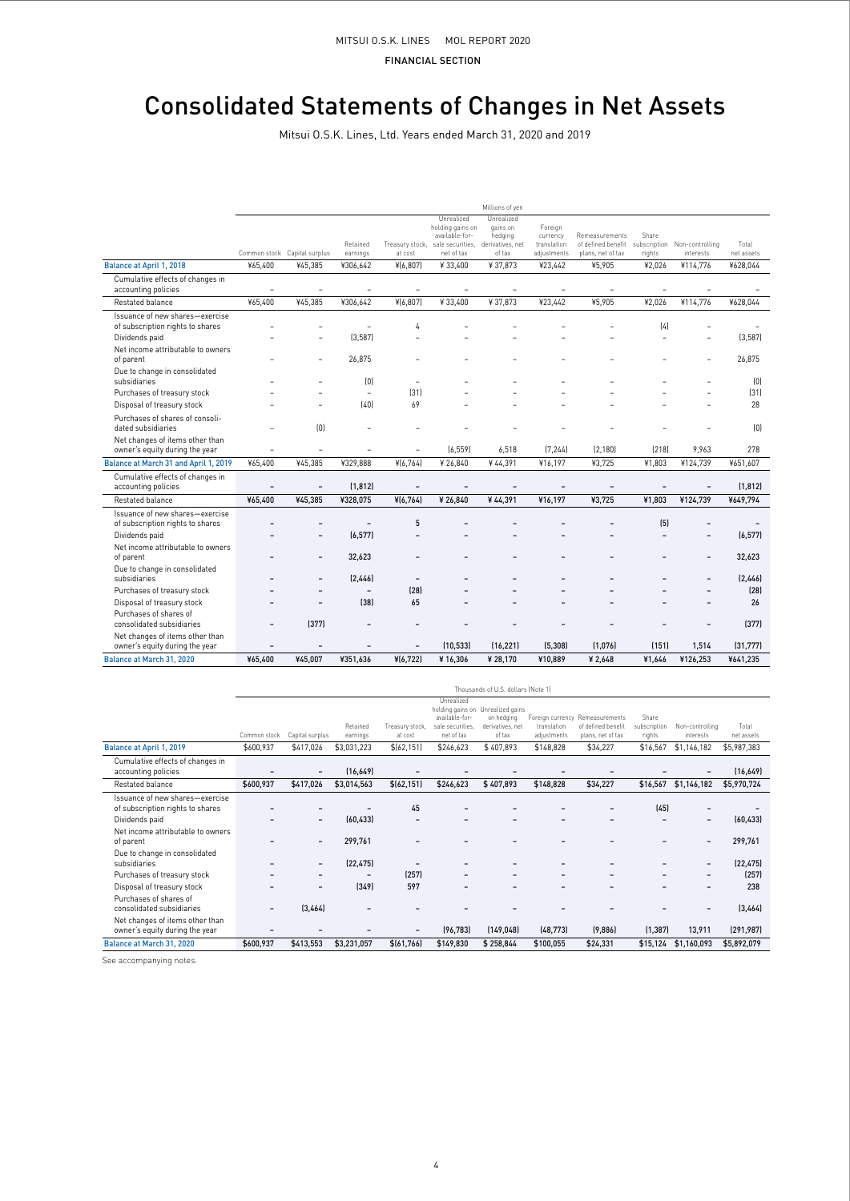# Consolidated Statements of Changes in Net Assets

Mitsui O.S.K. Lines, Ltd. Years ended March 31, 2020 and 2019

| | Millions of yen | | | | | | | | | | |
|---|---|---|---|---|---|---|---|---|---|---|---|
| | Common stock | Capital surplus | Retained earnings | Treasury stock, at cost | Unrealized holding gains on available-for-sale securities, net of tax | Unrealized gains on hedging derivatives, net of tax | Foreign currency translation adjustments | Remeasurements of defined benefit plans, net of tax | Share subscription rights | Non-controlling interests | Total net assets |
| **Balance at April 1, 2018** | ¥65,400 | ¥45,385 | ¥306,642 | ¥(6,807) | ¥ 33,400 | ¥ 37,873 | ¥23,442 | ¥5,905 | ¥2,026 | ¥114,776 | ¥628,044 |
| Cumulative effects of changes in accounting policies | – | – | – | – | – | – | – | – | – | – | – |
| Restated balance | ¥65,400 | ¥45,385 | ¥306,642 | ¥(6,807) | ¥ 33,400 | ¥ 37,873 | ¥23,442 | ¥5,905 | ¥2,026 | ¥114,776 | ¥628,044 |
| Issuance of new shares—exercise of subscription rights to shares | – | – | – | 4 | – | – | – | – | (4) | – | – |
| Dividends paid | – | – | (3,587) | – | – | – | – | – | – | – | (3,587) |
| Net income attributable to owners of parent | – | – | 26,875 | – | – | – | – | – | – | – | 26,875 |
| Due to change in consolidated subsidiaries | – | – | (0) | – | – | – | – | – | – | – | (0) |
| Purchases of treasury stock | – | – | – | (31) | – | – | – | – | – | – | (31) |
| Disposal of treasury stock | – | – | (40) | 69 | – | – | – | – | – | – | 28 |
| Purchases of shares of consolidated subsidiaries | – | (0) | – | – | – | – | – | – | – | – | (0) |
| Net changes of items other than owner's equity during the year | – | – | – | – | (6,559) | 6,518 | (7,244) | (2,180) | (218) | 9,963 | 278 |
| **Balance at March 31 and April 1, 2019** | ¥65,400 | ¥45,385 | ¥329,888 | ¥(6,764) | ¥ 26,840 | ¥ 44,391 | ¥16,197 | ¥3,725 | ¥1,803 | ¥124,739 | ¥651,607 |
| Cumulative effects of changes in accounting policies | – | – | (1,812) | – | – | – | – | – | – | – | (1,812) |
| Restated balance | ¥65,400 | ¥45,385 | ¥328,075 | ¥(6,764) | ¥ 26,840 | ¥ 44,391 | ¥16,197 | ¥3,725 | ¥1,803 | ¥124,739 | ¥649,794 |
| Issuance of new shares—exercise of subscription rights to shares | – | – | – | 5 | – | – | – | – | (5) | – | – |
| Dividends paid | – | – | (6,577) | – | – | – | – | – | – | – | (6,577) |
| Net income attributable to owners of parent | – | – | 32,623 | – | – | – | – | – | – | – | 32,623 |
| Due to change in consolidated subsidiaries | – | – | (2,446) | – | – | – | – | – | – | – | (2,446) |
| Purchases of treasury stock | – | – | – | (28) | – | – | – | – | – | – | (28) |
| Disposal of treasury stock | – | – | (38) | 65 | – | – | – | – | – | – | 26 |
| Purchases of shares of consolidated subsidiaries | – | (377) | – | – | – | – | – | – | – | – | (377) |
| Net changes of items other than owner's equity during the year | – | – | – | – | (10,533) | (16,221) | (5,308) | (1,076) | (151) | 1,514 | (31,777) |
| **Balance at March 31, 2020** | ¥65,400 | ¥45,007 | ¥351,636 | ¥(6,722) | ¥ 16,306 | ¥ 28,170 | ¥10,889 | ¥ 2,648 | ¥1,646 | ¥126,253 | ¥641,235 |

| | Thousands of U.S. dollars (Note 1) | | | | | | | | | | |
|---|---|---|---|---|---|---|---|---|---|---|---|
| | Common stock | Capital surplus | Retained earnings | Treasury stock, at cost | Unrealized holding gains on available-for-sale securities, net of tax | Unrealized gains on hedging derivatives, net of tax | Foreign currency translation adjustments | Remeasurements of defined benefit plans, net of tax | Share subscription rights | Non-controlling interests | Total net assets |
| **Balance at April 1, 2019** | $600,937 | $417,026 | $3,031,223 | $(62,151) | $246,623 | $ 407,893 | $148,828 | $34,227 | $16,567 | $1,146,182 | $5,987,383 |
| Cumulative effects of changes in accounting policies | – | – | (16,649) | – | – | – | – | – | – | – | (16,649) |
| Restated balance | $600,937 | $417,026 | $3,014,563 | $(62,151) | $246,623 | $ 407,893 | $148,828 | $34,227 | $16,567 | $1,146,182 | $5,970,724 |
| Issuance of new shares—exercise of subscription rights to shares | – | – | – | 45 | – | – | – | – | (45) | – | – |
| Dividends paid | – | – | (60,433) | – | – | – | – | – | – | – | (60,433) |
| Net income attributable to owners of parent | – | – | 299,761 | – | – | – | – | – | – | – | 299,761 |
| Due to change in consolidated subsidiaries | – | – | (22,475) | – | – | – | – | – | – | – | (22,475) |
| Purchases of treasury stock | – | – | – | (257) | – | – | – | – | – | – | (257) |
| Disposal of treasury stock | – | – | (349) | 597 | – | – | – | – | – | – | 238 |
| Purchases of shares of consolidated subsidiaries | – | (3,464) | – | – | – | – | – | – | – | – | (3,464) |
| Net changes of items other than owner's equity during the year | – | – | – | – | (96,783) | (149,048) | (48,773) | (9,886) | (1,387) | 13,911 | (291,987) |
| **Balance at March 31, 2020** | $600,937 | $413,553 | $3,231,057 | $(61,766) | $149,830 | $ 258,844 | $100,055 | $24,331 | $15,124 | $1,160,093 | $5,892,079 |

See accompanying notes.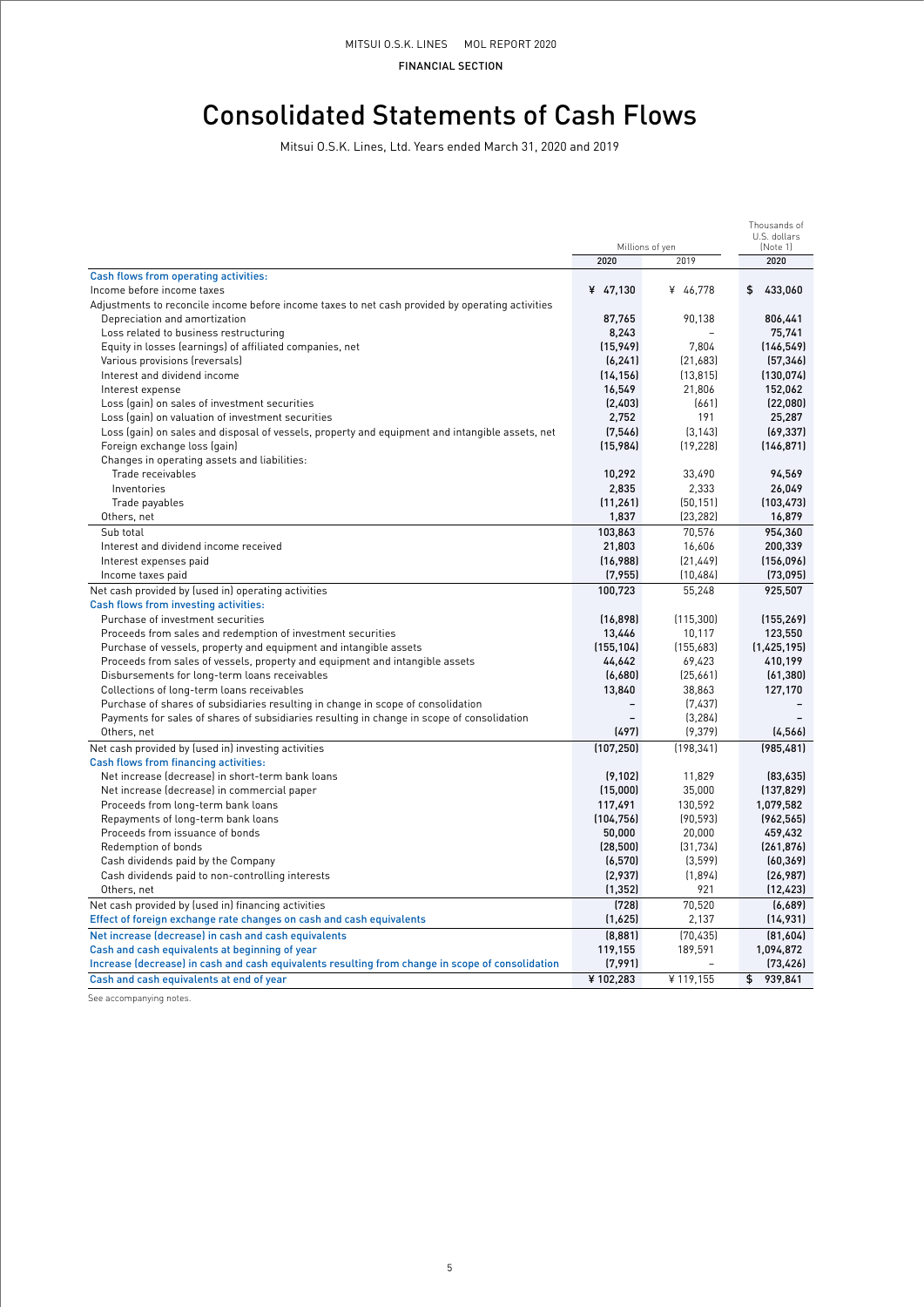FINANCIAL SECTION

# Consolidated Statements of Cash Flows

Mitsui O.S.K. Lines, Ltd. Years ended March 31, 2020 and 2019

| | Millions of yen | | Thousands of U.S. dollars (Note 1) |
|---|---|---|---|
| | 2020 | 2019 | 2020 |
| **Cash flows from operating activities:** | | | |
| Income before income taxes | ¥ 47,130 | ¥ 46,778 | $ 433,060 |
| Adjustments to reconcile income before income taxes to net cash provided by operating activities | | | |
| Depreciation and amortization | 87,765 | 90,138 | 806,441 |
| Loss related to business restructuring | 8,243 | – | 75,741 |
| Equity in losses (earnings) of affiliated companies, net | (15,949) | 7,804 | (146,549) |
| Various provisions (reversals) | (6,241) | (21,683) | (57,346) |
| Interest and dividend income | (14,156) | (13,815) | (130,074) |
| Interest expense | 16,549 | 21,806 | 152,062 |
| Loss (gain) on sales of investment securities | (2,403) | (661) | (22,080) |
| Loss (gain) on valuation of investment securities | 2,752 | 191 | 25,287 |
| Loss (gain) on sales and disposal of vessels, property and equipment and intangible assets, net | (7,546) | (3,143) | (69,337) |
| Foreign exchange loss (gain) | (15,984) | (19,228) | (146,871) |
| Changes in operating assets and liabilities: | | | |
| Trade receivables | 10,292 | 33,490 | 94,569 |
| Inventories | 2,835 | 2,333 | 26,049 |
| Trade payables | (11,261) | (50,151) | (103,473) |
| Others, net | 1,837 | (23,282) | 16,879 |
| Sub total | 103,863 | 70,576 | 954,360 |
| Interest and dividend income received | 21,803 | 16,606 | 200,339 |
| Interest expenses paid | (16,988) | (21,449) | (156,096) |
| Income taxes paid | (7,955) | (10,484) | (73,095) |
| Net cash provided by (used in) operating activities | 100,723 | 55,248 | 925,507 |
| **Cash flows from investing activities:** | | | |
| Purchase of investment securities | (16,898) | (115,300) | (155,269) |
| Proceeds from sales and redemption of investment securities | 13,446 | 10,117 | 123,550 |
| Purchase of vessels, property and equipment and intangible assets | (155,104) | (155,683) | (1,425,195) |
| Proceeds from sales of vessels, property and equipment and intangible assets | 44,642 | 69,423 | 410,199 |
| Disbursements for long-term loans receivables | (6,680) | (25,661) | (61,380) |
| Collections of long-term loans receivables | 13,840 | 38,863 | 127,170 |
| Purchase of shares of subsidiaries resulting in change in scope of consolidation | – | (7,437) | – |
| Payments for sales of shares of subsidiaries resulting in change in scope of consolidation | – | (3,284) | – |
| Others, net | (497) | (9,379) | (4,566) |
| Net cash provided by (used in) investing activities | (107,250) | (198,341) | (985,481) |
| **Cash flows from financing activities:** | | | |
| Net increase (decrease) in short-term bank loans | (9,102) | 11,829 | (83,635) |
| Net increase (decrease) in commercial paper | (15,000) | 35,000 | (137,829) |
| Proceeds from long-term bank loans | 117,491 | 130,592 | 1,079,582 |
| Repayments of long-term bank loans | (104,756) | (90,593) | (962,565) |
| Proceeds from issuance of bonds | 50,000 | 20,000 | 459,432 |
| Redemption of bonds | (28,500) | (31,734) | (261,876) |
| Cash dividends paid by the Company | (6,570) | (3,599) | (60,369) |
| Cash dividends paid to non-controlling interests | (2,937) | (1,894) | (26,987) |
| Others, net | (1,352) | 921 | (12,423) |
| Net cash provided by (used in) financing activities | (728) | 70,520 | (6,689) |
| **Effect of foreign exchange rate changes on cash and cash equivalents** | (1,625) | 2,137 | (14,931) |
| **Net increase (decrease) in cash and cash equivalents** | (8,881) | (70,435) | (81,604) |
| **Cash and cash equivalents at beginning of year** | 119,155 | 189,591 | 1,094,872 |
| **Increase (decrease) in cash and cash equivalents resulting from change in scope of consolidation** | (7,991) | – | (73,426) |
| **Cash and cash equivalents at end of year** | ¥ 102,283 | ¥ 119,155 | $ 939,841 |

See accompanying notes.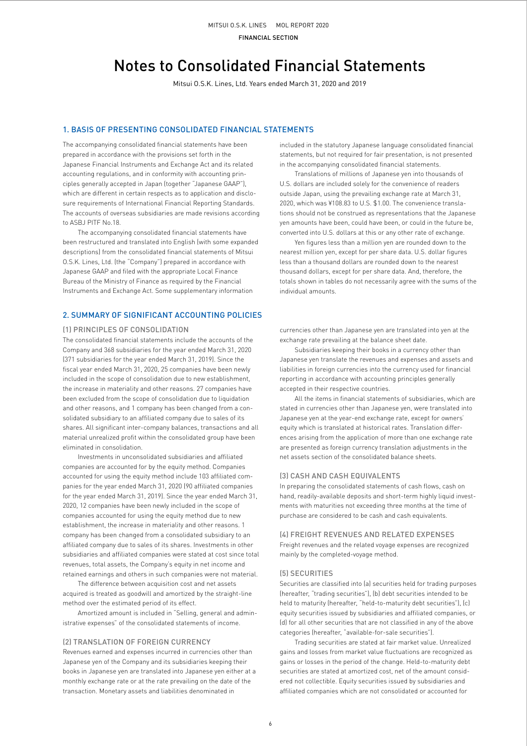# Notes to Consolidated Financial Statements

Mitsui O.S.K. Lines, Ltd. Years ended March 31, 2020 and 2019

## 1. BASIS OF PRESENTING CONSOLIDATED FINANCIAL STATEMENTS

The accompanying consolidated financial statements have been prepared in accordance with the provisions set forth in the Japanese Financial Instruments and Exchange Act and its related accounting regulations, and in conformity with accounting principles generally accepted in Japan (together "Japanese GAAP"), which are different in certain respects as to application and disclosure requirements of International Financial Reporting Standards. The accounts of overseas subsidiaries are made revisions according to ASBJ PITF No.18.

The accompanying consolidated financial statements have been restructured and translated into English (with some expanded descriptions) from the consolidated financial statements of Mitsui O.S.K. Lines, Ltd. (the "Company") prepared in accordance with Japanese GAAP and filed with the appropriate Local Finance Bureau of the Ministry of Finance as required by the Financial Instruments and Exchange Act. Some supplementary information included in the statutory Japanese language consolidated financial statements, but not required for fair presentation, is not presented in the accompanying consolidated financial statements.

Translations of millions of Japanese yen into thousands of U.S. dollars are included solely for the convenience of readers outside Japan, using the prevailing exchange rate at March 31, 2020, which was ¥108.83 to U.S. $1.00. The convenience translations should not be construed as representations that the Japanese yen amounts have been, could have been, or could in the future be, converted into U.S. dollars at this or any other rate of exchange.

Yen figures less than a million yen are rounded down to the nearest million yen, except for per share data. U.S. dollar figures less than a thousand dollars are rounded down to the nearest thousand dollars, except for per share data. And, therefore, the totals shown in tables do not necessarily agree with the sums of the individual amounts.

## 2. SUMMARY OF SIGNIFICANT ACCOUNTING POLICIES

### (1) PRINCIPLES OF CONSOLIDATION

The consolidated financial statements include the accounts of the Company and 368 subsidiaries for the year ended March 31, 2020 (371 subsidiaries for the year ended March 31, 2019). Since the fiscal year ended March 31, 2020, 25 companies have been newly included in the scope of consolidation due to new establishment, the increase in materiality and other reasons. 27 companies have been excluded from the scope of consolidation due to liquidation and other reasons, and 1 company has been changed from a consolidated subsidiary to an affiliated company due to sales of its shares. All significant inter-company balances, transactions and all material unrealized profit within the consolidated group have been eliminated in consolidation.

Investments in unconsolidated subsidiaries and affiliated companies are accounted for by the equity method. Companies accounted for using the equity method include 103 affiliated companies for the year ended March 31, 2020 (90 affiliated companies for the year ended March 31, 2019). Since the year ended March 31, 2020, 12 companies have been newly included in the scope of companies accounted for using the equity method due to new establishment, the increase in materiality and other reasons. 1 company has been changed from a consolidated subsidiary to an affiliated company due to sales of its shares. Investments in other subsidiaries and affiliated companies were stated at cost since total revenues, total assets, the Company's equity in net income and retained earnings and others in such companies were not material.

The difference between acquisition cost and net assets acquired is treated as goodwill and amortized by the straight-line method over the estimated period of its effect.

Amortized amount is included in "Selling, general and administrative expenses" of the consolidated statements of income.

### (2) TRANSLATION OF FOREIGN CURRENCY

Revenues earned and expenses incurred in currencies other than Japanese yen of the Company and its subsidiaries keeping their books in Japanese yen are translated into Japanese yen either at a monthly exchange rate or at the rate prevailing on the date of the transaction. Monetary assets and liabilities denominated in currencies other than Japanese yen are translated into yen at the exchange rate prevailing at the balance sheet date.

Subsidiaries keeping their books in a currency other than Japanese yen translate the revenues and expenses and assets and liabilities in foreign currencies into the currency used for financial reporting in accordance with accounting principles generally accepted in their respective countries.

All the items in financial statements of subsidiaries, which are stated in currencies other than Japanese yen, were translated into Japanese yen at the year-end exchange rate, except for owners' equity which is translated at historical rates. Translation differences arising from the application of more than one exchange rate are presented as foreign currency translation adjustments in the net assets section of the consolidated balance sheets.

### (3) CASH AND CASH EQUIVALENTS

In preparing the consolidated statements of cash flows, cash on hand, readily-available deposits and short-term highly liquid investments with maturities not exceeding three months at the time of purchase are considered to be cash and cash equivalents.

### (4) FREIGHT REVENUES AND RELATED EXPENSES

Freight revenues and the related voyage expenses are recognized mainly by the completed-voyage method.

### (5) SECURITIES

Securities are classified into (a) securities held for trading purposes (hereafter, "trading securities"), (b) debt securities intended to be held to maturity (hereafter, "held-to-maturity debt securities"), (c) equity securities issued by subsidiaries and affiliated companies, or (d) for all other securities that are not classified in any of the above categories (hereafter, "available-for-sale securities").

Trading securities are stated at fair market value. Unrealized gains and losses from market value fluctuations are recognized as gains or losses in the period of the change. Held-to-maturity debt securities are stated at amortized cost, net of the amount considered not collectible. Equity securities issued by subsidiaries and affiliated companies which are not consolidated or accounted for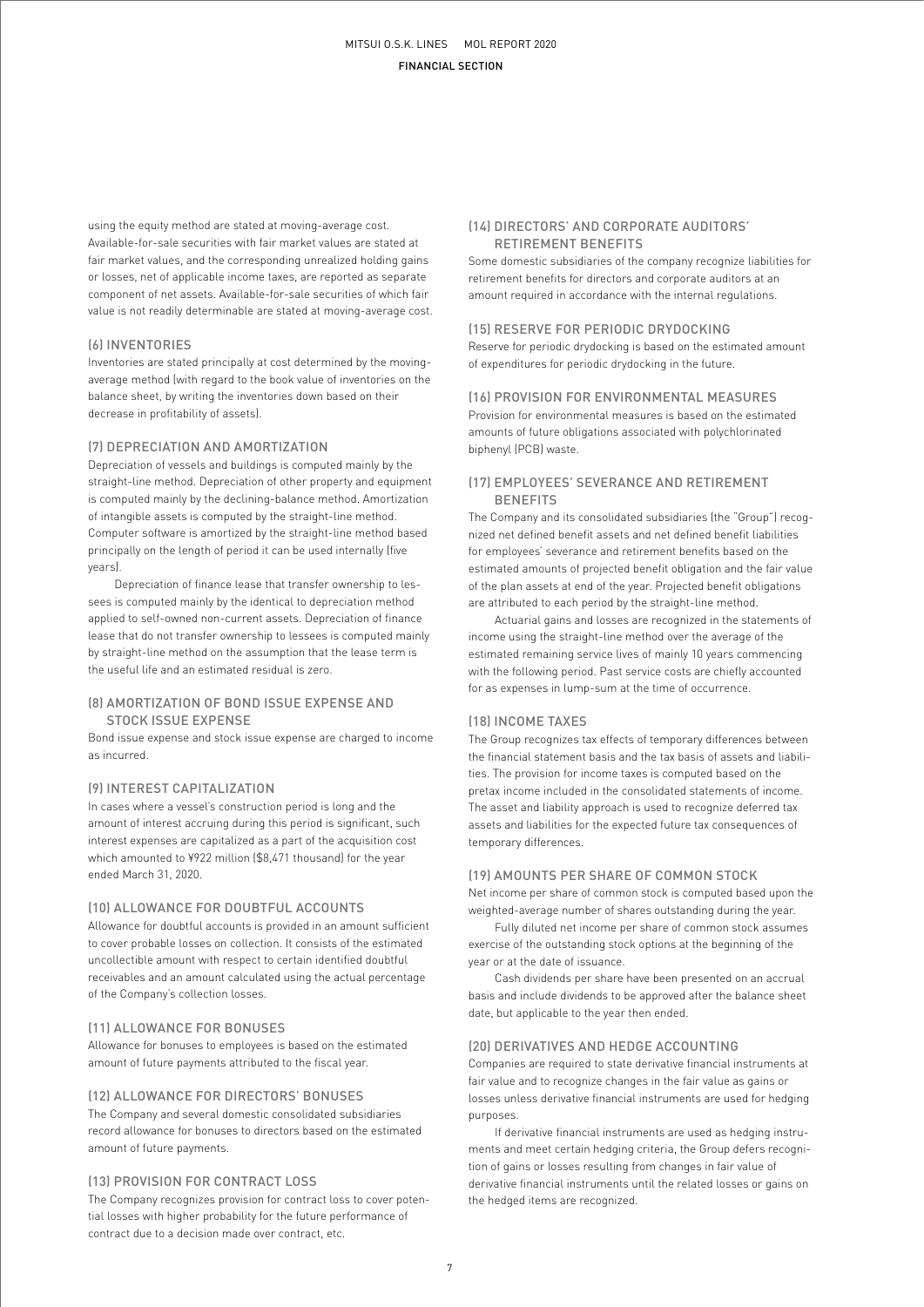using the equity method are stated at moving-average cost. Available-for-sale securities with fair market values are stated at fair market values, and the corresponding unrealized holding gains or losses, net of applicable income taxes, are reported as separate component of net assets. Available-for-sale securities of which fair value is not readily determinable are stated at moving-average cost.

### (6) INVENTORIES

Inventories are stated principally at cost determined by the moving-average method (with regard to the book value of inventories on the balance sheet, by writing the inventories down based on their decrease in profitability of assets).

### (7) DEPRECIATION AND AMORTIZATION

Depreciation of vessels and buildings is computed mainly by the straight-line method. Depreciation of other property and equipment is computed mainly by the declining-balance method. Amortization of intangible assets is computed by the straight-line method. Computer software is amortized by the straight-line method based principally on the length of period it can be used internally (five years).

Depreciation of finance lease that transfer ownership to lessees is computed mainly by the identical to depreciation method applied to self-owned non-current assets. Depreciation of finance lease that do not transfer ownership to lessees is computed mainly by straight-line method on the assumption that the lease term is the useful life and an estimated residual is zero.

### (8) AMORTIZATION OF BOND ISSUE EXPENSE AND STOCK ISSUE EXPENSE

Bond issue expense and stock issue expense are charged to income as incurred.

### (9) INTEREST CAPITALIZATION

In cases where a vessel's construction period is long and the amount of interest accruing during this period is significant, such interest expenses are capitalized as a part of the acquisition cost which amounted to ¥922 million ($8,471 thousand) for the year ended March 31, 2020.

### (10) ALLOWANCE FOR DOUBTFUL ACCOUNTS

Allowance for doubtful accounts is provided in an amount sufficient to cover probable losses on collection. It consists of the estimated uncollectible amount with respect to certain identified doubtful receivables and an amount calculated using the actual percentage of the Company's collection losses.

### (11) ALLOWANCE FOR BONUSES

Allowance for bonuses to employees is based on the estimated amount of future payments attributed to the fiscal year.

### (12) ALLOWANCE FOR DIRECTORS' BONUSES

The Company and several domestic consolidated subsidiaries record allowance for bonuses to directors based on the estimated amount of future payments.

### (13) PROVISION FOR CONTRACT LOSS

The Company recognizes provision for contract loss to cover potential losses with higher probability for the future performance of contract due to a decision made over contract, etc.

### (14) DIRECTORS' AND CORPORATE AUDITORS' RETIREMENT BENEFITS

Some domestic subsidiaries of the company recognize liabilities for retirement benefits for directors and corporate auditors at an amount required in accordance with the internal regulations.

### (15) RESERVE FOR PERIODIC DRYDOCKING

Reserve for periodic drydocking is based on the estimated amount of expenditures for periodic drydocking in the future.

### (16) PROVISION FOR ENVIRONMENTAL MEASURES

Provision for environmental measures is based on the estimated amounts of future obligations associated with polychlorinated biphenyl (PCB) waste.

### (17) EMPLOYEES' SEVERANCE AND RETIREMENT BENEFITS

The Company and its consolidated subsidiaries (the "Group") recognized net defined benefit assets and net defined benefit liabilities for employees' severance and retirement benefits based on the estimated amounts of projected benefit obligation and the fair value of the plan assets at end of the year. Projected benefit obligations are attributed to each period by the straight-line method.

Actuarial gains and losses are recognized in the statements of income using the straight-line method over the average of the estimated remaining service lives of mainly 10 years commencing with the following period. Past service costs are chiefly accounted for as expenses in lump-sum at the time of occurrence.

### (18) INCOME TAXES

The Group recognizes tax effects of temporary differences between the financial statement basis and the tax basis of assets and liabilities. The provision for income taxes is computed based on the pretax income included in the consolidated statements of income. The asset and liability approach is used to recognize deferred tax assets and liabilities for the expected future tax consequences of temporary differences.

### (19) AMOUNTS PER SHARE OF COMMON STOCK

Net income per share of common stock is computed based upon the weighted-average number of shares outstanding during the year.

Fully diluted net income per share of common stock assumes exercise of the outstanding stock options at the beginning of the year or at the date of issuance.

Cash dividends per share have been presented on an accrual basis and include dividends to be approved after the balance sheet date, but applicable to the year then ended.

### (20) DERIVATIVES AND HEDGE ACCOUNTING

Companies are required to state derivative financial instruments at fair value and to recognize changes in the fair value as gains or losses unless derivative financial instruments are used for hedging purposes.

If derivative financial instruments are used as hedging instruments and meet certain hedging criteria, the Group defers recognition of gains or losses resulting from changes in fair value of derivative financial instruments until the related losses or gains on the hedged items are recognized.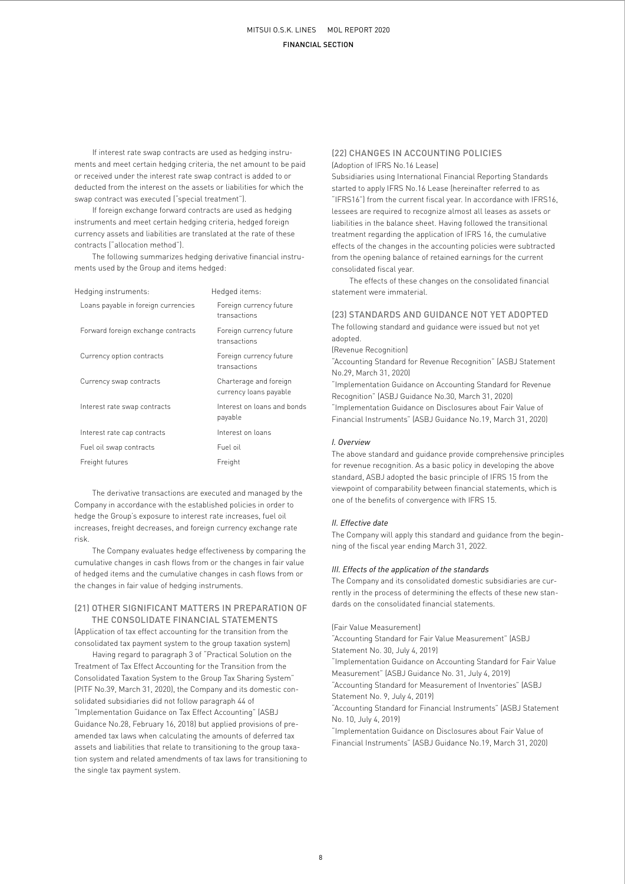If interest rate swap contracts are used as hedging instruments and meet certain hedging criteria, the net amount to be paid or received under the interest rate swap contract is added to or deducted from the interest on the assets or liabilities for which the swap contract was executed ("special treatment").

If foreign exchange forward contracts are used as hedging instruments and meet certain hedging criteria, hedged foreign currency assets and liabilities are translated at the rate of these contracts ("allocation method").

The following summarizes hedging derivative financial instruments used by the Group and items hedged:

| Hedging instruments: | Hedged items: |
|---|---|
| Loans payable in foreign currencies | Foreign currency future transactions |
| Forward foreign exchange contracts | Foreign currency future transactions |
| Currency option contracts | Foreign currency future transactions |
| Currency swap contracts | Charterage and foreign currency loans payable |
| Interest rate swap contracts | Interest on loans and bonds payable |
| Interest rate cap contracts | Interest on loans |
| Fuel oil swap contracts | Fuel oil |
| Freight futures | Freight |

The derivative transactions are executed and managed by the Company in accordance with the established policies in order to hedge the Group's exposure to interest rate increases, fuel oil increases, freight decreases, and foreign currency exchange rate risk.

The Company evaluates hedge effectiveness by comparing the cumulative changes in cash flows from or the changes in fair value of hedged items and the cumulative changes in cash flows from or the changes in fair value of hedging instruments.

## (21) OTHER SIGNIFICANT MATTERS IN PREPARATION OF THE CONSOLIDATE FINANCIAL STATEMENTS

(Application of tax effect accounting for the transition from the consolidated tax payment system to the group taxation system)

Having regard to paragraph 3 of "Practical Solution on the Treatment of Tax Effect Accounting for the Transition from the Consolidated Taxation System to the Group Tax Sharing System" (PITF No.39, March 31, 2020), the Company and its domestic consolidated subsidiaries did not follow paragraph 44 of "Implementation Guidance on Tax Effect Accounting" (ASBJ Guidance No.28, February 16, 2018) but applied provisions of pre-amended tax laws when calculating the amounts of deferred tax assets and liabilities that relate to transitioning to the group taxation system and related amendments of tax laws for transitioning to the single tax payment system.

## (22) CHANGES IN ACCOUNTING POLICIES

(Adoption of IFRS No.16 Lease)

Subsidiaries using International Financial Reporting Standards started to apply IFRS No.16 Lease (hereinafter referred to as "IFRS16") from the current fiscal year. In accordance with IFRS16, lessees are required to recognize almost all leases as assets or liabilities in the balance sheet. Having followed the transitional treatment regarding the application of IFRS 16, the cumulative effects of the changes in the accounting policies were subtracted from the opening balance of retained earnings for the current consolidated fiscal year.

The effects of these changes on the consolidated financial statement were immaterial.

## (23) STANDARDS AND GUIDANCE NOT YET ADOPTED

The following standard and guidance were issued but not yet adopted.

(Revenue Recognition)

"Accounting Standard for Revenue Recognition" (ASBJ Statement No.29, March 31, 2020)

"Implementation Guidance on Accounting Standard for Revenue Recognition" (ASBJ Guidance No.30, March 31, 2020)

"Implementation Guidance on Disclosures about Fair Value of Financial Instruments" (ASBJ Guidance No.19, March 31, 2020)

*I. Overview*

The above standard and guidance provide comprehensive principles for revenue recognition. As a basic policy in developing the above standard, ASBJ adopted the basic principle of IFRS 15 from the viewpoint of comparability between financial statements, which is one of the benefits of convergence with IFRS 15.

*II. Effective date*

The Company will apply this standard and guidance from the beginning of the fiscal year ending March 31, 2022.

*III. Effects of the application of the standards*

The Company and its consolidated domestic subsidiaries are currently in the process of determining the effects of these new standards on the consolidated financial statements.

(Fair Value Measurement)

"Accounting Standard for Fair Value Measurement" (ASBJ Statement No. 30, July 4, 2019)

"Implementation Guidance on Accounting Standard for Fair Value Measurement" (ASBJ Guidance No. 31, July 4, 2019)

"Accounting Standard for Measurement of Inventories" (ASBJ Statement No. 9, July 4, 2019)

"Accounting Standard for Financial Instruments" (ASBJ Statement No. 10, July 4, 2019)

"Implementation Guidance on Disclosures about Fair Value of Financial Instruments" (ASBJ Guidance No.19, March 31, 2020)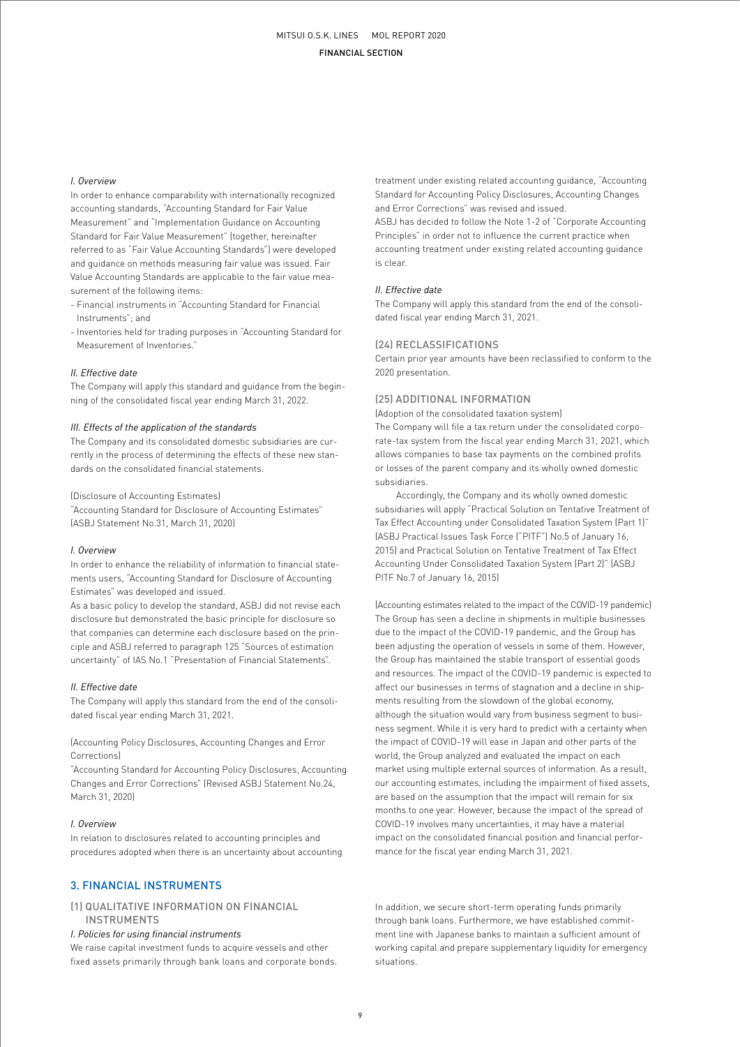*I. Overview*

In order to enhance comparability with internationally recognized accounting standards, "Accounting Standard for Fair Value Measurement" and "Implementation Guidance on Accounting Standard for Fair Value Measurement" (together, hereinafter referred to as "Fair Value Accounting Standards") were developed and guidance on methods measuring fair value was issued. Fair Value Accounting Standards are applicable to the fair value measurement of the following items:

- Financial instruments in "Accounting Standard for Financial Instruments"; and
- Inventories held for trading purposes in "Accounting Standard for Measurement of Inventories."

*II. Effective date*

The Company will apply this standard and guidance from the beginning of the consolidated fiscal year ending March 31, 2022.

*III. Effects of the application of the standards*

The Company and its consolidated domestic subsidiaries are currently in the process of determining the effects of these new standards on the consolidated financial statements.

(Disclosure of Accounting Estimates)

"Accounting Standard for Disclosure of Accounting Estimates" (ASBJ Statement No.31, March 31, 2020)

*I. Overview*

In order to enhance the reliability of information to financial statements users, "Accounting Standard for Disclosure of Accounting Estimates" was developed and issued.

As a basic policy to develop the standard, ASBJ did not revise each disclosure but demonstrated the basic principle for disclosure so that companies can determine each disclosure based on the principle and ASBJ referred to paragraph 125 "Sources of estimation uncertainty" of IAS No.1 "Presentation of Financial Statements".

*II. Effective date*

The Company will apply this standard from the end of the consolidated fiscal year ending March 31, 2021.

(Accounting Policy Disclosures, Accounting Changes and Error Corrections)

"Accounting Standard for Accounting Policy Disclosures, Accounting Changes and Error Corrections" (Revised ASBJ Statement No.24, March 31, 2020)

*I. Overview*

In relation to disclosures related to accounting principles and procedures adopted when there is an uncertainty about accounting treatment under existing related accounting guidance, "Accounting Standard for Accounting Policy Disclosures, Accounting Changes and Error Corrections" was revised and issued.

ASBJ has decided to follow the Note 1-2 of "Corporate Accounting Principles" in order not to influence the current practice when accounting treatment under existing related accounting guidance is clear.

*II. Effective date*

The Company will apply this standard from the end of the consolidated fiscal year ending March 31, 2021.

### (24) RECLASSIFICATIONS

Certain prior year amounts have been reclassified to conform to the 2020 presentation.

### (25) ADDITIONAL INFORMATION

(Adoption of the consolidated taxation system)

The Company will file a tax return under the consolidated corporate-tax system from the fiscal year ending March 31, 2021, which allows companies to base tax payments on the combined profits or losses of the parent company and its wholly owned domestic subsidiaries.

Accordingly, the Company and its wholly owned domestic subsidiaries will apply "Practical Solution on Tentative Treatment of Tax Effect Accounting under Consolidated Taxation System (Part 1)" (ASBJ Practical Issues Task Force ("PITF") No.5 of January 16, 2015) and Practical Solution on Tentative Treatment of Tax Effect Accounting Under Consolidated Taxation System (Part 2)" (ASBJ PITF No.7 of January 16, 2015)

(Accounting estimates related to the impact of the COVID-19 pandemic)

The Group has seen a decline in shipments in multiple businesses due to the impact of the COVID-19 pandemic, and the Group has been adjusting the operation of vessels in some of them. However, the Group has maintained the stable transport of essential goods and resources. The impact of the COVID-19 pandemic is expected to affect our businesses in terms of stagnation and a decline in shipments resulting from the slowdown of the global economy, although the situation would vary from business segment to business segment. While it is very hard to predict with a certainty when the impact of COVID-19 will ease in Japan and other parts of the world, the Group analyzed and evaluated the impact on each market using multiple external sources of information. As a result, our accounting estimates, including the impairment of fixed assets, are based on the assumption that the impact will remain for six months to one year. However, because the impact of the spread of COVID-19 involves many uncertainties, it may have a material impact on the consolidated financial position and financial performance for the fiscal year ending March 31, 2021.

## 3. FINANCIAL INSTRUMENTS

### (1) QUALITATIVE INFORMATION ON FINANCIAL INSTRUMENTS

*I. Policies for using financial instruments*

We raise capital investment funds to acquire vessels and other fixed assets primarily through bank loans and corporate bonds. In addition, we secure short-term operating funds primarily through bank loans. Furthermore, we have established commitment line with Japanese banks to maintain a sufficient amount of working capital and prepare supplementary liquidity for emergency situations.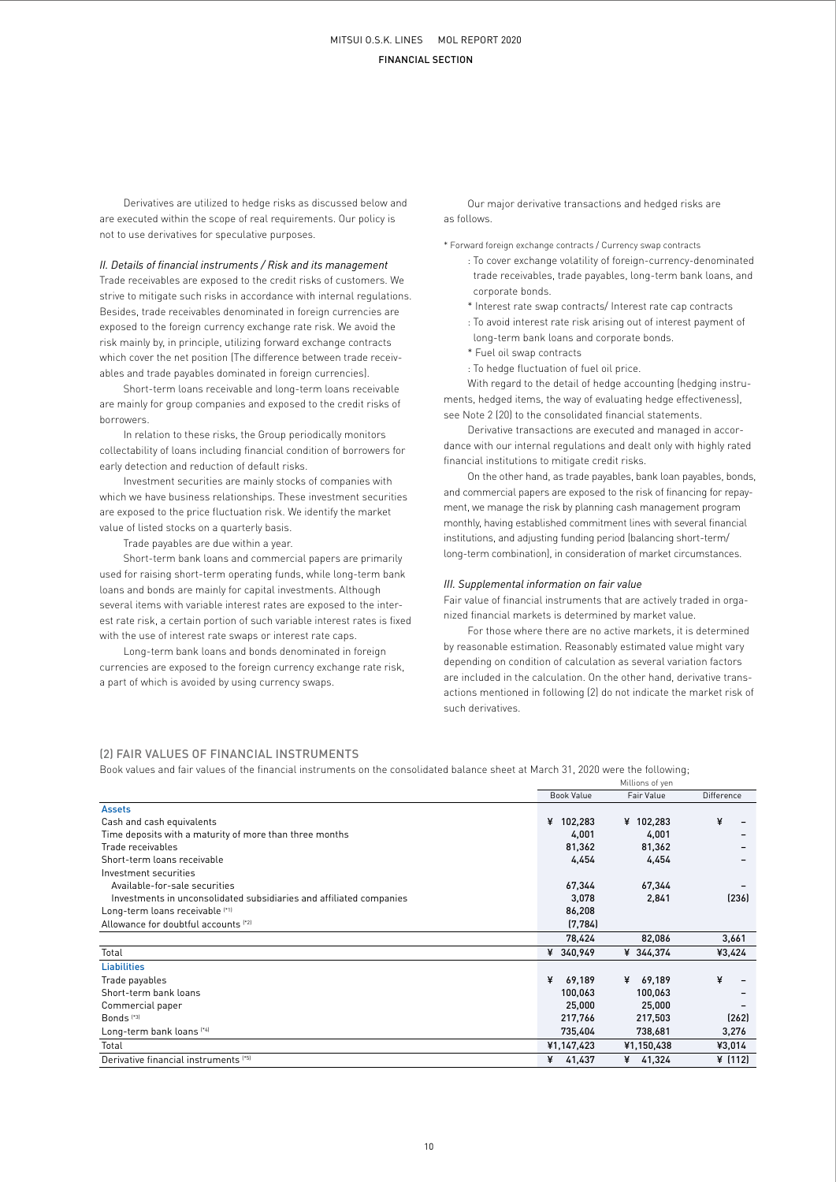Derivatives are utilized to hedge risks as discussed below and are executed within the scope of real requirements. Our policy is not to use derivatives for speculative purposes.

*II. Details of financial instruments / Risk and its management*

Trade receivables are exposed to the credit risks of customers. We strive to mitigate such risks in accordance with internal regulations. Besides, trade receivables denominated in foreign currencies are exposed to the foreign currency exchange rate risk. We avoid the risk mainly by, in principle, utilizing forward exchange contracts which cover the net position (The difference between trade receivables and trade payables dominated in foreign currencies).

Short-term loans receivable and long-term loans receivable are mainly for group companies and exposed to the credit risks of borrowers.

In relation to these risks, the Group periodically monitors collectability of loans including financial condition of borrowers for early detection and reduction of default risks.

Investment securities are mainly stocks of companies with which we have business relationships. These investment securities are exposed to the price fluctuation risk. We identify the market value of listed stocks on a quarterly basis.

Trade payables are due within a year.

Short-term bank loans and commercial papers are primarily used for raising short-term operating funds, while long-term bank loans and bonds are mainly for capital investments. Although several items with variable interest rates are exposed to the interest rate risk, a certain portion of such variable interest rates is fixed with the use of interest rate swaps or interest rate caps.

Long-term bank loans and bonds denominated in foreign currencies are exposed to the foreign currency exchange rate risk, a part of which is avoided by using currency swaps.

Our major derivative transactions and hedged risks are as follows.

\* Forward foreign exchange contracts / Currency swap contracts

: To cover exchange volatility of foreign-currency-denominated trade receivables, trade payables, long-term bank loans, and corporate bonds.

\* Interest rate swap contracts/ Interest rate cap contracts

: To avoid interest rate risk arising out of interest payment of long-term bank loans and corporate bonds.

\* Fuel oil swap contracts

: To hedge fluctuation of fuel oil price.

With regard to the detail of hedge accounting (hedging instruments, hedged items, the way of evaluating hedge effectiveness), see Note 2 (20) to the consolidated financial statements.

Derivative transactions are executed and managed in accordance with our internal regulations and dealt only with highly rated financial institutions to mitigate credit risks.

On the other hand, as trade payables, bank loan payables, bonds, and commercial papers are exposed to the risk of financing for repayment, we manage the risk by planning cash management program monthly, having established commitment lines with several financial institutions, and adjusting funding period (balancing short-term/ long-term combination), in consideration of market circumstances.

*III. Supplemental information on fair value*

Fair value of financial instruments that are actively traded in organized financial markets is determined by market value.

For those where there are no active markets, it is determined by reasonable estimation. Reasonably estimated value might vary depending on condition of calculation as several variation factors are included in the calculation. On the other hand, derivative transactions mentioned in following (2) do not indicate the market risk of such derivatives.

## (2) FAIR VALUES OF FINANCIAL INSTRUMENTS

Book values and fair values of the financial instruments on the consolidated balance sheet at March 31, 2020 were the following;

| | Millions of yen | | |
|---|---|---|---|
| | Book Value | Fair Value | Difference |
| **Assets** | | | |
| Cash and cash equivalents | ¥ 102,283 | ¥ 102,283 | ¥ – |
| Time deposits with a maturity of more than three months | 4,001 | 4,001 | – |
| Trade receivables | 81,362 | 81,362 | – |
| Short-term loans receivable | 4,454 | 4,454 | – |
| Investment securities | | | |
| Available-for-sale securities | 67,344 | 67,344 | – |
| Investments in unconsolidated subsidiaries and affiliated companies | 3,078 | 2,841 | (236) |
| Long-term loans receivable (*1) | 86,208 | | |
| Allowance for doubtful accounts (*2) | (7,784) | | |
| | 78,424 | 82,086 | 3,661 |
| Total | ¥ 340,949 | ¥ 344,374 | ¥3,424 |
| **Liabilities** | | | |
| Trade payables | ¥ 69,189 | ¥ 69,189 | ¥ – |
| Short-term bank loans | 100,063 | 100,063 | – |
| Commercial paper | 25,000 | 25,000 | – |
| Bonds (*3) | 217,766 | 217,503 | (262) |
| Long-term bank loans (*4) | 735,404 | 738,681 | 3,276 |
| Total | ¥1,147,423 | ¥1,150,438 | ¥3,014 |
| Derivative financial instruments (*5) | ¥ 41,437 | ¥ 41,324 | ¥ (112) |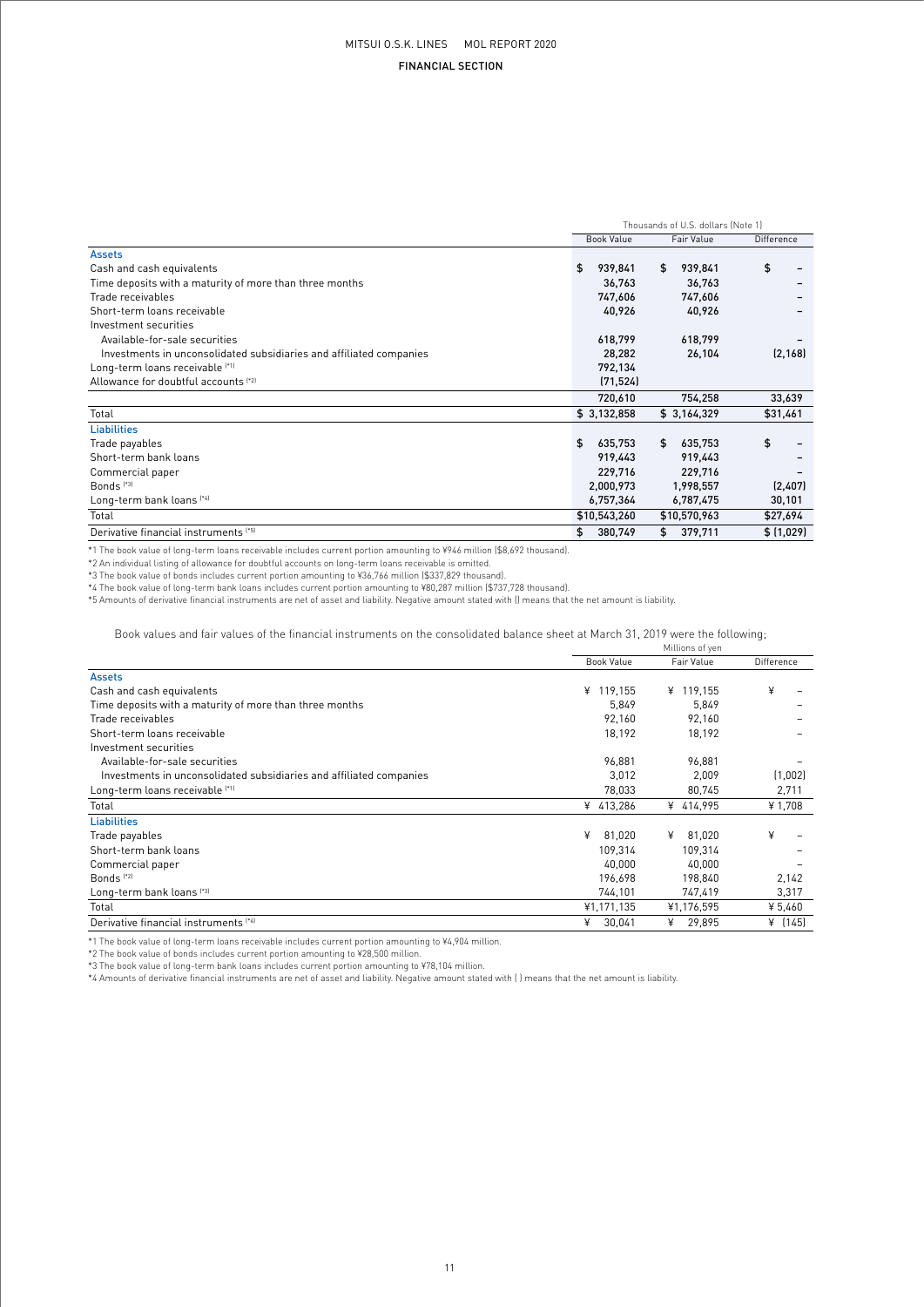| | Thousands of U.S. dollars (Note 1) | | |
|---|---|---|---|
| | Book Value | Fair Value | Difference |
| **Assets** | | | |
| Cash and cash equivalents | $ 939,841 | $ 939,841 | $ – |
| Time deposits with a maturity of more than three months | 36,763 | 36,763 | – |
| Trade receivables | 747,606 | 747,606 | – |
| Short-term loans receivable | 40,926 | 40,926 | – |
| Investment securities | | | |
| Available-for-sale securities | 618,799 | 618,799 | – |
| Investments in unconsolidated subsidiaries and affiliated companies | 28,282 | 26,104 | (2,168) |
| Long-term loans receivable (*1) | 792,134 | | |
| Allowance for doubtful accounts (*2) | (71,524) | | |
| | 720,610 | 754,258 | 33,639 |
| Total | $ 3,132,858 | $ 3,164,329 | $31,461 |
| **Liabilities** | | | |
| Trade payables | $ 635,753 | $ 635,753 | $ – |
| Short-term bank loans | 919,443 | 919,443 | – |
| Commercial paper | 229,716 | 229,716 | – |
| Bonds (*3) | 2,000,973 | 1,998,557 | (2,407) |
| Long-term bank loans (*4) | 6,757,364 | 6,787,475 | 30,101 |
| Total | $10,543,260 | $10,570,963 | $27,694 |
| Derivative financial instruments (*5) | $ 380,749 | $ 379,711 | $ (1,029) |

*1 The book value of long-term loans receivable includes current portion amounting to ¥946 million ($8,692 thousand).
*2 An individual listing of allowance for doubtful accounts on long-term loans receivable is omitted.
*3 The book value of bonds includes current portion amounting to ¥36,766 million ($337,829 thousand).
*4 The book value of long-term bank loans includes current portion amounting to ¥80,287 million ($737,728 thousand).
*5 Amounts of derivative financial instruments are net of asset and liability. Negative amount stated with () means that the net amount is liability.

Book values and fair values of the financial instruments on the consolidated balance sheet at March 31, 2019 were the following;

| | Millions of yen | | |
|---|---|---|---|
| | Book Value | Fair Value | Difference |
| **Assets** | | | |
| Cash and cash equivalents | ¥ 119,155 | ¥ 119,155 | ¥ – |
| Time deposits with a maturity of more than three months | 5,849 | 5,849 | – |
| Trade receivables | 92,160 | 92,160 | – |
| Short-term loans receivable | 18,192 | 18,192 | – |
| Investment securities | | | |
| Available-for-sale securities | 96,881 | 96,881 | – |
| Investments in unconsolidated subsidiaries and affiliated companies | 3,012 | 2,009 | (1,002) |
| Long-term loans receivable (*1) | 78,033 | 80,745 | 2,711 |
| Total | ¥ 413,286 | ¥ 414,995 | ¥ 1,708 |
| **Liabilities** | | | |
| Trade payables | ¥ 81,020 | ¥ 81,020 | ¥ – |
| Short-term bank loans | 109,314 | 109,314 | – |
| Commercial paper | 40,000 | 40,000 | – |
| Bonds (*2) | 196,698 | 198,840 | 2,142 |
| Long-term bank loans (*3) | 744,101 | 747,419 | 3,317 |
| Total | ¥1,171,135 | ¥1,176,595 | ¥ 5,460 |
| Derivative financial instruments (*4) | ¥ 30,041 | ¥ 29,895 | ¥ (145) |

*1 The book value of long-term loans receivable includes current portion amounting to ¥4,904 million.
*2 The book value of bonds includes current portion amounting to ¥28,500 million.
*3 The book value of long-term bank loans includes current portion amounting to ¥78,104 million.
*4 Amounts of derivative financial instruments are net of asset and liability. Negative amount stated with ( ) means that the net amount is liability.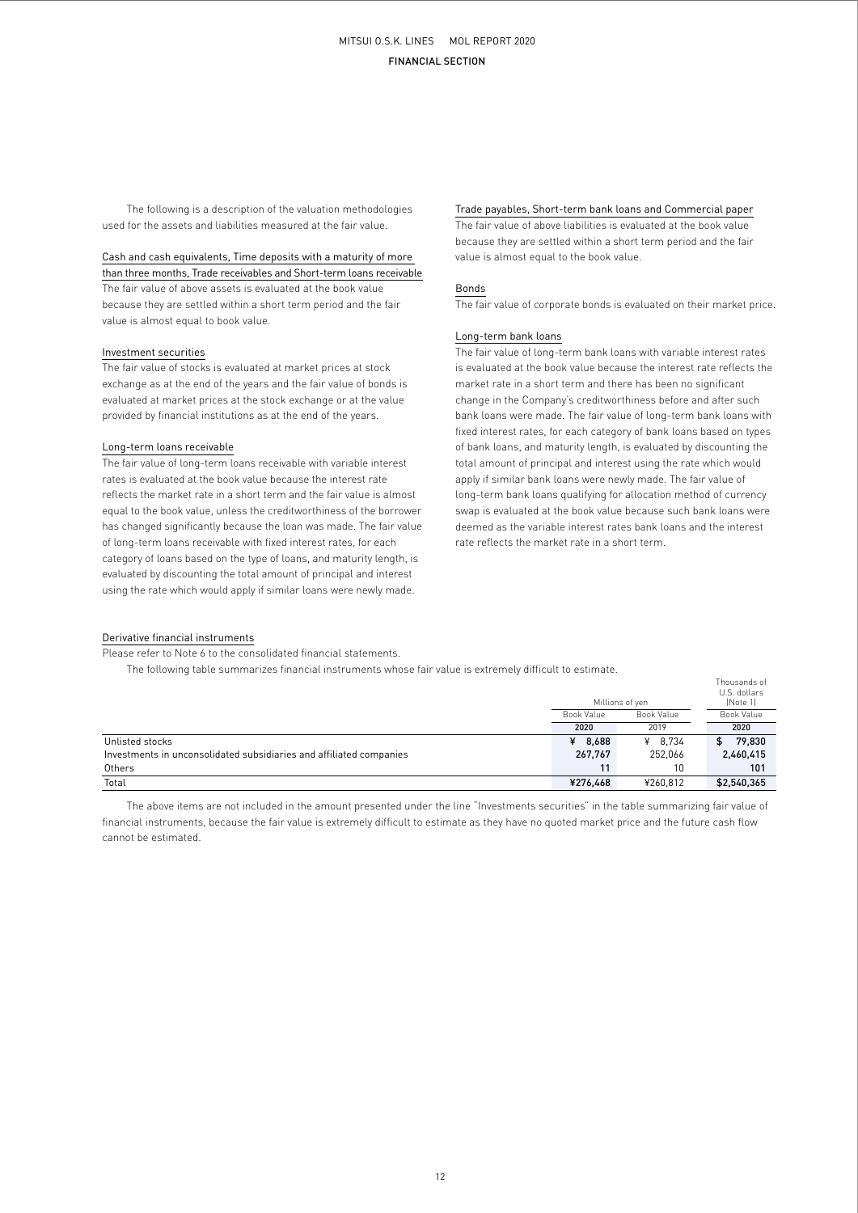The following is a description of the valuation methodologies used for the assets and liabilities measured at the fair value.

Cash and cash equivalents, Time deposits with a maturity of more than three months, Trade receivables and Short-term loans receivable

The fair value of above assets is evaluated at the book value because they are settled within a short term period and the fair value is almost equal to book value.

Investment securities

The fair value of stocks is evaluated at market prices at stock exchange as at the end of the years and the fair value of bonds is evaluated at market prices at the stock exchange or at the value provided by financial institutions as at the end of the years.

Long-term loans receivable

The fair value of long-term loans receivable with variable interest rates is evaluated at the book value because the interest rate reflects the market rate in a short term and the fair value is almost equal to the book value, unless the creditworthiness of the borrower has changed significantly because the loan was made. The fair value of long-term loans receivable with fixed interest rates, for each category of loans based on the type of loans, and maturity length, is evaluated by discounting the total amount of principal and interest using the rate which would apply if similar loans were newly made.

Trade payables, Short-term bank loans and Commercial paper

The fair value of above liabilities is evaluated at the book value because they are settled within a short term period and the fair value is almost equal to the book value.

Bonds

The fair value of corporate bonds is evaluated on their market price.

Long-term bank loans

The fair value of long-term bank loans with variable interest rates is evaluated at the book value because the interest rate reflects the market rate in a short term and there has been no significant change in the Company's creditworthiness before and after such bank loans were made. The fair value of long-term bank loans with fixed interest rates, for each category of bank loans based on types of bank loans, and maturity length, is evaluated by discounting the total amount of principal and interest using the rate which would apply if similar bank loans were newly made. The fair value of long-term bank loans qualifying for allocation method of currency swap is evaluated at the book value because such bank loans were deemed as the variable interest rates bank loans and the interest rate reflects the market rate in a short term.

Derivative financial instruments

Please refer to Note 6 to the consolidated financial statements.

The following table summarizes financial instruments whose fair value is extremely difficult to estimate.

| | Millions of yen | | Thousands of U.S. dollars (Note 1) |
|---|---|---|---|
| | Book Value | Book Value | Book Value |
| | **2020** | 2019 | **2020** |
| Unlisted stocks | **¥ 8,688** | ¥ 8,734 | **$ 79,830** |
| Investments in unconsolidated subsidiaries and affiliated companies | **267,767** | 252,066 | **2,460,415** |
| Others | **11** | 10 | **101** |
| Total | **¥276,468** | ¥260,812 | **$2,540,365** |

The above items are not included in the amount presented under the line "Investments securities" in the table summarizing fair value of financial instruments, because the fair value is extremely difficult to estimate as they have no quoted market price and the future cash flow cannot be estimated.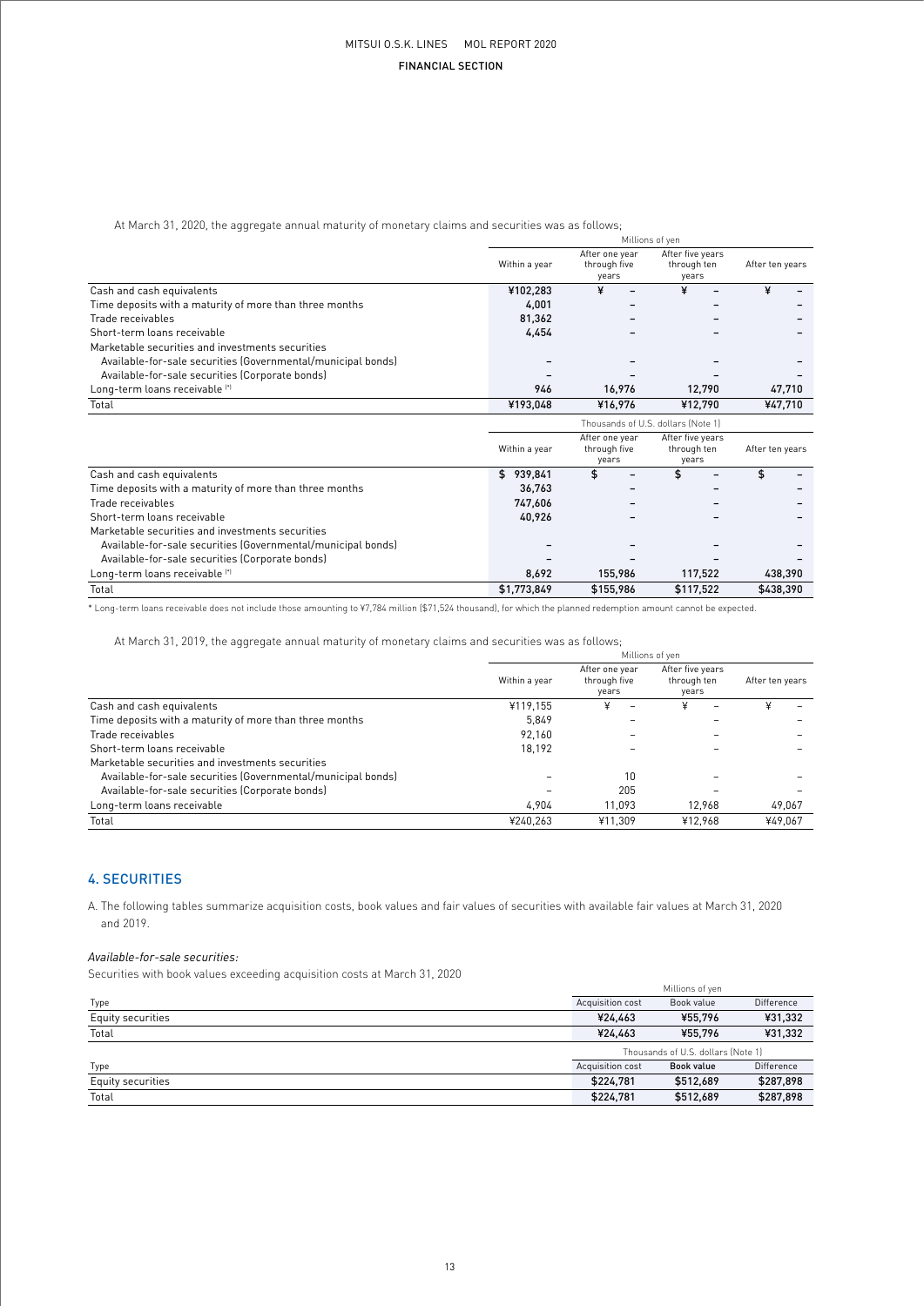At March 31, 2020, the aggregate annual maturity of monetary claims and securities was as follows;

| | Millions of yen | | | |
|---|---|---|---|---|
| | Within a year | After one year through five years | After five years through ten years | After ten years |
| Cash and cash equivalents | ¥102,283 | ¥ – | ¥ – | ¥ – |
| Time deposits with a maturity of more than three months | 4,001 | – | – | – |
| Trade receivables | 81,362 | – | – | – |
| Short-term loans receivable | 4,454 | – | – | – |
| Marketable securities and investments securities | | | | |
| Available-for-sale securities (Governmental/municipal bonds) | – | – | – | – |
| Available-for-sale securities (Corporate bonds) | – | – | – | – |
| Long-term loans receivable (*) | 946 | 16,976 | 12,790 | 47,710 |
| Total | ¥193,048 | ¥16,976 | ¥12,790 | ¥47,710 |

| | Thousands of U.S. dollars (Note 1) | | | |
|---|---|---|---|---|
| | Within a year | After one year through five years | After five years through ten years | After ten years |
| Cash and cash equivalents | $ 939,841 | $ – | $ – | $ – |
| Time deposits with a maturity of more than three months | 36,763 | – | – | – |
| Trade receivables | 747,606 | – | – | – |
| Short-term loans receivable | 40,926 | – | – | – |
| Marketable securities and investments securities | | | | |
| Available-for-sale securities (Governmental/municipal bonds) | – | – | – | – |
| Available-for-sale securities (Corporate bonds) | – | – | – | – |
| Long-term loans receivable (*) | 8,692 | 155,986 | 117,522 | 438,390 |
| Total | $1,773,849 | $155,986 | $117,522 | $438,390 |

* Long-term loans receivable does not include those amounting to ¥7,784 million ($71,524 thousand), for which the planned redemption amount cannot be expected.

At March 31, 2019, the aggregate annual maturity of monetary claims and securities was as follows;

| | Millions of yen | | | |
|---|---|---|---|---|
| | Within a year | After one year through five years | After five years through ten years | After ten years |
| Cash and cash equivalents | ¥119,155 | ¥ – | ¥ – | ¥ – |
| Time deposits with a maturity of more than three months | 5,849 | – | – | – |
| Trade receivables | 92,160 | – | – | – |
| Short-term loans receivable | 18,192 | – | – | – |
| Marketable securities and investments securities | | | | |
| Available-for-sale securities (Governmental/municipal bonds) | – | 10 | – | – |
| Available-for-sale securities (Corporate bonds) | – | 205 | – | – |
| Long-term loans receivable | 4,904 | 11,093 | 12,968 | 49,067 |
| Total | ¥240,263 | ¥11,309 | ¥12,968 | ¥49,067 |

## 4. SECURITIES

A. The following tables summarize acquisition costs, book values and fair values of securities with available fair values at March 31, 2020 and 2019.

*Available-for-sale securities:*

Securities with book values exceeding acquisition costs at March 31, 2020

| | Millions of yen | | |
|---|---|---|---|
| Type | Acquisition cost | Book value | Difference |
| Equity securities | ¥24,463 | ¥55,796 | ¥31,332 |
| Total | ¥24,463 | ¥55,796 | ¥31,332 |

| | Thousands of U.S. dollars (Note 1) | | |
|---|---|---|---|
| Type | Acquisition cost | Book value | Difference |
| Equity securities | $224,781 | $512,689 | $287,898 |
| Total | $224,781 | $512,689 | $287,898 |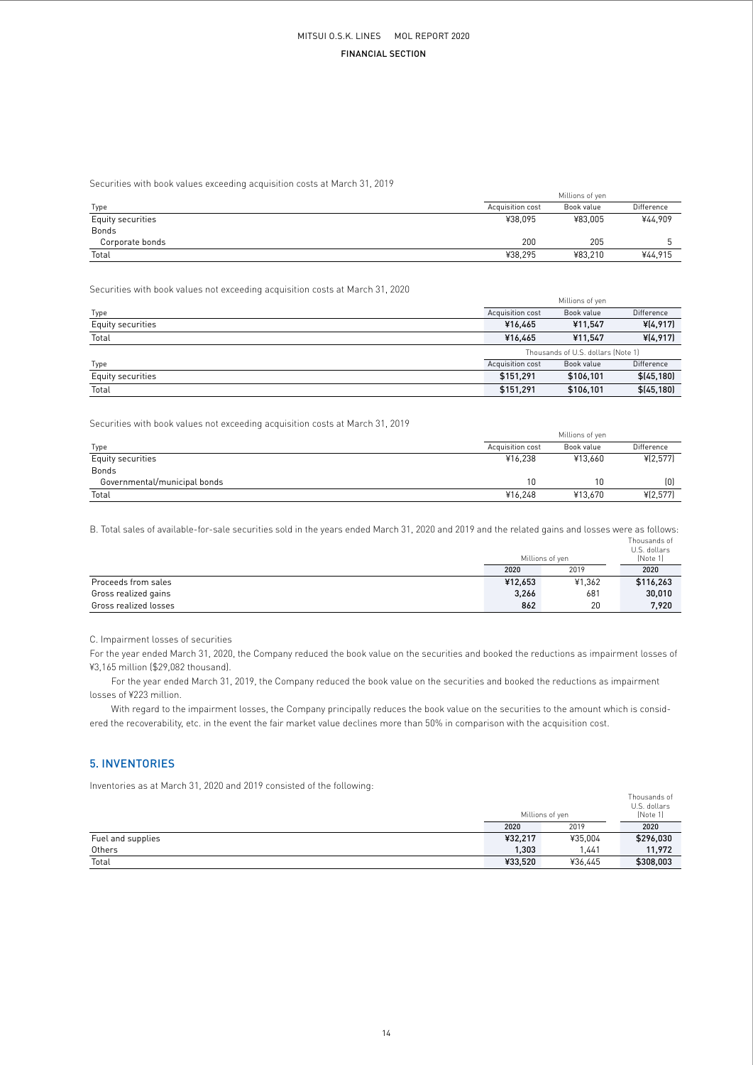Securities with book values exceeding acquisition costs at March 31, 2019

| | Millions of yen | | |
|---|---|---|---|
| Type | Acquisition cost | Book value | Difference |
| Equity securities | ¥38,095 | ¥83,005 | ¥44,909 |
| Bonds | | | |
| Corporate bonds | 200 | 205 | 5 |
| Total | ¥38,295 | ¥83,210 | ¥44,915 |

Securities with book values not exceeding acquisition costs at March 31, 2020

| | Millions of yen | | |
|---|---|---|---|
| Type | Acquisition cost | Book value | Difference |
| Equity securities | ¥16,465 | ¥11,547 | ¥(4,917) |
| Total | ¥16,465 | ¥11,547 | ¥(4,917) |

| | Thousands of U.S. dollars (Note 1) | | |
|---|---|---|---|
| Type | Acquisition cost | Book value | Difference |
| Equity securities | $151,291 | $106,101 | $(45,180) |
| Total | $151,291 | $106,101 | $(45,180) |

Securities with book values not exceeding acquisition costs at March 31, 2019

| | Millions of yen | | |
|---|---|---|---|
| Type | Acquisition cost | Book value | Difference |
| Equity securities | ¥16,238 | ¥13,660 | ¥(2,577) |
| Bonds | | | |
| Governmental/municipal bonds | 10 | 10 | (0) |
| Total | ¥16,248 | ¥13,670 | ¥(2,577) |

B. Total sales of available-for-sale securities sold in the years ended March 31, 2020 and 2019 and the related gains and losses were as follows:

| | Millions of yen | | Thousands of U.S. dollars (Note 1) |
|---|---|---|---|
| | 2020 | 2019 | 2020 |
| Proceeds from sales | ¥12,653 | ¥1,362 | $116,263 |
| Gross realized gains | 3,266 | 681 | 30,010 |
| Gross realized losses | 862 | 20 | 7,920 |

C. Impairment losses of securities

For the year ended March 31, 2020, the Company reduced the book value on the securities and booked the reductions as impairment losses of ¥3,165 million ($29,082 thousand).

For the year ended March 31, 2019, the Company reduced the book value on the securities and booked the reductions as impairment losses of ¥223 million.

With regard to the impairment losses, the Company principally reduces the book value on the securities to the amount which is considered the recoverability, etc. in the event the fair market value declines more than 50% in comparison with the acquisition cost.

## 5. INVENTORIES

Inventories as at March 31, 2020 and 2019 consisted of the following:

| | Millions of yen | | Thousands of U.S. dollars (Note 1) |
|---|---|---|---|
| | 2020 | 2019 | 2020 |
| Fuel and supplies | ¥32,217 | ¥35,004 | $296,030 |
| Others | 1,303 | 1,441 | 11,972 |
| Total | ¥33,520 | ¥36,445 | $308,003 |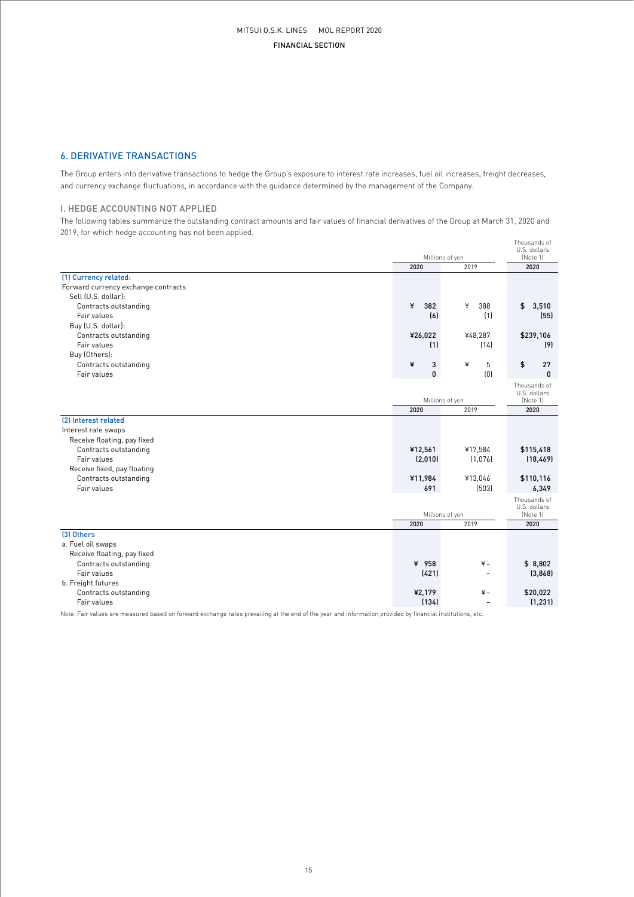## 6. DERIVATIVE TRANSACTIONS

The Group enters into derivative transactions to hedge the Group's exposure to interest rate increases, fuel oil increases, freight decreases, and currency exchange fluctuations, in accordance with the guidance determined by the management of the Company.

### I. HEDGE ACCOUNTING NOT APPLIED

The following tables summarize the outstanding contract amounts and fair values of financial derivatives of the Group at March 31, 2020 and 2019, for which hedge accounting has not been applied.

| | Millions of yen | | Thousands of U.S. dollars (Note 1) |
|---|---|---|---|
| | 2020 | 2019 | 2020 |
| **(1) Currency related:** | | | |
| Forward currency exchange contracts | | | |
| Sell (U.S. dollar): | | | |
| Contracts outstanding | ¥ 382 | ¥ 388 | $ 3,510 |
| Fair values | (6) | (1) | (55) |
| Buy (U.S. dollar): | | | |
| Contracts outstanding | ¥26,022 | ¥48,287 | $239,106 |
| Fair values | (1) | (14) | (9) |
| Buy (Others): | | | |
| Contracts outstanding | ¥ 3 | ¥ 5 | $ 27 |
| Fair values | 0 | (0) | 0 |

| | Millions of yen | | Thousands of U.S. dollars (Note 1) |
|---|---|---|---|
| | 2020 | 2019 | 2020 |
| **(2) Interest related** | | | |
| Interest rate swaps | | | |
| Receive floating, pay fixed | | | |
| Contracts outstanding | ¥12,561 | ¥17,584 | $115,418 |
| Fair values | (2,010) | (1,076) | (18,469) |
| Receive fixed, pay floating | | | |
| Contracts outstanding | ¥11,984 | ¥13,046 | $110,116 |
| Fair values | 691 | (503) | 6,349 |

| | Millions of yen | | Thousands of U.S. dollars (Note 1) |
|---|---|---|---|
| | 2020 | 2019 | 2020 |
| **(3) Others** | | | |
| a. Fuel oil swaps | | | |
| Receive floating, pay fixed | | | |
| Contracts outstanding | ¥ 958 | ¥ – | $ 8,802 |
| Fair values | (421) | – | (3,868) |
| b. Freight futures | | | |
| Contracts outstanding | ¥2,179 | ¥ – | $20,022 |
| Fair values | (134) | – | (1,231) |

Note: Fair values are measured based on forward exchange rates prevailing at the end of the year and information provided by financial institutions, etc.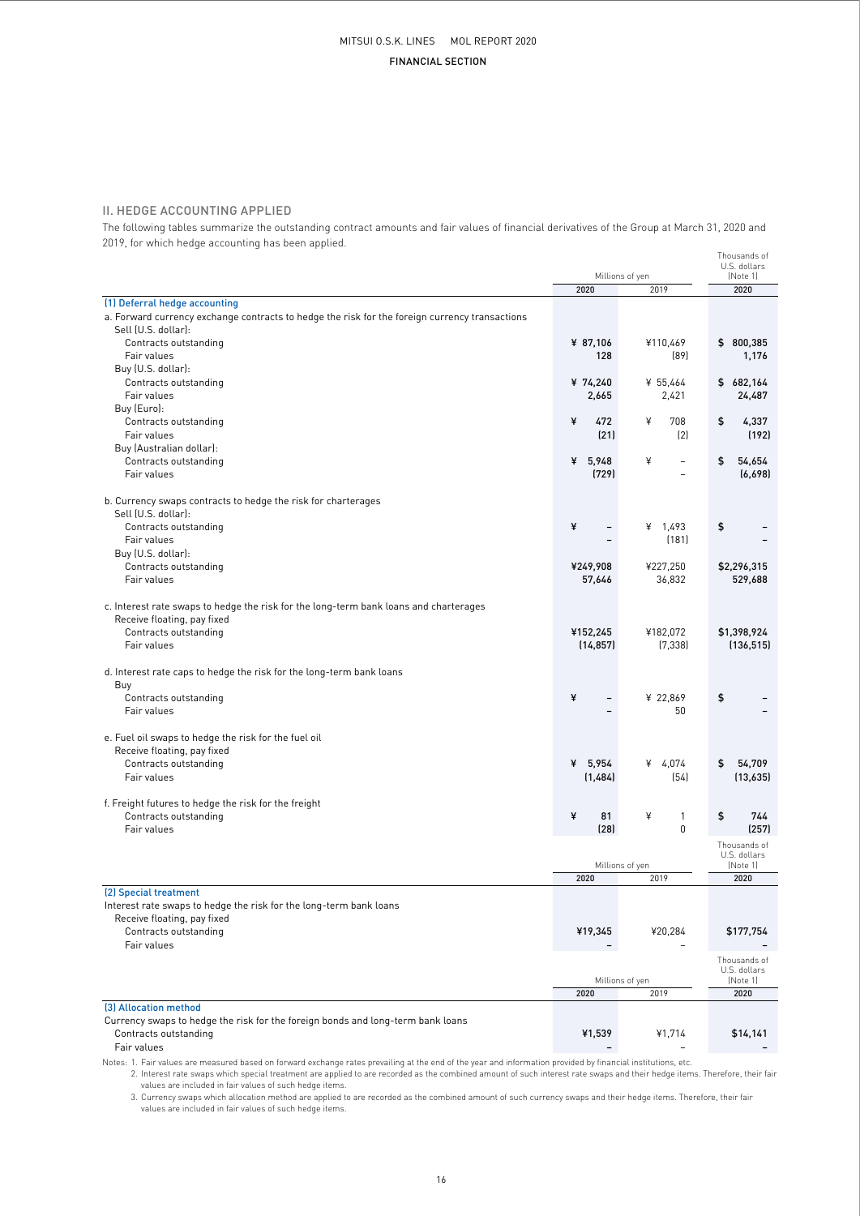## II. HEDGE ACCOUNTING APPLIED

The following tables summarize the outstanding contract amounts and fair values of financial derivatives of the Group at March 31, 2020 and 2019, for which hedge accounting has been applied.

| | Millions of yen | | Thousands of U.S. dollars (Note 1) |
|---|---|---|---|
| | 2020 | 2019 | 2020 |
| **(1) Deferral hedge accounting** | | | |
| a. Forward currency exchange contracts to hedge the risk for the foreign currency transactions | | | |
| Sell (U.S. dollar): | | | |
| Contracts outstanding | ¥ 87,106 | ¥110,469 | $ 800,385 |
| Fair values | 128 | (89) | 1,176 |
| Buy (U.S. dollar): | | | |
| Contracts outstanding | ¥ 74,240 | ¥ 55,464 | $ 682,164 |
| Fair values | 2,665 | 2,421 | 24,487 |
| Buy (Euro): | | | |
| Contracts outstanding | ¥ 472 | ¥ 708 | $ 4,337 |
| Fair values | (21) | (2) | (192) |
| Buy (Australian dollar): | | | |
| Contracts outstanding | ¥ 5,948 | ¥ – | $ 54,654 |
| Fair values | (729) | – | (6,698) |
| b. Currency swaps contracts to hedge the risk for charterages | | | |
| Sell (U.S. dollar): | | | |
| Contracts outstanding | ¥ – | ¥ 1,493 | $ – |
| Fair values | – | (181) | – |
| Buy (U.S. dollar): | | | |
| Contracts outstanding | ¥249,908 | ¥227,250 | $2,296,315 |
| Fair values | 57,646 | 36,832 | 529,688 |
| c. Interest rate swaps to hedge the risk for the long-term bank loans and charterages | | | |
| Receive floating, pay fixed | | | |
| Contracts outstanding | ¥152,245 | ¥182,072 | $1,398,924 |
| Fair values | (14,857) | (7,338) | (136,515) |
| d. Interest rate caps to hedge the risk for the long-term bank loans | | | |
| Buy | | | |
| Contracts outstanding | ¥ – | ¥ 22,869 | $ – |
| Fair values | – | 50 | – |
| e. Fuel oil swaps to hedge the risk for the fuel oil | | | |
| Receive floating, pay fixed | | | |
| Contracts outstanding | ¥ 5,954 | ¥ 4,074 | $ 54,709 |
| Fair values | (1,484) | (54) | (13,635) |
| f. Freight futures to hedge the risk for the freight | | | |
| Contracts outstanding | ¥ 81 | ¥ 1 | $ 744 |
| Fair values | (28) | 0 | (257) |

| | Millions of yen | | Thousands of U.S. dollars (Note 1) |
|---|---|---|---|
| | 2020 | 2019 | 2020 |
| **(2) Special treatment** | | | |
| Interest rate swaps to hedge the risk for the long-term bank loans | | | |
| Receive floating, pay fixed | | | |
| Contracts outstanding | ¥19,345 | ¥20,284 | $177,754 |
| Fair values | – | – | – |

| | Millions of yen | | Thousands of U.S. dollars (Note 1) |
|---|---|---|---|
| | 2020 | 2019 | 2020 |
| **(3) Allocation method** | | | |
| Currency swaps to hedge the risk for the foreign bonds and long-term bank loans | | | |
| Contracts outstanding | ¥1,539 | ¥1,714 | $14,141 |
| Fair values | – | – | – |

Notes: 1. Fair values are measured based on forward exchange rates prevailing at the end of the year and information provided by financial institutions, etc.
2. Interest rate swaps which special treatment are applied to are recorded as the combined amount of such interest rate swaps and their hedge items. Therefore, their fair values are included in fair values of such hedge items.
3. Currency swaps which allocation method are applied to are recorded as the combined amount of such currency swaps and their hedge items. Therefore, their fair values are included in fair values of such hedge items.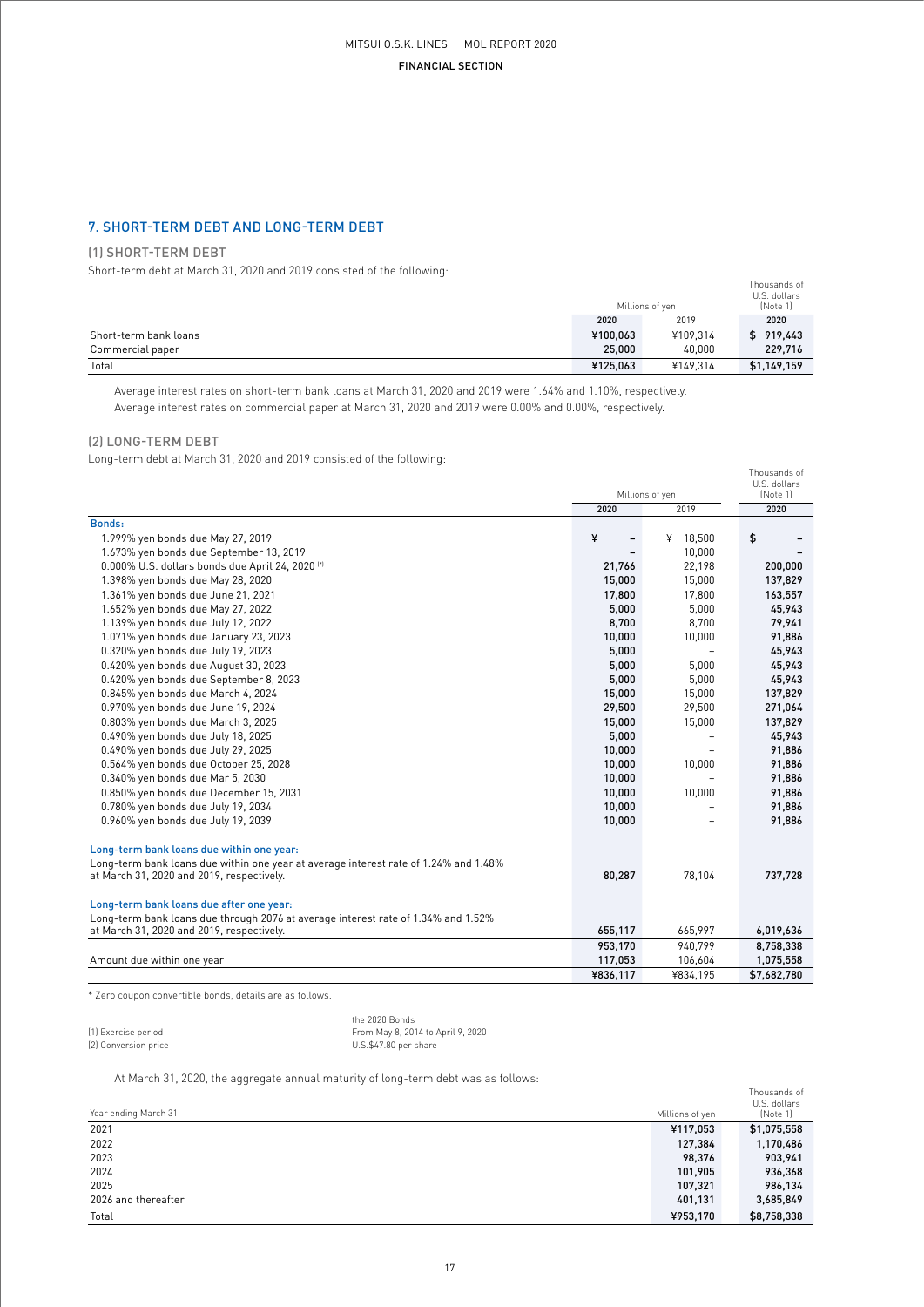## 7. SHORT-TERM DEBT AND LONG-TERM DEBT

### (1) SHORT-TERM DEBT

Short-term debt at March 31, 2020 and 2019 consisted of the following:

| | Millions of yen | | Thousands of U.S. dollars (Note 1) |
|---|---|---|---|
| | 2020 | 2019 | 2020 |
| Short-term bank loans | ¥100,063 | ¥109,314 | $ 919,443 |
| Commercial paper | 25,000 | 40,000 | 229,716 |
| Total | ¥125,063 | ¥149,314 | $1,149,159 |

Average interest rates on short-term bank loans at March 31, 2020 and 2019 were 1.64% and 1.10%, respectively.
Average interest rates on commercial paper at March 31, 2020 and 2019 were 0.00% and 0.00%, respectively.

### (2) LONG-TERM DEBT

Long-term debt at March 31, 2020 and 2019 consisted of the following:

| | Millions of yen | | Thousands of U.S. dollars (Note 1) |
|---|---|---|---|
| | 2020 | 2019 | 2020 |
| **Bonds:** | | | |
| 1.999% yen bonds due May 27, 2019 | ¥ – | ¥ 18,500 | $ – |
| 1.673% yen bonds due September 13, 2019 | – | 10,000 | – |
| 0.000% U.S. dollars bonds due April 24, 2020 (*) | 21,766 | 22,198 | 200,000 |
| 1.398% yen bonds due May 28, 2020 | 15,000 | 15,000 | 137,829 |
| 1.361% yen bonds due June 21, 2021 | 17,800 | 17,800 | 163,557 |
| 1.652% yen bonds due May 27, 2022 | 5,000 | 5,000 | 45,943 |
| 1.139% yen bonds due July 12, 2022 | 8,700 | 8,700 | 79,941 |
| 1.071% yen bonds due January 23, 2023 | 10,000 | 10,000 | 91,886 |
| 0.320% yen bonds due July 19, 2023 | 5,000 | – | 45,943 |
| 0.420% yen bonds due August 30, 2023 | 5,000 | 5,000 | 45,943 |
| 0.420% yen bonds due September 8, 2023 | 5,000 | 5,000 | 45,943 |
| 0.845% yen bonds due March 4, 2024 | 15,000 | 15,000 | 137,829 |
| 0.970% yen bonds due June 19, 2024 | 29,500 | 29,500 | 271,064 |
| 0.803% yen bonds due March 3, 2025 | 15,000 | 15,000 | 137,829 |
| 0.490% yen bonds due July 18, 2025 | 5,000 | – | 45,943 |
| 0.490% yen bonds due July 29, 2025 | 10,000 | – | 91,886 |
| 0.564% yen bonds due October 25, 2028 | 10,000 | 10,000 | 91,886 |
| 0.340% yen bonds due Mar 5, 2030 | 10,000 | – | 91,886 |
| 0.850% yen bonds due December 15, 2031 | 10,000 | 10,000 | 91,886 |
| 0.780% yen bonds due July 19, 2034 | 10,000 | – | 91,886 |
| 0.960% yen bonds due July 19, 2039 | 10,000 | – | 91,886 |
| **Long-term bank loans due within one year:** | | | |
| Long-term bank loans due within one year at average interest rate of 1.24% and 1.48% at March 31, 2020 and 2019, respectively. | 80,287 | 78,104 | 737,728 |
| **Long-term bank loans due after one year:** | | | |
| Long-term bank loans due through 2076 at average interest rate of 1.34% and 1.52% at March 31, 2020 and 2019, respectively. | 655,117 | 665,997 | 6,019,636 |
| | 953,170 | 940,799 | 8,758,338 |
| Amount due within one year | 117,053 | 106,604 | 1,075,558 |
| | ¥836,117 | ¥834,195 | $7,682,780 |

* Zero coupon convertible bonds, details are as follows.

| | the 2020 Bonds |
|---|---|
| (1) Exercise period | From May 8, 2014 to April 9, 2020 |
| (2) Conversion price | U.S.$47.80 per share |

At March 31, 2020, the aggregate annual maturity of long-term debt was as follows:

| Year ending March 31 | Millions of yen | Thousands of U.S. dollars (Note 1) |
|---|---|---|
| 2021 | ¥117,053 | $1,075,558 |
| 2022 | 127,384 | 1,170,486 |
| 2023 | 98,376 | 903,941 |
| 2024 | 101,905 | 936,368 |
| 2025 | 107,321 | 986,134 |
| 2026 and thereafter | 401,131 | 3,685,849 |
| Total | ¥953,170 | $8,758,338 |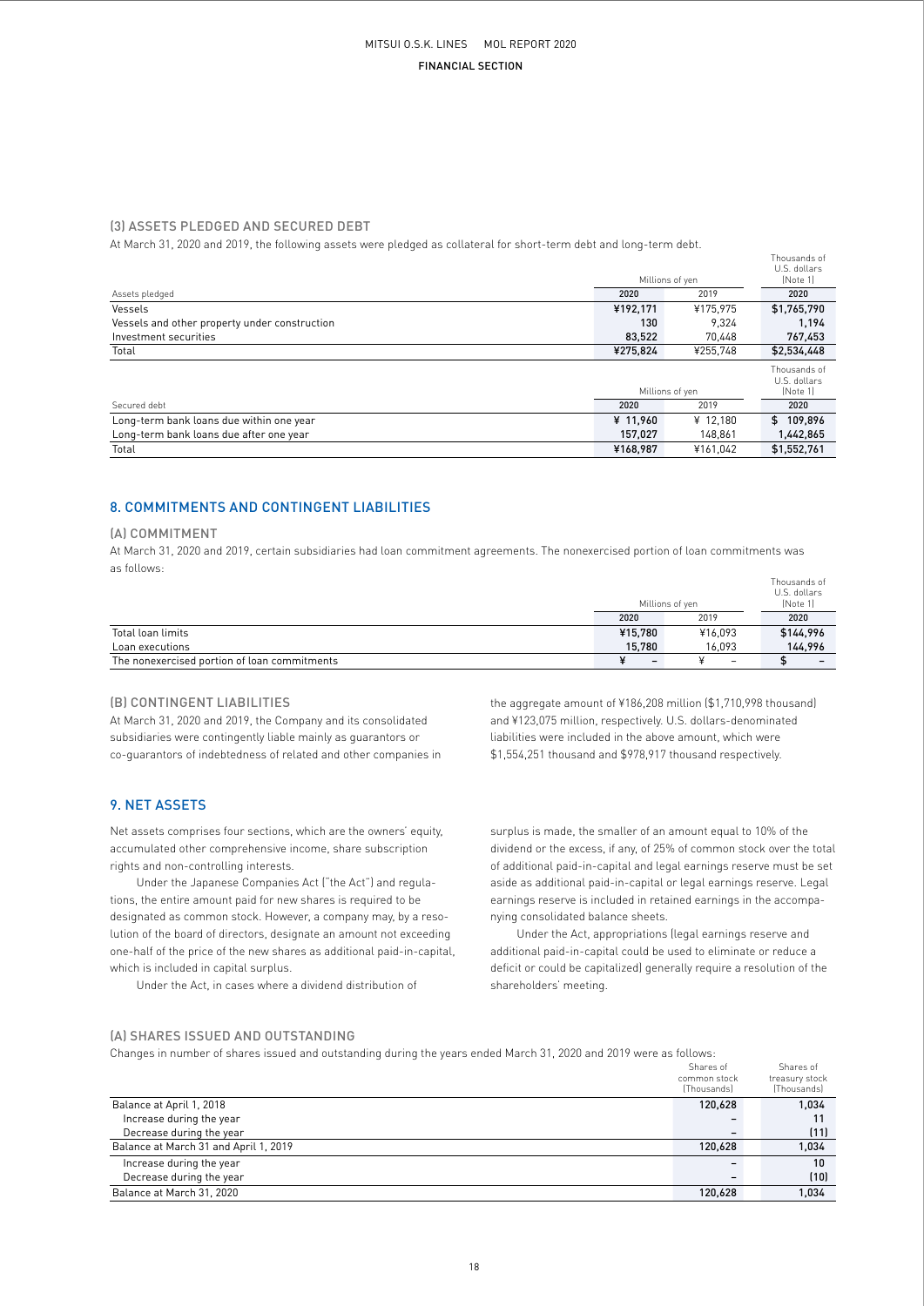### (3) ASSETS PLEDGED AND SECURED DEBT

At March 31, 2020 and 2019, the following assets were pledged as collateral for short-term debt and long-term debt.

| Assets pledged | Millions of yen 2020 | Millions of yen 2019 | Thousands of U.S. dollars (Note 1) 2020 |
|---|---|---|---|
| Vessels | ¥192,171 | ¥175,975 | $1,765,790 |
| Vessels and other property under construction | 130 | 9,324 | 1,194 |
| Investment securities | 83,522 | 70,448 | 767,453 |
| Total | ¥275,824 | ¥255,748 | $2,534,448 |

| Secured debt | Millions of yen 2020 | Millions of yen 2019 | Thousands of U.S. dollars (Note 1) 2020 |
|---|---|---|---|
| Long-term bank loans due within one year | ¥ 11,960 | ¥ 12,180 | $ 109,896 |
| Long-term bank loans due after one year | 157,027 | 148,861 | 1,442,865 |
| Total | ¥168,987 | ¥161,042 | $1,552,761 |

## 8. COMMITMENTS AND CONTINGENT LIABILITIES

### (A) COMMITMENT

At March 31, 2020 and 2019, certain subsidiaries had loan commitment agreements. The nonexercised portion of loan commitments was as follows:

| | Millions of yen 2020 | Millions of yen 2019 | Thousands of U.S. dollars (Note 1) 2020 |
|---|---|---|---|
| Total loan limits | ¥15,780 | ¥16,093 | $144,996 |
| Loan executions | 15,780 | 16,093 | 144,996 |
| The nonexercised portion of loan commitments | ¥ – | ¥ – | $ – |

### (B) CONTINGENT LIABILITIES

At March 31, 2020 and 2019, the Company and its consolidated subsidiaries were contingently liable mainly as guarantors or co-guarantors of indebtedness of related and other companies in the aggregate amount of ¥186,208 million ($1,710,998 thousand) and ¥123,075 million, respectively. U.S. dollars-denominated liabilities were included in the above amount, which were $1,554,251 thousand and $978,917 thousand respectively.

## 9. NET ASSETS

Net assets comprises four sections, which are the owners' equity, accumulated other comprehensive income, share subscription rights and non-controlling interests.

Under the Japanese Companies Act ("the Act") and regulations, the entire amount paid for new shares is required to be designated as common stock. However, a company may, by a resolution of the board of directors, designate an amount not exceeding one-half of the price of the new shares as additional paid-in-capital, which is included in capital surplus.

Under the Act, in cases where a dividend distribution of surplus is made, the smaller of an amount equal to 10% of the dividend or the excess, if any, of 25% of common stock over the total of additional paid-in-capital and legal earnings reserve must be set aside as additional paid-in-capital or legal earnings reserve. Legal earnings reserve is included in retained earnings in the accompanying consolidated balance sheets.

Under the Act, appropriations (legal earnings reserve and additional paid-in-capital could be used to eliminate or reduce a deficit or could be capitalized) generally require a resolution of the shareholders' meeting.

### (A) SHARES ISSUED AND OUTSTANDING

Changes in number of shares issued and outstanding during the years ended March 31, 2020 and 2019 were as follows:

| | Shares of common stock (Thousands) | Shares of treasury stock (Thousands) |
|---|---|---|
| Balance at April 1, 2018 | 120,628 | 1,034 |
| Increase during the year | – | 11 |
| Decrease during the year | – | (11) |
| Balance at March 31 and April 1, 2019 | 120,628 | 1,034 |
| Increase during the year | – | 10 |
| Decrease during the year | – | (10) |
| Balance at March 31, 2020 | 120,628 | 1,034 |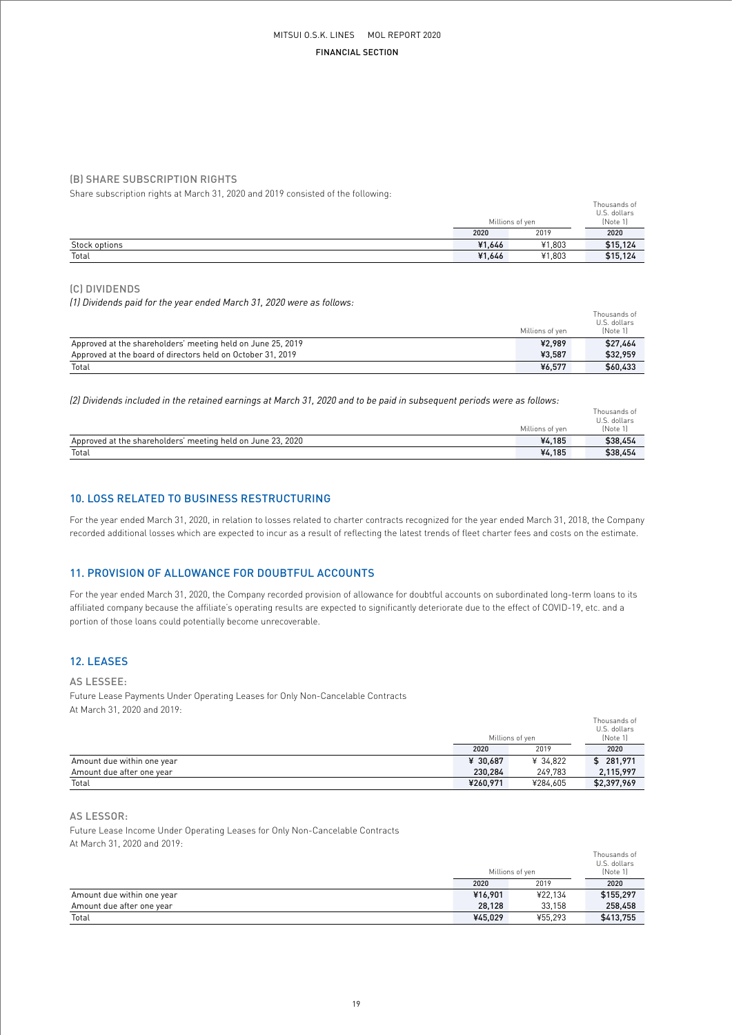### (B) SHARE SUBSCRIPTION RIGHTS

Share subscription rights at March 31, 2020 and 2019 consisted of the following:

| | Millions of yen | | Thousands of U.S. dollars (Note 1) |
|---|---|---|---|
| | 2020 | 2019 | 2020 |
| Stock options | ¥1,646 | ¥1,803 | $15,124 |
| Total | ¥1,646 | ¥1,803 | $15,124 |

### (C) DIVIDENDS

*(1) Dividends paid for the year ended March 31, 2020 were as follows:*

| | Millions of yen | Thousands of U.S. dollars (Note 1) |
|---|---|---|
| Approved at the shareholders' meeting held on June 25, 2019 | ¥2,989 | $27,464 |
| Approved at the board of directors held on October 31, 2019 | ¥3,587 | $32,959 |
| Total | ¥6,577 | $60,433 |

*(2) Dividends included in the retained earnings at March 31, 2020 and to be paid in subsequent periods were as follows:*

| | Millions of yen | Thousands of U.S. dollars (Note 1) |
|---|---|---|
| Approved at the shareholders' meeting held on June 23, 2020 | ¥4,185 | $38,454 |
| Total | ¥4,185 | $38,454 |

## 10. LOSS RELATED TO BUSINESS RESTRUCTURING

For the year ended March 31, 2020, in relation to losses related to charter contracts recognized for the year ended March 31, 2018, the Company recorded additional losses which are expected to incur as a result of reflecting the latest trends of fleet charter fees and costs on the estimate.

## 11. PROVISION OF ALLOWANCE FOR DOUBTFUL ACCOUNTS

For the year ended March 31, 2020, the Company recorded provision of allowance for doubtful accounts on subordinated long-term loans to its affiliated company because the affiliate's operating results are expected to significantly deteriorate due to the effect of COVID-19, etc. and a portion of those loans could potentially become unrecoverable.

## 12. LEASES

### AS LESSEE:

Future Lease Payments Under Operating Leases for Only Non-Cancelable Contracts
At March 31, 2020 and 2019:

| | Millions of yen | | Thousands of U.S. dollars (Note 1) |
|---|---|---|---|
| | 2020 | 2019 | 2020 |
| Amount due within one year | ¥ 30,687 | ¥ 34,822 | $ 281,971 |
| Amount due after one year | 230,284 | 249,783 | 2,115,997 |
| Total | ¥260,971 | ¥284,605 | $2,397,969 |

### AS LESSOR:

Future Lease Income Under Operating Leases for Only Non-Cancelable Contracts
At March 31, 2020 and 2019:

| | Millions of yen | | Thousands of U.S. dollars (Note 1) |
|---|---|---|---|
| | 2020 | 2019 | 2020 |
| Amount due within one year | ¥16,901 | ¥22,134 | $155,297 |
| Amount due after one year | 28,128 | 33,158 | 258,458 |
| Total | ¥45,029 | ¥55,293 | $413,755 |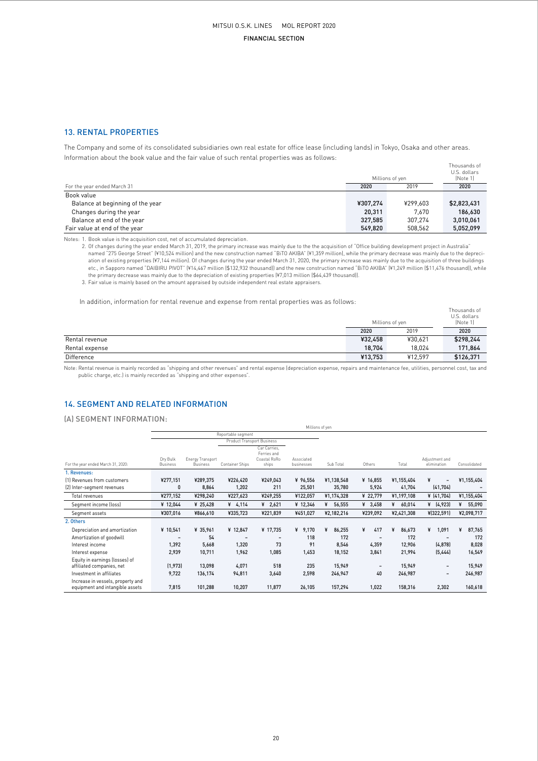## 13. RENTAL PROPERTIES

The Company and some of its consolidated subsidiaries own real estate for office lease (including lands) in Tokyo, Osaka and other areas. Information about the book value and the fair value of such rental properties was as follows:

| For the year ended March 31 | Millions of yen 2020 | Millions of yen 2019 | Thousands of U.S. dollars (Note 1) 2020 |
|---|---|---|---|
| Book value | | | |
| Balance at beginning of the year | ¥307,274 | ¥299,603 | $2,823,431 |
| Changes during the year | 20,311 | 7,670 | 186,630 |
| Balance at end of the year | 327,585 | 307,274 | 3,010,061 |
| Fair value at end of the year | 549,820 | 508,562 | 5,052,099 |

Notes: 1. Book value is the acquisition cost, net of accumulated depreciation.

2. Of changes during the year ended March 31, 2019, the primary increase was mainly due to the the acquisition of "Office building development project in Australia" named "275 George Street" (¥10,524 million) and the new construction named "BiTO AKIBA" (¥1,359 million), while the primary decrease was mainly due to the depreciation of existing properties (¥7,144 million). Of changes during the year ended March 31, 2020, the primary increase was mainly due to the acquisition of three buildings etc., in Sapporo named "DAIBIRU PIVOT" (¥14,467 million ($132,932 thousand)) and the new construction named "BiTO AKIBA" (¥1,249 million ($11,476 thousand)), while the primary decrease was mainly due to the depreciation of existing properties (¥7,013 million ($64,439 thousand)).

3. Fair value is mainly based on the amount appraised by outside independent real estate appraisers.

In addition, information for rental revenue and expense from rental properties was as follows:

| | Millions of yen 2020 | Millions of yen 2019 | Thousands of U.S. dollars (Note 1) 2020 |
|---|---|---|---|
| Rental revenue | ¥32,458 | ¥30,621 | $298,244 |
| Rental expense | 18,704 | 18,024 | 171,864 |
| Difference | ¥13,753 | ¥12,597 | $126,371 |

Note: Rental revenue is mainly recorded as "shipping and other revenues" and rental expense (depreciation expense, repairs and maintenance fee, utilities, personnel cost, tax and public charge, etc.) is mainly recorded as "shipping and other expenses".

## 14. SEGMENT AND RELATED INFORMATION

### (A) SEGMENT INFORMATION:

Millions of yen

| For the year ended March 31, 2020: | Reportable segment: Dry Bulk Business | Energy Transport Business | Product Transport Business: Container Ships | Product Transport Business: Car Carries, Ferries and Coastal RoRo ships | Associated businesses | Sub Total | Others | Total | Adjustment and elimination | Consolidated |
|---|---|---|---|---|---|---|---|---|---|---|
| **1. Revenues:** | | | | | | | | | | |
| (1) Revenues from customers | ¥277,151 | ¥289,375 | ¥226,420 | ¥249,043 | ¥ 96,556 | ¥1,138,548 | ¥ 16,855 | ¥1,155,404 | ¥ – | ¥1,155,404 |
| (2) Inter-segment revenues | 0 | 8,864 | 1,202 | 211 | 25,501 | 35,780 | 5,924 | 41,704 | (41,704) | – |
| Total revenues | ¥277,152 | ¥298,240 | ¥227,623 | ¥249,255 | ¥122,057 | ¥1,174,328 | ¥ 22,779 | ¥1,197,108 | ¥ (41,704) | ¥1,155,404 |
| Segment income (loss) | ¥ 12,044 | ¥ 25,428 | ¥ 4,114 | ¥ 2,621 | ¥ 12,346 | ¥ 56,555 | ¥ 3,458 | ¥ 60,014 | ¥ (4,923) | ¥ 55,090 |
| Segment assets | ¥307,016 | ¥866,610 | ¥335,723 | ¥221,839 | ¥451,027 | ¥2,182,216 | ¥239,092 | ¥2,421,308 | ¥(322,591) | ¥2,098,717 |
| **2. Others** | | | | | | | | | | |
| Depreciation and amortization | ¥ 10,541 | ¥ 35,961 | ¥ 12,847 | ¥ 17,735 | ¥ 9,170 | ¥ 86,255 | ¥ 417 | ¥ 86,673 | ¥ 1,091 | ¥ 87,765 |
| Amortization of goodwill | – | 54 | – | – | 118 | 172 | – | 172 | – | 172 |
| Interest income | 1,392 | 5,668 | 1,320 | 73 | 91 | 8,546 | 4,359 | 12,906 | (4,878) | 8,028 |
| Interest expense | 2,939 | 10,711 | 1,962 | 1,085 | 1,453 | 18,152 | 3,841 | 21,994 | (5,444) | 16,549 |
| Equity in earnings (losses) of affiliated companies, net | (1,973) | 13,098 | 4,071 | 518 | 235 | 15,949 | – | 15,949 | – | 15,949 |
| Investment in affiliates | 9,722 | 136,174 | 94,811 | 3,640 | 2,598 | 246,947 | 40 | 246,987 | – | 246,987 |
| Increase in vessels, property and equipment and intangible assets | 7,815 | 101,288 | 10,207 | 11,877 | 26,105 | 157,294 | 1,022 | 158,316 | 2,302 | 160,618 |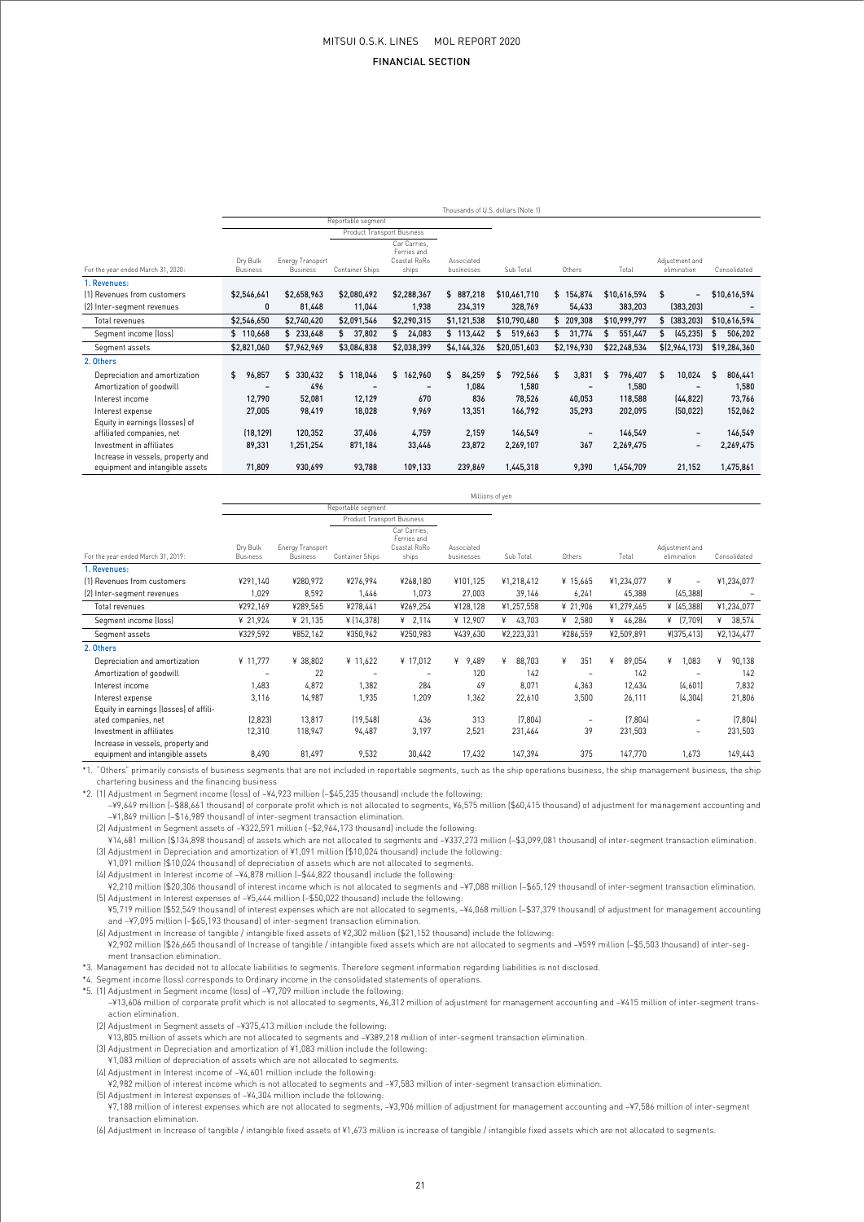Thousands of U.S. dollars (Note 1)

| For the year ended March 31, 2020: | Reportable segment | | | | | | | | | |
|---|---|---|---|---|---|---|---|---|---|---|
| | | | Product Transport Business | | | | | | | |
| | Dry Bulk Business | Energy Transport Business | Container Ships | Car Carries, Ferries and Coastal RoRo ships | Associated businesses | Sub Total | Others | Total | Adjustment and elimination | Consolidated |
| **1. Revenues:** | | | | | | | | | | |
| (1) Revenues from customers | $2,546,641 | $2,658,963 | $2,080,492 | $2,288,367 | $ 887,218 | $10,461,710 | $ 154,874 | $10,616,594 | $ – | $10,616,594 |
| (2) Inter-segment revenues | 0 | 81,448 | 11,044 | 1,938 | 234,319 | 328,769 | 54,433 | 383,203 | (383,203) | – |
| Total revenues | $2,546,650 | $2,740,420 | $2,091,546 | $2,290,315 | $1,121,538 | $10,790,480 | $ 209,308 | $10,999,797 | $ (383,203) | $10,616,594 |
| Segment income (loss) | $ 110,668 | $ 233,648 | $ 37,802 | $ 24,083 | $ 113,442 | $ 519,663 | $ 31,774 | $ 551,447 | $ (45,235) | $ 506,202 |
| Segment assets | $2,821,060 | $7,962,969 | $3,084,838 | $2,038,399 | $4,144,326 | $20,051,603 | $2,196,930 | $22,248,534 | $(2,964,173) | $19,284,360 |
| **2. Others** | | | | | | | | | | |
| Depreciation and amortization | $ 96,857 | $ 330,432 | $ 118,046 | $ 162,960 | $ 84,259 | $ 792,566 | $ 3,831 | $ 796,407 | $ 10,024 | $ 806,441 |
| Amortization of goodwill | – | 496 | – | – | 1,084 | 1,580 | – | 1,580 | – | 1,580 |
| Interest income | 12,790 | 52,081 | 12,129 | 670 | 836 | 78,526 | 40,053 | 118,588 | (44,822) | 73,766 |
| Interest expense | 27,005 | 98,419 | 18,028 | 9,969 | 13,351 | 166,792 | 35,293 | 202,095 | (50,022) | 152,062 |
| Equity in earnings (losses) of affiliated companies, net | (18,129) | 120,352 | 37,406 | 4,759 | 2,159 | 146,549 | – | 146,549 | – | 146,549 |
| Investment in affiliates | 89,331 | 1,251,254 | 871,184 | 33,446 | 23,872 | 2,269,107 | 367 | 2,269,475 | – | 2,269,475 |
| Increase in vessels, property and equipment and intangible assets | 71,809 | 930,699 | 93,788 | 109,133 | 239,869 | 1,445,318 | 9,390 | 1,454,709 | 21,152 | 1,475,861 |

Millions of yen

| For the year ended March 31, 2019: | Reportable segment | | | | | | | | | |
|---|---|---|---|---|---|---|---|---|---|---|
| | | | Product Transport Business | | | | | | | |
| | Dry Bulk Business | Energy Transport Business | Container Ships | Car Carries, Ferries and Coastal RoRo ships | Associated businesses | Sub Total | Others | Total | Adjustment and elimination | Consolidated |
| **1. Revenues:** | | | | | | | | | | |
| (1) Revenues from customers | ¥291,140 | ¥280,972 | ¥276,994 | ¥268,180 | ¥101,125 | ¥1,218,412 | ¥ 15,665 | ¥1,234,077 | ¥ – | ¥1,234,077 |
| (2) Inter-segment revenues | 1,029 | 8,592 | 1,446 | 1,073 | 27,003 | 39,146 | 6,241 | 45,388 | (45,388) | – |
| Total revenues | ¥292,169 | ¥289,565 | ¥278,441 | ¥269,254 | ¥128,128 | ¥1,257,558 | ¥ 21,906 | ¥1,279,465 | ¥ (45,388) | ¥1,234,077 |
| Segment income (loss) | ¥ 21,924 | ¥ 21,135 | ¥ (14,378) | ¥ 2,114 | ¥ 12,907 | ¥ 43,703 | ¥ 2,580 | ¥ 46,284 | ¥ (7,709) | ¥ 38,574 |
| Segment assets | ¥329,592 | ¥852,162 | ¥350,962 | ¥250,983 | ¥439,630 | ¥2,223,331 | ¥286,559 | ¥2,509,891 | ¥(375,413) | ¥2,134,477 |
| **2. Others** | | | | | | | | | | |
| Depreciation and amortization | ¥ 11,777 | ¥ 38,802 | ¥ 11,622 | ¥ 17,012 | ¥ 9,489 | ¥ 88,703 | ¥ 351 | ¥ 89,054 | ¥ 1,083 | ¥ 90,138 |
| Amortization of goodwill | – | 22 | – | – | 120 | 142 | – | 142 | – | 142 |
| Interest income | 1,483 | 4,872 | 1,382 | 284 | 49 | 8,071 | 4,363 | 12,434 | (4,601) | 7,832 |
| Interest expense | 3,116 | 14,987 | 1,935 | 1,209 | 1,362 | 22,610 | 3,500 | 26,111 | (4,304) | 21,806 |
| Equity in earnings (losses) of affiliated companies, net | (2,823) | 13,817 | (19,548) | 436 | 313 | (7,804) | – | (7,804) | – | (7,804) |
| Investment in affiliates | 12,310 | 118,947 | 94,487 | 3,197 | 2,521 | 231,464 | 39 | 231,503 | – | 231,503 |
| Increase in vessels, property and equipment and intangible assets | 8,490 | 81,497 | 9,532 | 30,442 | 17,432 | 147,394 | 375 | 147,770 | 1,673 | 149,443 |

*1. "Others" primarily consists of business segments that are not included in reportable segments, such as the ship operations business, the ship management business, the ship chartering business and the financing business

*2. (1) Adjustment in Segment income (loss) of –¥4,923 million (–$45,235 thousand) include the following:
–¥9,649 million (–$88,661 thousand) of corporate profit which is not allocated to segments, ¥6,575 million ($60,415 thousand) of adjustment for management accounting and –¥1,849 million (–$16,989 thousand) of inter-segment transaction elimination.
(2) Adjustment in Segment assets of –¥322,591 million (–$2,964,173 thousand) include the following:
¥14,681 million ($134,898 thousand) of assets which are not allocated to segments and –¥337,273 million (–$3,099,081 thousand) of inter-segment transaction elimination.
(3) Adjustment in Depreciation and amortization of ¥1,091 million ($10,024 thousand) include the following:
¥1,091 million ($10,024 thousand) of depreciation of assets which are not allocated to segments.
(4) Adjustment in Interest income of –¥4,878 million (–$44,822 thousand) include the following:
¥2,210 million ($20,306 thousand) of interest income which is not allocated to segments and –¥7,088 million (–$65,129 thousand) of inter-segment transaction elimination.
(5) Adjustment in Interest expenses of –¥5,444 million (–$50,022 thousand) include the following:
¥5,719 million ($52,549 thousand) of interest expenses which are not allocated to segments, –¥4,068 million (–$37,379 thousand) of adjustment for management accounting and –¥7,095 million (–$65,193 thousand) of inter-segment transaction elimination.
(6) Adjustment in Increase of tangible / intangible fixed assets of ¥2,302 million ($21,152 thousand) include the following:
¥2,902 million ($26,665 thousand) of Increase of tangible / intangible fixed assets which are not allocated to segments and –¥599 million (–$5,503 thousand) of inter-segment transaction elimination.

*3. Management has decided not to allocate liabilities to segments. Therefore segment information regarding liabilities is not disclosed.

*4. Segment income (loss) corresponds to Ordinary income in the consolidated statements of operations.

*5. (1) Adjustment in Segment income (loss) of –¥7,709 million include the following:
–¥13,606 million of corporate profit which is not allocated to segments, ¥6,312 million of adjustment for management accounting and –¥415 million of inter-segment transaction elimination.
(2) Adjustment in Segment assets of –¥375,413 million include the following:
¥13,805 million of assets which are not allocated to segments and –¥389,218 million of inter-segment transaction elimination.
(3) Adjustment in Depreciation and amortization of ¥1,083 million include the following:
¥1,083 million of depreciation of assets which are not allocated to segments.
(4) Adjustment in Interest income of –¥4,601 million include the following:
¥2,982 million of interest income which is not allocated to segments and –¥7,583 million of inter-segment transaction elimination.
(5) Adjustment in Interest expenses of –¥4,304 million include the following:
¥7,188 million of interest expenses which are not allocated to segments, –¥3,906 million of adjustment for management accounting and –¥7,586 million of inter-segment transaction elimination.
(6) Adjustment in Increase of tangible / intangible fixed assets of ¥1,673 million is increase of tangible / intangible fixed assets which are not allocated to segments.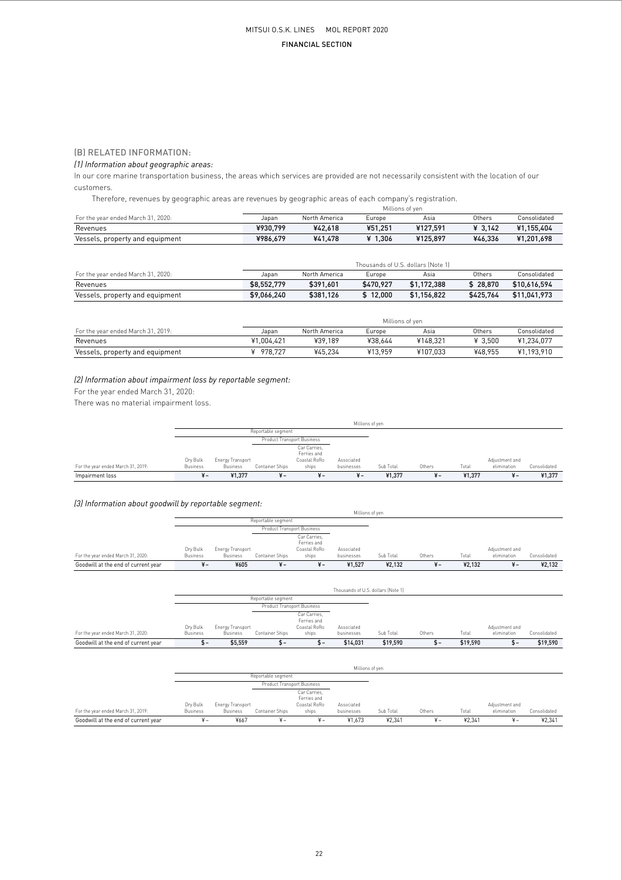## (B) RELATED INFORMATION:

### *(1) Information about geographic areas:*

In our core marine transportation business, the areas which services are provided are not necessarily consistent with the location of our customers.

Therefore, revenues by geographic areas are revenues by geographic areas of each company's registration.

| | Millions of yen | | | | | |
|---|---|---|---|---|---|---|
| For the year ended March 31, 2020: | Japan | North America | Europe | Asia | Others | Consolidated |
| Revenues | **¥930,799** | **¥42,618** | **¥51,251** | **¥127,591** | **¥ 3,142** | **¥1,155,404** |
| Vessels, property and equipment | **¥986,679** | **¥41,478** | **¥ 1,306** | **¥125,897** | **¥46,336** | **¥1,201,698** |

| | Thousands of U.S. dollars (Note 1) | | | | | |
|---|---|---|---|---|---|---|
| For the year ended March 31, 2020: | Japan | North America | Europe | Asia | Others | Consolidated |
| Revenues | **$8,552,779** | **$391,601** | **$470,927** | **$1,172,388** | **$ 28,870** | **$10,616,594** |
| Vessels, property and equipment | **$9,066,240** | **$381,126** | **$ 12,000** | **$1,156,822** | **$425,764** | **$11,041,973** |

| | Millions of yen | | | | | |
|---|---|---|---|---|---|---|
| For the year ended March 31, 2019: | Japan | North America | Europe | Asia | Others | Consolidated |
| Revenues | ¥1,004,421 | ¥39,189 | ¥38,644 | ¥148,321 | ¥ 3,500 | ¥1,234,077 |
| Vessels, property and equipment | ¥ 978,727 | ¥45,234 | ¥13,959 | ¥107,033 | ¥48,955 | ¥1,193,910 |

### *(2) Information about impairment loss by reportable segment:*

For the year ended March 31, 2020:

There was no material impairment loss.

| | Millions of yen | | | | | | | | | |
|---|---|---|---|---|---|---|---|---|---|---|
| | Reportable segment | | | | | | | | | |
| | | | Product Transport Business | | | | | | | |
| For the year ended March 31, 2019: | Dry Bulk Business | Energy Transport Business | Container Ships | Car Carries, Ferries and Coastal RoRo ships | Associated businesses | Sub Total | Others | Total | Adjustment and elimination | Consolidated |
| Impairment loss | ¥ – | ¥1,377 | ¥ – | ¥ – | ¥ – | ¥1,377 | ¥ – | ¥1,377 | ¥ – | ¥1,377 |

### *(3) Information about goodwill by reportable segment:*

| | Millions of yen | | | | | | | | | |
|---|---|---|---|---|---|---|---|---|---|---|
| | Reportable segment | | | | | | | | | |
| | | | Product Transport Business | | | | | | | |
| For the year ended March 31, 2020: | Dry Bulk Business | Energy Transport Business | Container Ships | Car Carries, Ferries and Coastal RoRo ships | Associated businesses | Sub Total | Others | Total | Adjustment and elimination | Consolidated |
| Goodwill at the end of current year | **¥ –** | **¥605** | **¥ –** | **¥ –** | **¥1,527** | **¥2,132** | **¥ –** | **¥2,132** | **¥ –** | **¥2,132** |

| | Thousands of U.S. dollars (Note 1) | | | | | | | | | |
|---|---|---|---|---|---|---|---|---|---|---|
| | Reportable segment | | | | | | | | | |
| | | | Product Transport Business | | | | | | | |
| For the year ended March 31, 2020: | Dry Bulk Business | Energy Transport Business | Container Ships | Car Carries, Ferries and Coastal RoRo ships | Associated businesses | Sub Total | Others | Total | Adjustment and elimination | Consolidated |
| Goodwill at the end of current year | **$ –** | **$5,559** | **$ –** | **$ –** | **$14,031** | **$19,590** | **$ –** | **$19,590** | **$ –** | **$19,590** |

| | Millions of yen | | | | | | | | | |
|---|---|---|---|---|---|---|---|---|---|---|
| | Reportable segment | | | | | | | | | |
| | | | Product Transport Business | | | | | | | |
| For the year ended March 31, 2019: | Dry Bulk Business | Energy Transport Business | Container Ships | Car Carries, Ferries and Coastal RoRo ships | Associated businesses | Sub Total | Others | Total | Adjustment and elimination | Consolidated |
| Goodwill at the end of current year | ¥ – | ¥667 | ¥ – | ¥ – | ¥1,673 | ¥2,341 | ¥ – | ¥2,341 | ¥ – | ¥2,341 |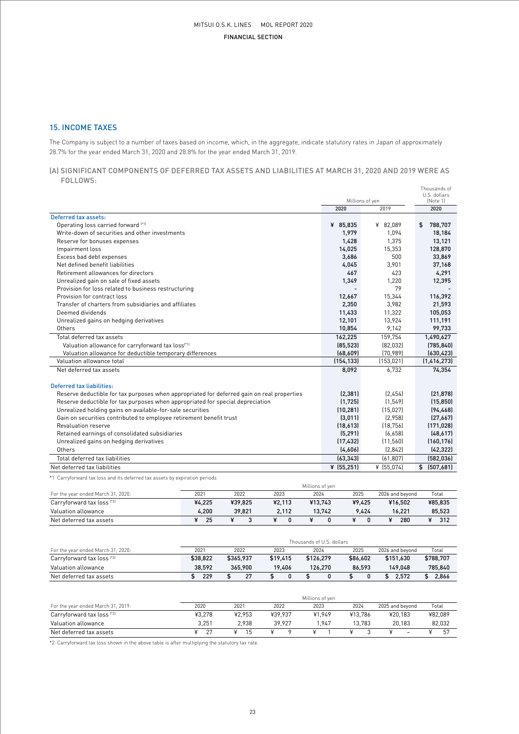## 15. INCOME TAXES

The Company is subject to a number of taxes based on income, which, in the aggregate, indicate statutory rates in Japan of approximately 28.7% for the year ended March 31, 2020 and 28.8% for the year ended March 31, 2019.

### (A) SIGNIFICANT COMPONENTS OF DEFERRED TAX ASSETS AND LIABILITIES AT MARCH 31, 2020 AND 2019 WERE AS FOLLOWS:

| | Millions of yen | | Thousands of U.S. dollars (Note 1) |
|---|---|---|---|
| | 2020 | 2019 | 2020 |
| **Deferred tax assets:** | | | |
| Operating loss carried forward [*1] | ¥ 85,835 | ¥ 82,089 | $ 788,707 |
| Write-down of securities and other investments | 1,979 | 1,094 | 18,184 |
| Reserve for bonuses expenses | 1,428 | 1,375 | 13,121 |
| Impairment loss | 14,025 | 15,353 | 128,870 |
| Excess bad debt expenses | 3,686 | 500 | 33,869 |
| Net defined benefit liabilities | 4,045 | 3,901 | 37,168 |
| Retirement allowances for directors | 467 | 423 | 4,291 |
| Unrealized gain on sale of fixed assets | 1,349 | 1,220 | 12,395 |
| Provision for loss related to business restructuring | - | 79 | - |
| Provision for contract loss | 12,667 | 15,344 | 116,392 |
| Transfer of charters from subsidiaries and affiliates | 2,350 | 3,982 | 21,593 |
| Deemed dividends | 11,433 | 11,322 | 105,053 |
| Unrealized gains on hedging derivatives | 12,101 | 13,924 | 111,191 |
| Others | 10,854 | 9,142 | 99,733 |
| Total deferred tax assets | 162,225 | 159,754 | 1,490,627 |
| Valuation allowance for carryforward tax loss [*1] | (85,523) | (82,032) | (785,840) |
| Valuation allowance for deductible temporary differences | (68,609) | (70,989) | (630,423) |
| Valuation allowance total | (154,133) | (153,021) | (1,416,273) |
| Net deferred tax assets | 8,092 | 6,732 | 74,354 |
| **Deferred tax liabilities:** | | | |
| Reserve deductible for tax purposes when appropriated for deferred gain on real properties | (2,381) | (2,454) | (21,878) |
| Reserve deductible for tax purposes when appropriated for special depreciation | (1,725) | (1,549) | (15,850) |
| Unrealized holding gains on available-for-sale securities | (10,281) | (15,027) | (94,468) |
| Gain on securities contributed to employee retirement benefit trust | (3,011) | (2,958) | (27,667) |
| Revaluation reserve | (18,613) | (18,756) | (171,028) |
| Retained earnings of consolidated subsidiaries | (5,291) | (6,658) | (48,617) |
| Unrealized gains on hedging derivatives | (17,432) | (11,560) | (160,176) |
| Others | (4,606) | (2,842) | (42,322) |
| Total deferred tax liabilities | (63,343) | (61,807) | (582,036) |
| Net deferred tax liabilities | ¥ (55,251) | ¥ (55,074) | $ (507,681) |

*1 Carryforward tax loss and its deferred tax assets by expiration periods

| | Millions of yen | | | | | | |
|---|---|---|---|---|---|---|---|
| For the year ended March 31, 2020: | 2021 | 2022 | 2023 | 2024 | 2025 | 2026 and beyond | Total |
| Carryforward tax loss [*2] | ¥4,225 | ¥39,825 | ¥2,113 | ¥13,743 | ¥9,425 | ¥16,502 | ¥85,835 |
| Valuation allowance | 4,200 | 39,821 | 2,112 | 13,742 | 9,424 | 16,221 | 85,523 |
| Net deferred tax assets | ¥ 25 | ¥ 3 | ¥ 0 | ¥ 0 | ¥ 0 | ¥ 280 | ¥ 312 |

| | Thousands of U.S. dollars | | | | | | |
|---|---|---|---|---|---|---|---|
| For the year ended March 31, 2020: | 2021 | 2022 | 2023 | 2024 | 2025 | 2026 and beyond | Total |
| Carryforward tax loss [*2] | $38,822 | $365,937 | $19,415 | $126,279 | $86,602 | $151,630 | $788,707 |
| Valuation allowance | 38,592 | 365,900 | 19,406 | 126,270 | 86,593 | 149,048 | 785,840 |
| Net deferred tax assets | $ 229 | $ 27 | $ 0 | $ 0 | $ 0 | $ 2,572 | $ 2,866 |

| | Millions of yen | | | | | | |
|---|---|---|---|---|---|---|---|
| For the year ended March 31, 2019: | 2020 | 2021 | 2022 | 2023 | 2024 | 2025 and beyond | Total |
| Carryforward tax loss [*2] | ¥3,278 | ¥2,953 | ¥39,937 | ¥1,949 | ¥13,786 | ¥20,183 | ¥82,089 |
| Valuation allowance | 3,251 | 2,938 | 39,927 | 1,947 | 13,783 | 20,183 | 82,032 |
| Net deferred tax assets | ¥ 27 | ¥ 15 | ¥ 9 | ¥ 1 | ¥ 3 | ¥ – | ¥ 57 |

*2 Carryforward tax loss shown in the above table is after multiplying the statutory tax rate.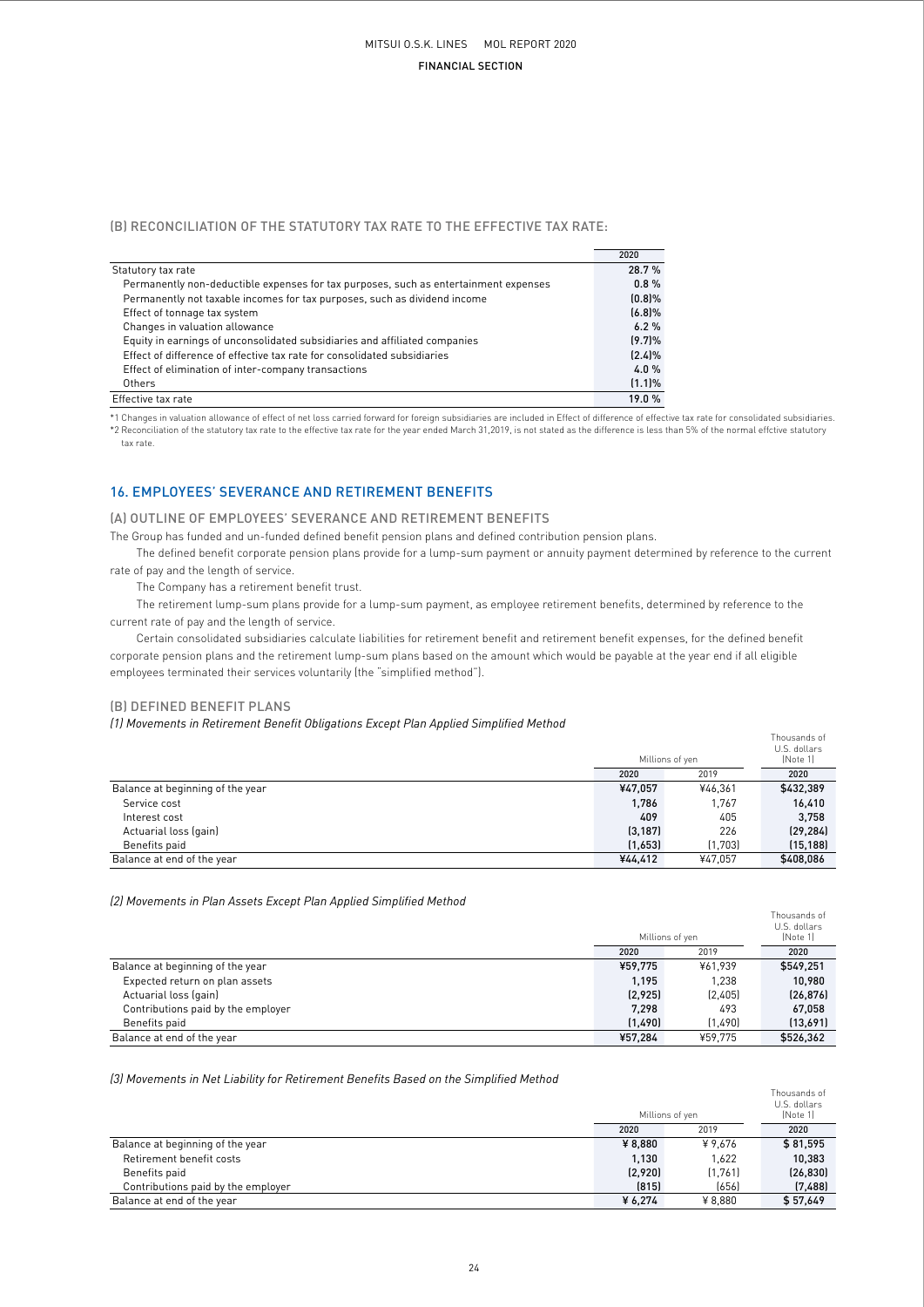### (B) RECONCILIATION OF THE STATUTORY TAX RATE TO THE EFFECTIVE TAX RATE:

| | 2020 |
|---|---|
| Statutory tax rate | 28.7 % |
| Permanently non-deductible expenses for tax purposes, such as entertainment expenses | 0.8 % |
| Permanently not taxable incomes for tax purposes, such as dividend income | (0.8)% |
| Effect of tonnage tax system | (6.8)% |
| Changes in valuation allowance | 6.2 % |
| Equity in earnings of unconsolidated subsidiaries and affiliated companies | (9.7)% |
| Effect of difference of effective tax rate for consolidated subsidiaries | (2.4)% |
| Effect of elimination of inter-company transactions | 4.0 % |
| Others | (1.1)% |
| Effective tax rate | 19.0 % |

*1 Changes in valuation allowance of effect of net loss carried forward for foreign subsidiaries are included in Effect of difference of effective tax rate for consolidated subsidiaries.
*2 Reconciliation of the statutory tax rate to the effective tax rate for the year ended March 31,2019, is not stated as the difference is less than 5% of the normal effctive statutory tax rate.

## 16. EMPLOYEES' SEVERANCE AND RETIREMENT BENEFITS

### (A) OUTLINE OF EMPLOYEES' SEVERANCE AND RETIREMENT BENEFITS

The Group has funded and un-funded defined benefit pension plans and defined contribution pension plans.

The defined benefit corporate pension plans provide for a lump-sum payment or annuity payment determined by reference to the current rate of pay and the length of service.

The Company has a retirement benefit trust.

The retirement lump-sum plans provide for a lump-sum payment, as employee retirement benefits, determined by reference to the current rate of pay and the length of service.

Certain consolidated subsidiaries calculate liabilities for retirement benefit and retirement benefit expenses, for the defined benefit corporate pension plans and the retirement lump-sum plans based on the amount which would be payable at the year end if all eligible employees terminated their services voluntarily (the "simplified method").

### (B) DEFINED BENEFIT PLANS

*(1) Movements in Retirement Benefit Obligations Except Plan Applied Simplified Method*

| | Millions of yen | | Thousands of U.S. dollars (Note 1) |
|---|---|---|---|
| | 2020 | 2019 | 2020 |
| Balance at beginning of the year | ¥47,057 | ¥46,361 | $432,389 |
| Service cost | 1,786 | 1,767 | 16,410 |
| Interest cost | 409 | 405 | 3,758 |
| Actuarial loss (gain) | (3,187) | 226 | (29,284) |
| Benefits paid | (1,653) | (1,703) | (15,188) |
| Balance at end of the year | ¥44,412 | ¥47,057 | $408,086 |

*(2) Movements in Plan Assets Except Plan Applied Simplified Method*

| | Millions of yen | | Thousands of U.S. dollars (Note 1) |
|---|---|---|---|
| | 2020 | 2019 | 2020 |
| Balance at beginning of the year | ¥59,775 | ¥61,939 | $549,251 |
| Expected return on plan assets | 1,195 | 1,238 | 10,980 |
| Actuarial loss (gain) | (2,925) | (2,405) | (26,876) |
| Contributions paid by the employer | 7,298 | 493 | 67,058 |
| Benefits paid | (1,490) | (1,490) | (13,691) |
| Balance at end of the year | ¥57,284 | ¥59,775 | $526,362 |

*(3) Movements in Net Liability for Retirement Benefits Based on the Simplified Method*

| | Millions of yen | | Thousands of U.S. dollars (Note 1) |
|---|---|---|---|
| | 2020 | 2019 | 2020 |
| Balance at beginning of the year | ¥ 8,880 | ¥ 9,676 | $ 81,595 |
| Retirement benefit costs | 1,130 | 1,622 | 10,383 |
| Benefits paid | (2,920) | (1,761) | (26,830) |
| Contributions paid by the employer | (815) | (656) | (7,488) |
| Balance at end of the year | ¥ 6,274 | ¥ 8,880 | $ 57,649 |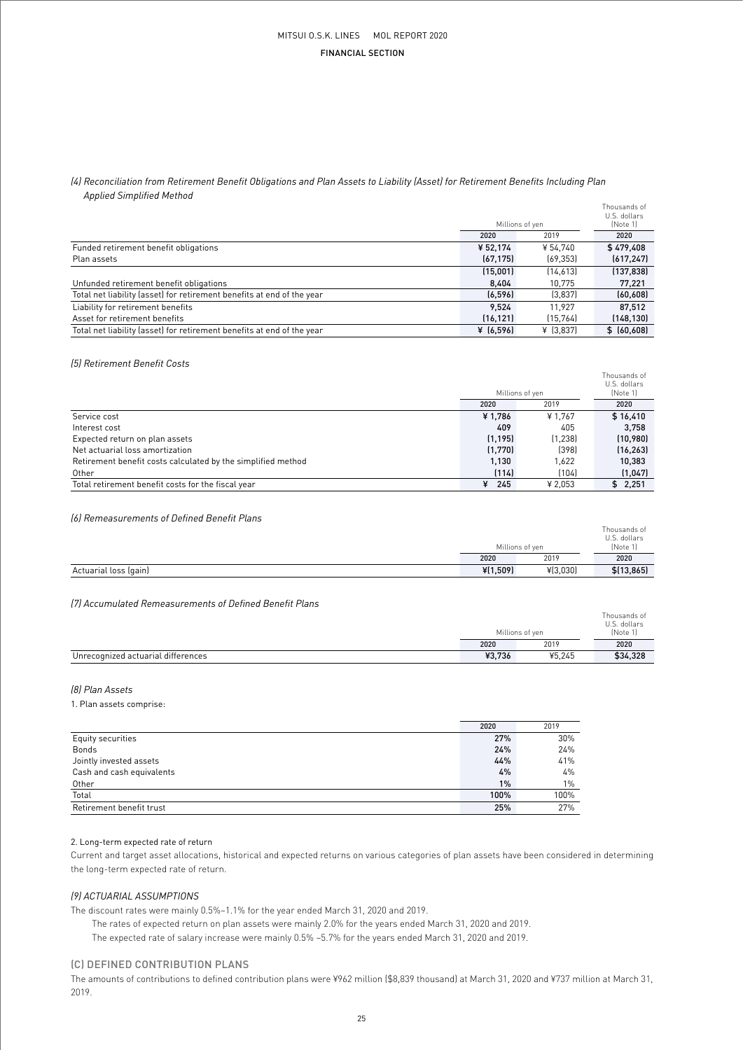*(4) Reconciliation from Retirement Benefit Obligations and Plan Assets to Liability (Asset) for Retirement Benefits Including Plan Applied Simplified Method*

| | Millions of yen | | Thousands of U.S. dollars (Note 1) |
|---|---|---|---|
| | 2020 | 2019 | 2020 |
| Funded retirement benefit obligations | ¥ 52,174 | ¥ 54,740 | $ 479,408 |
| Plan assets | (67,175) | (69,353) | (617,247) |
| | (15,001) | (14,613) | (137,838) |
| Unfunded retirement benefit obligations | 8,404 | 10,775 | 77,221 |
| Total net liability (asset) for retirement benefits at end of the year | (6,596) | (3,837) | (60,608) |
| Liability for retirement benefits | 9,524 | 11,927 | 87,512 |
| Asset for retirement benefits | (16,121) | (15,764) | (148,130) |
| Total net liability (asset) for retirement benefits at end of the year | ¥ (6,596) | ¥ (3,837) | $ (60,608) |

*(5) Retirement Benefit Costs*

| | Millions of yen | | Thousands of U.S. dollars (Note 1) |
|---|---|---|---|
| | 2020 | 2019 | 2020 |
| Service cost | ¥ 1,786 | ¥ 1,767 | $ 16,410 |
| Interest cost | 409 | 405 | 3,758 |
| Expected return on plan assets | (1,195) | (1,238) | (10,980) |
| Net actuarial loss amortization | (1,770) | (398) | (16,263) |
| Retirement benefit costs calculated by the simplified method | 1,130 | 1,622 | 10,383 |
| Other | (114) | (104) | (1,047) |
| Total retirement benefit costs for the fiscal year | ¥ 245 | ¥ 2,053 | $ 2,251 |

*(6) Remeasurements of Defined Benefit Plans*

| | Millions of yen | | Thousands of U.S. dollars (Note 1) |
|---|---|---|---|
| | 2020 | 2019 | 2020 |
| Actuarial loss (gain) | ¥(1,509) | ¥(3,030) | $(13,865) |

*(7) Accumulated Remeasurements of Defined Benefit Plans*

| | Millions of yen | | Thousands of U.S. dollars (Note 1) |
|---|---|---|---|
| | 2020 | 2019 | 2020 |
| Unrecognized actuarial differences | ¥3,736 | ¥5,245 | $34,328 |

*(8) Plan Assets*

1. Plan assets comprise:

| | 2020 | 2019 |
|---|---|---|
| Equity securities | 27% | 30% |
| Bonds | 24% | 24% |
| Jointly invested assets | 44% | 41% |
| Cash and cash equivalents | 4% | 4% |
| Other | 1% | 1% |
| Total | 100% | 100% |
| Retirement benefit trust | 25% | 27% |

2. Long-term expected rate of return

Current and target asset allocations, historical and expected returns on various categories of plan assets have been considered in determining the long-term expected rate of return.

*(9) ACTUARIAL ASSUMPTIONS*

The discount rates were mainly 0.5%–1.1% for the year ended March 31, 2020 and 2019.

The rates of expected return on plan assets were mainly 2.0% for the years ended March 31, 2020 and 2019.

The expected rate of salary increase were mainly 0.5% –5.7% for the years ended March 31, 2020 and 2019.

## (C) DEFINED CONTRIBUTION PLANS

The amounts of contributions to defined contribution plans were ¥962 million ($8,839 thousand) at March 31, 2020 and ¥737 million at March 31, 2019.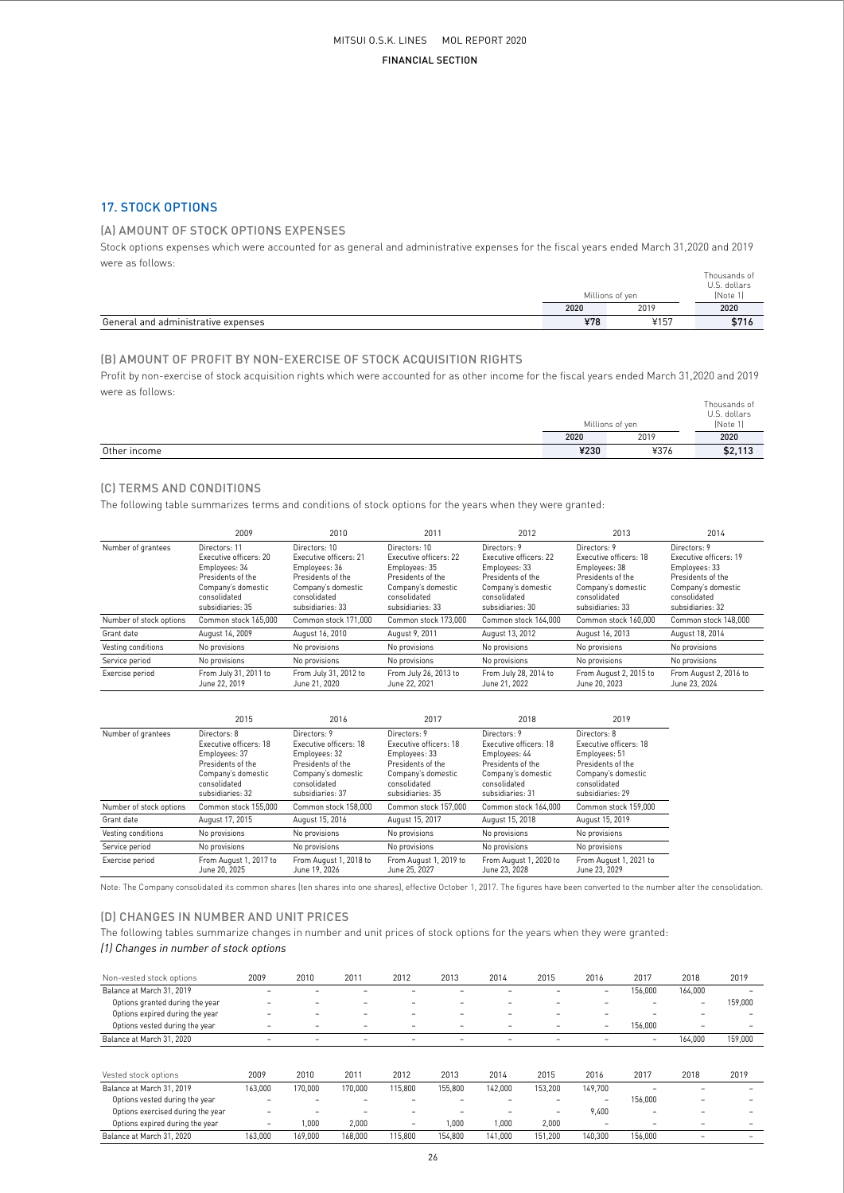## 17. STOCK OPTIONS

### (A) AMOUNT OF STOCK OPTIONS EXPENSES

Stock options expenses which were accounted for as general and administrative expenses for the fiscal years ended March 31,2020 and 2019 were as follows:

| | Millions of yen | | Thousands of U.S. dollars (Note 1) |
|---|---|---|---|
| | 2020 | 2019 | 2020 |
| General and administrative expenses | ¥78 | ¥157 | $716 |

### (B) AMOUNT OF PROFIT BY NON-EXERCISE OF STOCK ACQUISITION RIGHTS

Profit by non-exercise of stock acquisition rights which were accounted for as other income for the fiscal years ended March 31,2020 and 2019 were as follows:

| | Millions of yen | | Thousands of U.S. dollars (Note 1) |
|---|---|---|---|
| | 2020 | 2019 | 2020 |
| Other income | ¥230 | ¥376 | $2,113 |

### (C) TERMS AND CONDITIONS

The following table summarizes terms and conditions of stock options for the years when they were granted:

| | 2009 | 2010 | 2011 | 2012 | 2013 | 2014 |
|---|---|---|---|---|---|---|
| Number of grantees | Directors: 11<br>Executive officers: 20<br>Employees: 34<br>Presidents of the Company's domestic consolidated subsidiaries: 35 | Directors: 10<br>Executive officers: 21<br>Employees: 36<br>Presidents of the Company's domestic consolidated subsidiaries: 33 | Directors: 10<br>Executive officers: 22<br>Employees: 35<br>Presidents of the Company's domestic consolidated subsidiaries: 33 | Directors: 9<br>Executive officers: 22<br>Employees: 33<br>Presidents of the Company's domestic consolidated subsidiaries: 30 | Directors: 9<br>Executive officers: 18<br>Employees: 38<br>Presidents of the Company's domestic consolidated subsidiaries: 33 | Directors: 9<br>Executive officers: 19<br>Employees: 33<br>Presidents of the Company's domestic consolidated subsidiaries: 32 |
| Number of stock options | Common stock 165,000 | Common stock 171,000 | Common stock 173,000 | Common stock 164,000 | Common stock 160,000 | Common stock 148,000 |
| Grant date | August 14, 2009 | August 16, 2010 | August 9, 2011 | August 13, 2012 | August 16, 2013 | August 18, 2014 |
| Vesting conditions | No provisions | No provisions | No provisions | No provisions | No provisions | No provisions |
| Service period | No provisions | No provisions | No provisions | No provisions | No provisions | No provisions |
| Exercise period | From July 31, 2011 to June 22, 2019 | From July 31, 2012 to June 21, 2020 | From July 26, 2013 to June 22, 2021 | From July 28, 2014 to June 21, 2022 | From August 2, 2015 to June 20, 2023 | From August 2, 2016 to June 23, 2024 |

| | 2015 | 2016 | 2017 | 2018 | 2019 |
|---|---|---|---|---|---|
| Number of grantees | Directors: 8<br>Executive officers: 18<br>Employees: 37<br>Presidents of the Company's domestic consolidated subsidiaries: 32 | Directors: 9<br>Executive officers: 18<br>Employees: 32<br>Presidents of the Company's domestic consolidated subsidiaries: 37 | Directors: 9<br>Executive officers: 18<br>Employees: 33<br>Presidents of the Company's domestic consolidated subsidiaries: 35 | Directors: 9<br>Executive officers: 18<br>Employees: 44<br>Presidents of the Company's domestic consolidated subsidiaries: 31 | Directors: 8<br>Executive officers: 18<br>Employees: 51<br>Presidents of the Company's domestic consolidated subsidiaries: 29 |
| Number of stock options | Common stock 155,000 | Common stock 158,000 | Common stock 157,000 | Common stock 164,000 | Common stock 159,000 |
| Grant date | August 17, 2015 | August 15, 2016 | August 15, 2017 | August 15, 2018 | August 15, 2019 |
| Vesting conditions | No provisions | No provisions | No provisions | No provisions | No provisions |
| Service period | No provisions | No provisions | No provisions | No provisions | No provisions |
| Exercise period | From August 1, 2017 to June 20, 2025 | From August 1, 2018 to June 19, 2026 | From August 1, 2019 to June 25, 2027 | From August 1, 2020 to June 23, 2028 | From August 1, 2021 to June 23, 2029 |

Note: The Company consolidated its common shares (ten shares into one share), effective October 1, 2017. The figures have been converted to the number after the consolidation.

### (D) CHANGES IN NUMBER AND UNIT PRICES

The following tables summarize changes in number and unit prices of stock options for the years when they were granted:

*(1) Changes in number of stock options*

| Non-vested stock options | 2009 | 2010 | 2011 | 2012 | 2013 | 2014 | 2015 | 2016 | 2017 | 2018 | 2019 |
|---|---|---|---|---|---|---|---|---|---|---|---|
| Balance at March 31, 2019 | – | – | – | – | – | – | – | – | 156,000 | 164,000 | – |
| Options granted during the year | – | – | – | – | – | – | – | – | – | – | 159,000 |
| Options expired during the year | – | – | – | – | – | – | – | – | – | – | – |
| Options vested during the year | – | – | – | – | – | – | – | – | 156,000 | – | – |
| Balance at March 31, 2020 | – | – | – | – | – | – | – | – | – | 164,000 | 159,000 |

| Vested stock options | 2009 | 2010 | 2011 | 2012 | 2013 | 2014 | 2015 | 2016 | 2017 | 2018 | 2019 |
|---|---|---|---|---|---|---|---|---|---|---|---|
| Balance at March 31, 2019 | 163,000 | 170,000 | 170,000 | 115,800 | 155,800 | 142,000 | 153,200 | 149,700 | – | – | – |
| Options vested during the year | – | – | – | – | – | – | – | – | 156,000 | – | – |
| Options exercised during the year | – | – | – | – | – | – | – | 9,400 | – | – | – |
| Options expired during the year | – | 1,000 | 2,000 | – | 1,000 | 1,000 | 2,000 | – | – | – | – |
| Balance at March 31, 2020 | 163,000 | 169,000 | 168,000 | 115,800 | 154,800 | 141,000 | 151,200 | 140,300 | 156,000 | – | – |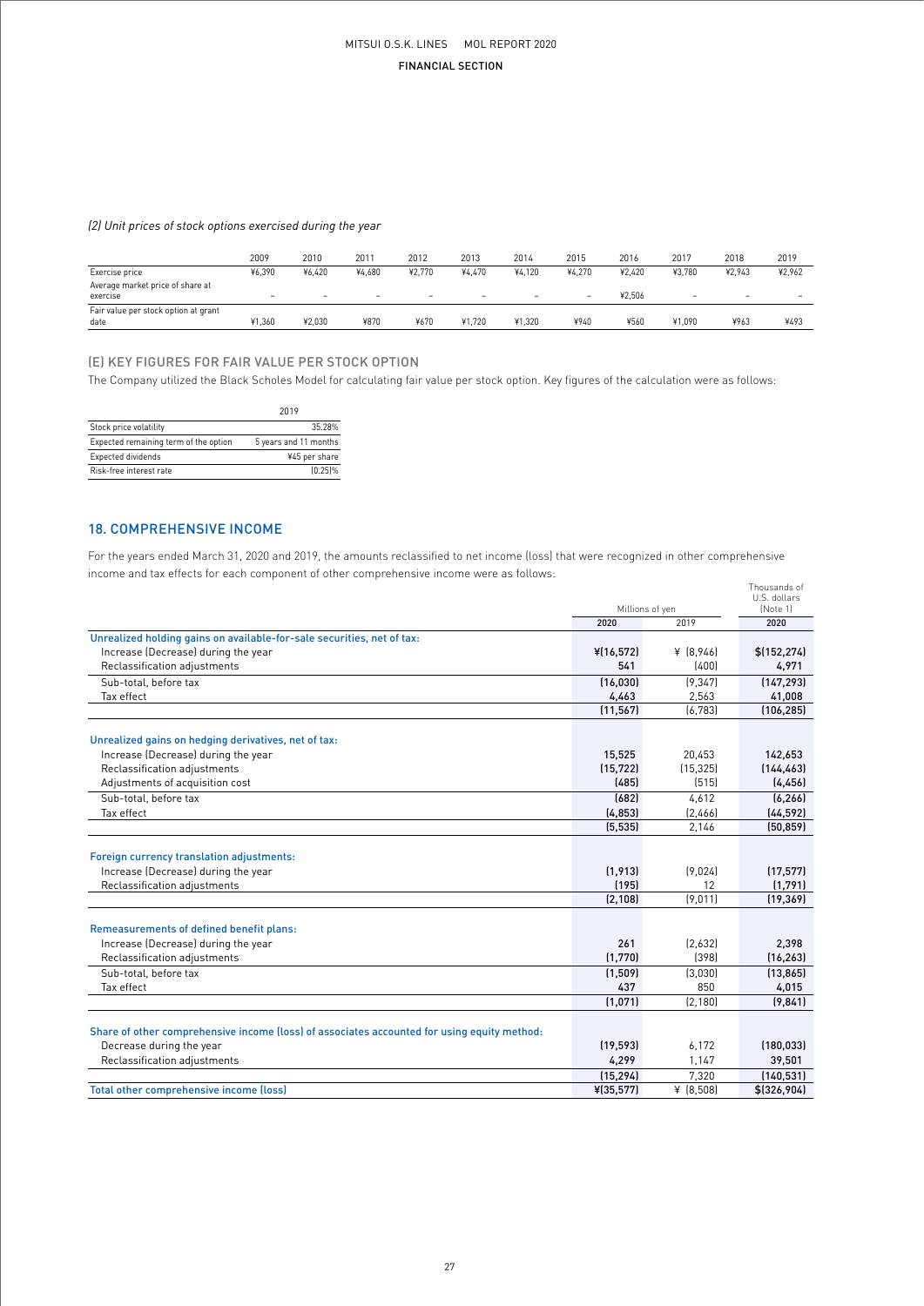*(2) Unit prices of stock options exercised during the year*

| | 2009 | 2010 | 2011 | 2012 | 2013 | 2014 | 2015 | 2016 | 2017 | 2018 | 2019 |
|---|---|---|---|---|---|---|---|---|---|---|---|
| Exercise price | ¥6,390 | ¥6,420 | ¥4,680 | ¥2,770 | ¥4,470 | ¥4,120 | ¥4,270 | ¥2,420 | ¥3,780 | ¥2,943 | ¥2,962 |
| Average market price of share at exercise | – | – | – | – | – | – | – | ¥2,506 | – | – | – |
| Fair value per stock option at grant date | ¥1,360 | ¥2,030 | ¥870 | ¥670 | ¥1,720 | ¥1,320 | ¥940 | ¥560 | ¥1,090 | ¥963 | ¥493 |

## (E) KEY FIGURES FOR FAIR VALUE PER STOCK OPTION

The Company utilized the Black Scholes Model for calculating fair value per stock option. Key figures of the calculation were as follows:

| | 2019 |
|---|---|
| Stock price volatility | 35.28% |
| Expected remaining term of the option | 5 years and 11 months |
| Expected dividends | ¥45 per share |
| Risk-free interest rate | (0.25)% |

## 18. COMPREHENSIVE INCOME

For the years ended March 31, 2020 and 2019, the amounts reclassified to net income (loss) that were recognized in other comprehensive income and tax effects for each component of other comprehensive income were as follows:

| | Millions of yen | | Thousands of U.S. dollars (Note 1) |
|---|---|---|---|
| | 2020 | 2019 | 2020 |
| **Unrealized holding gains on available-for-sale securities, net of tax:** | | | |
| Increase (Decrease) during the year | ¥(16,572) | ¥ (8,946) | $(152,274) |
| Reclassification adjustments | 541 | (400) | 4,971 |
| Sub-total, before tax | (16,030) | (9,347) | (147,293) |
| Tax effect | 4,463 | 2,563 | 41,008 |
| | (11,567) | (6,783) | (106,285) |
| **Unrealized gains on hedging derivatives, net of tax:** | | | |
| Increase (Decrease) during the year | 15,525 | 20,453 | 142,653 |
| Reclassification adjustments | (15,722) | (15,325) | (144,463) |
| Adjustments of acquisition cost | (485) | (515) | (4,456) |
| Sub-total, before tax | (682) | 4,612 | (6,266) |
| Tax effect | (4,853) | (2,466) | (44,592) |
| | (5,535) | 2,146 | (50,859) |
| **Foreign currency translation adjustments:** | | | |
| Increase (Decrease) during the year | (1,913) | (9,024) | (17,577) |
| Reclassification adjustments | (195) | 12 | (1,791) |
| | (2,108) | (9,011) | (19,369) |
| **Remeasurements of defined benefit plans:** | | | |
| Increase (Decrease) during the year | 261 | (2,632) | 2,398 |
| Reclassification adjustments | (1,770) | (398) | (16,263) |
| Sub-total, before tax | (1,509) | (3,030) | (13,865) |
| Tax effect | 437 | 850 | 4,015 |
| | (1,071) | (2,180) | (9,841) |
| **Share of other comprehensive income (loss) of associates accounted for using equity method:** | | | |
| Decrease during the year | (19,593) | 6,172 | (180,033) |
| Reclassification adjustments | 4,299 | 1,147 | 39,501 |
| | (15,294) | 7,320 | (140,531) |
| **Total other comprehensive income (loss)** | ¥(35,577) | ¥ (8,508) | $(326,904) |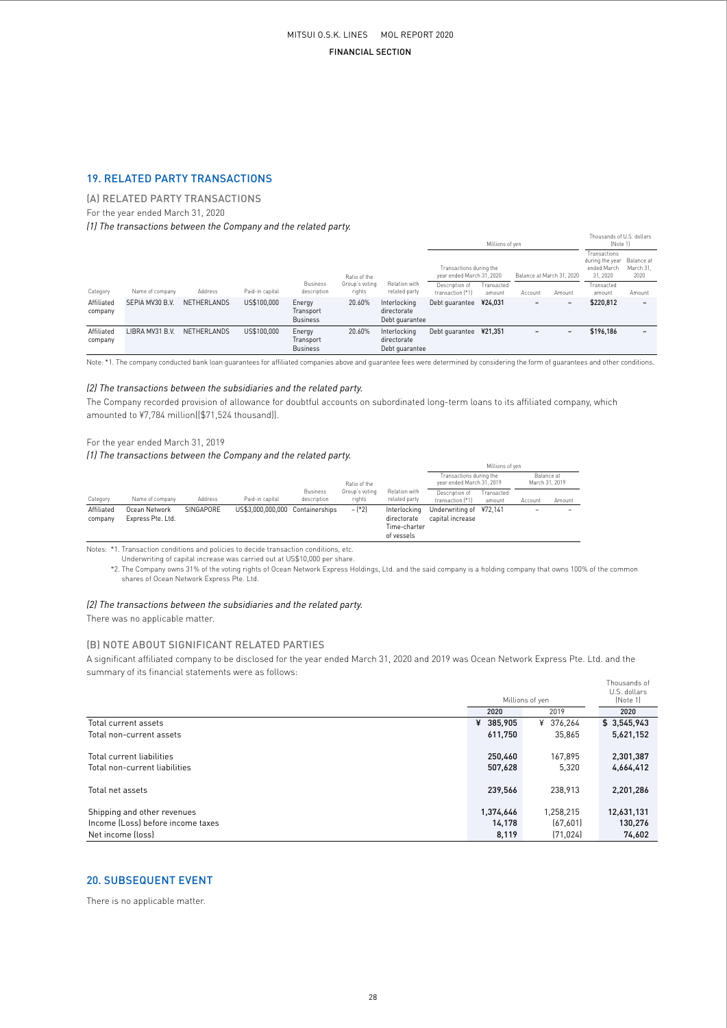## 19. RELATED PARTY TRANSACTIONS

### (A) RELATED PARTY TRANSACTIONS

For the year ended March 31, 2020

*(1) The transactions between the Company and the related party.*

| | | | | | | | Millions of yen | | | | Thousands of U.S. dollars (Note 1) | |
|---|---|---|---|---|---|---|---|---|---|---|---|---|
| | | | | | | | Transactions during the year ended March 31, 2020 | | Balance at March 31, 2020 | | Transactions during the year ended March 31, 2020 | Balance at March 31, 2020 |
| Category | Name of company | Address | Paid-in capital | Business description | Ratio of the Group's voting rights | Relation with related party | Description of transaction (*1) | Transacted amount | Account | Amount | Transacted amount | Amount |
| Affiliated company | SEPIA MV30 B.V. | NETHERLANDS | US$100,000 | Energy Transport Business | 20.60% | Interlocking directorate Debt guarantee | Debt guarantee | ¥24,031 | – | – | $220,812 | – |
| Affiliated company | LIBRA MV31 B.V. | NETHERLANDS | US$100,000 | Energy Transport Business | 20.60% | Interlocking directorate Debt guarantee | Debt guarantee | ¥21,351 | – | – | $196,186 | – |

Note: *1. The company conducted bank loan guarantees for affiliated companies above and guarantee fees were determined by considering the form of guarantees and other conditions.

*(2) The transactions between the subsidiaries and the related party.*

The Company recorded provision of allowance for doubtful accounts on subordinated long-term loans to its affiliated company, which amounted to ¥7,784 million[($71,524 thousand)].

For the year ended March 31, 2019

*(1) The transactions between the Company and the related party.*

| | | | | | | | Millions of yen | | | |
|---|---|---|---|---|---|---|---|---|---|---|
| | | | | | | | Transactions during the year ended March 31, 2019 | | Balance at March 31, 2019 | |
| Category | Name of company | Address | Paid-in capital | Business description | Ratio of the Group's voting rights | Relation with related party | Description of transaction (*1) | Transacted amount | Account | Amount |
| Affiliated company | Ocean Network Express Pte. Ltd. | SINGAPORE | US$3,000,000,000 | Containerships | – (*2) | Interlocking directorate Time-charter of vessels | Underwriting of capital increase | ¥72,141 | – | – |

Notes: *1. Transaction conditions and policies to decide transaction conditions, etc.
Underwriting of capital increase was carried out at US$10,000 per share.
*2. The Company owns 31% of the voting rights of Ocean Network Express Holdings, Ltd. and the said company is a holding company that owns 100% of the common shares of Ocean Network Express Pte. Ltd.

*(2) The transactions between the subsidiaries and the related party.*

There was no applicable matter.

### (B) NOTE ABOUT SIGNIFICANT RELATED PARTIES

A significant affiliated company to be disclosed for the year ended March 31, 2020 and 2019 was Ocean Network Express Pte. Ltd. and the summary of its financial statements were as follows:

| | Millions of yen | | Thousands of U.S. dollars (Note 1) |
|---|---|---|---|
| | 2020 | 2019 | 2020 |
| Total current assets | ¥ 385,905 | ¥ 376,264 | $ 3,545,943 |
| Total non-current assets | 611,750 | 35,865 | 5,621,152 |
| Total current liabilities | 250,460 | 167,895 | 2,301,387 |
| Total non-current liabilities | 507,628 | 5,320 | 4,664,412 |
| Total net assets | 239,566 | 238,913 | 2,201,286 |
| Shipping and other revenues | 1,374,646 | 1,258,215 | 12,631,131 |
| Income (Loss) before income taxes | 14,178 | (67,601) | 130,276 |
| Net income (loss) | 8,119 | (71,024) | 74,602 |

## 20. SUBSEQUENT EVENT

There is no applicable matter.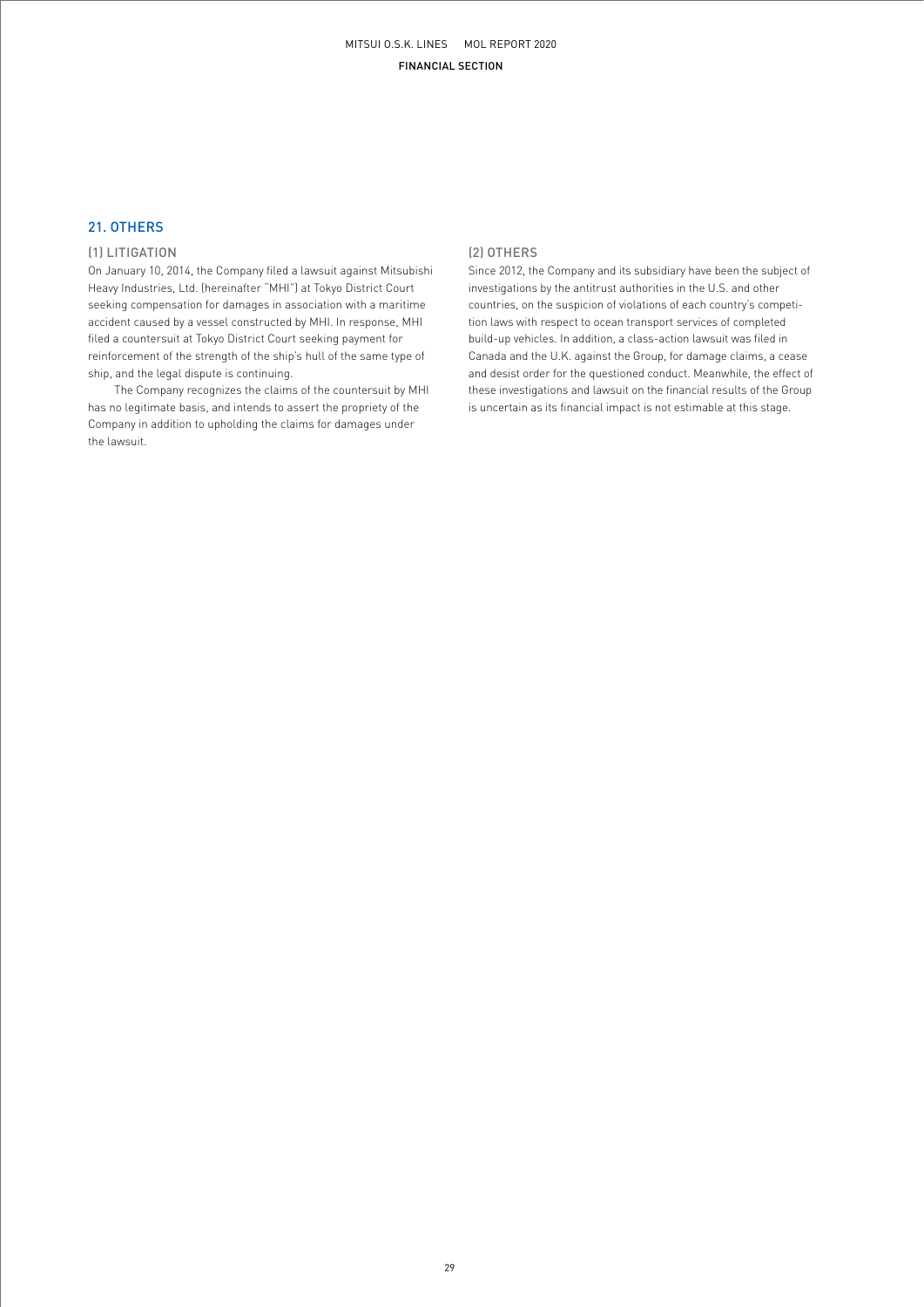## 21. OTHERS

### (1) LITIGATION

On January 10, 2014, the Company filed a lawsuit against Mitsubishi Heavy Industries, Ltd. (hereinafter "MHI") at Tokyo District Court seeking compensation for damages in association with a maritime accident caused by a vessel constructed by MHI. In response, MHI filed a countersuit at Tokyo District Court seeking payment for reinforcement of the strength of the ship's hull of the same type of ship, and the legal dispute is continuing.

The Company recognizes the claims of the countersuit by MHI has no legitimate basis, and intends to assert the propriety of the Company in addition to upholding the claims for damages under the lawsuit.

### (2) OTHERS

Since 2012, the Company and its subsidiary have been the subject of investigations by the antitrust authorities in the U.S. and other countries, on the suspicion of violations of each country's competition laws with respect to ocean transport services of completed build-up vehicles. In addition, a class-action lawsuit was filed in Canada and the U.K. against the Group, for damage claims, a cease and desist order for the questioned conduct. Meanwhile, the effect of these investigations and lawsuit on the financial results of the Group is uncertain as its financial impact is not estimable at this stage.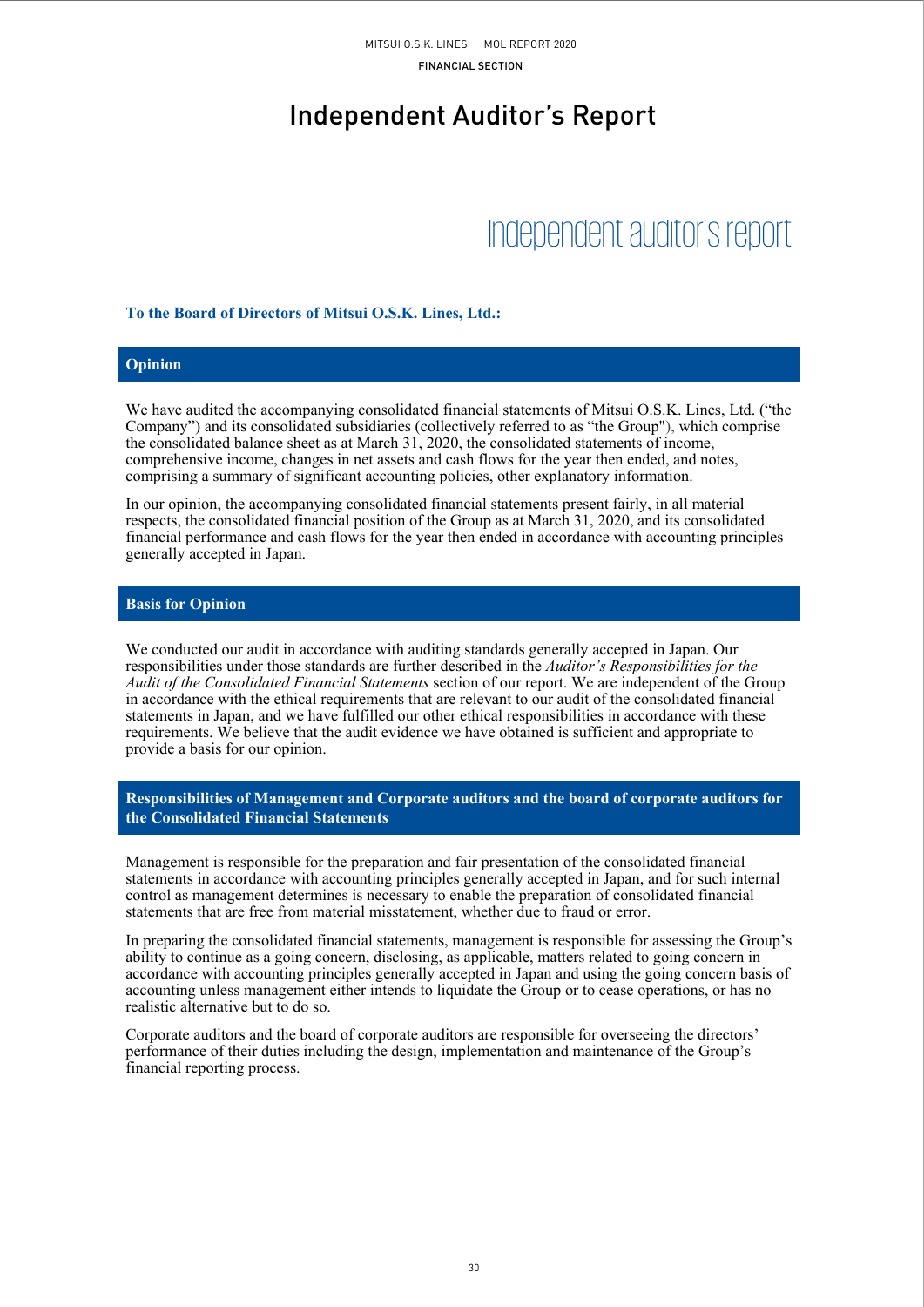# Independent Auditor's Report

## Independent auditor's report

**To the Board of Directors of Mitsui O.S.K. Lines, Ltd.:**

### Opinion

We have audited the accompanying consolidated financial statements of Mitsui O.S.K. Lines, Ltd. ("the Company") and its consolidated subsidiaries (collectively referred to as "the Group"), which comprise the consolidated balance sheet as at March 31, 2020, the consolidated statements of income, comprehensive income, changes in net assets and cash flows for the year then ended, and notes, comprising a summary of significant accounting policies, other explanatory information.

In our opinion, the accompanying consolidated financial statements present fairly, in all material respects, the consolidated financial position of the Group as at March 31, 2020, and its consolidated financial performance and cash flows for the year then ended in accordance with accounting principles generally accepted in Japan.

### Basis for Opinion

We conducted our audit in accordance with auditing standards generally accepted in Japan. Our responsibilities under those standards are further described in the *Auditor's Responsibilities for the Audit of the Consolidated Financial Statements* section of our report. We are independent of the Group in accordance with the ethical requirements that are relevant to our audit of the consolidated financial statements in Japan, and we have fulfilled our other ethical responsibilities in accordance with these requirements. We believe that the audit evidence we have obtained is sufficient and appropriate to provide a basis for our opinion.

### Responsibilities of Management and Corporate auditors and the board of corporate auditors for the Consolidated Financial Statements

Management is responsible for the preparation and fair presentation of the consolidated financial statements in accordance with accounting principles generally accepted in Japan, and for such internal control as management determines is necessary to enable the preparation of consolidated financial statements that are free from material misstatement, whether due to fraud or error.

In preparing the consolidated financial statements, management is responsible for assessing the Group's ability to continue as a going concern, disclosing, as applicable, matters related to going concern in accordance with accounting principles generally accepted in Japan and using the going concern basis of accounting unless management either intends to liquidate the Group or to cease operations, or has no realistic alternative but to do so.

Corporate auditors and the board of corporate auditors are responsible for overseeing the directors' performance of their duties including the design, implementation and maintenance of the Group's financial reporting process.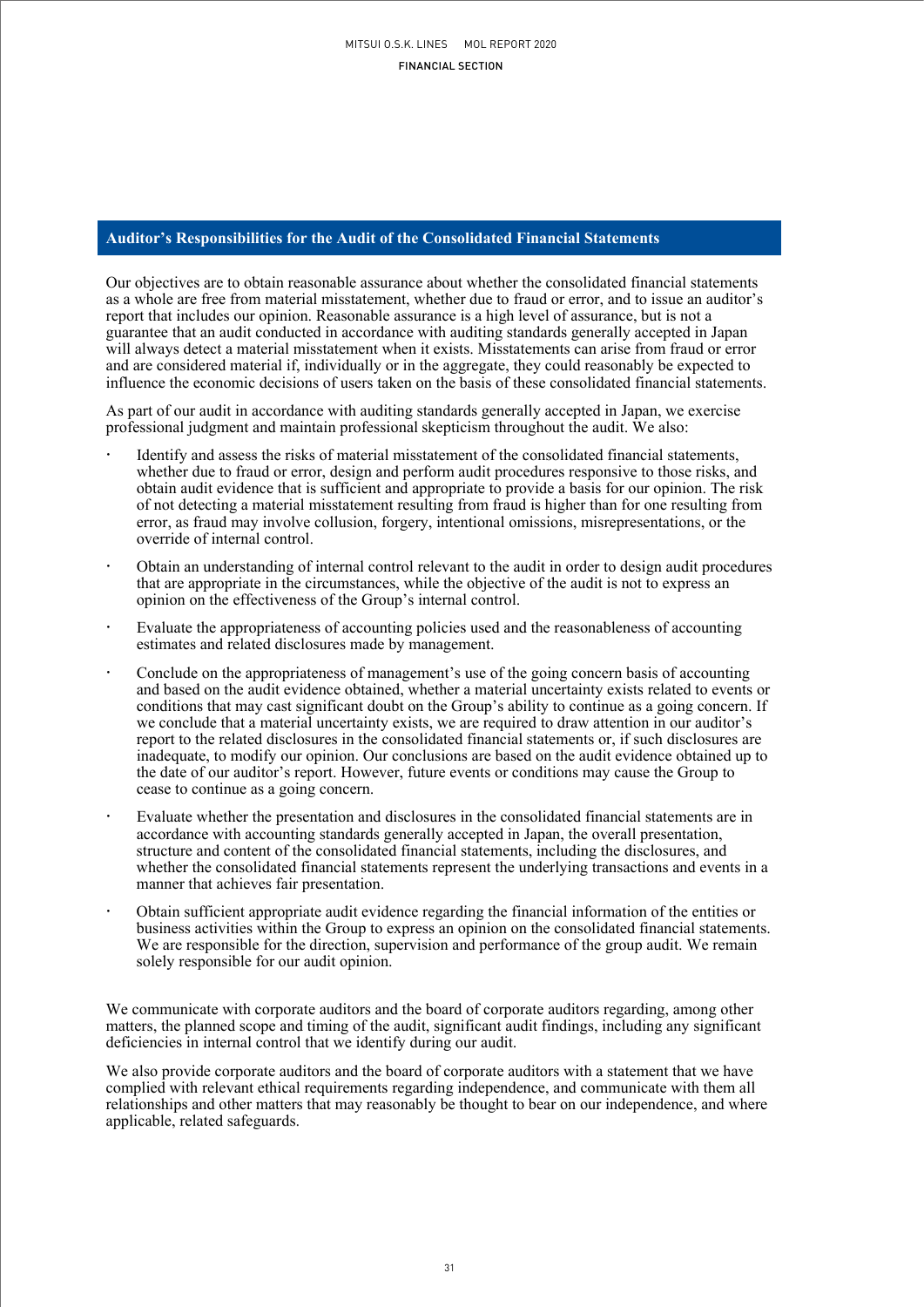## Auditor's Responsibilities for the Audit of the Consolidated Financial Statements

Our objectives are to obtain reasonable assurance about whether the consolidated financial statements as a whole are free from material misstatement, whether due to fraud or error, and to issue an auditor's report that includes our opinion. Reasonable assurance is a high level of assurance, but is not a guarantee that an audit conducted in accordance with auditing standards generally accepted in Japan will always detect a material misstatement when it exists. Misstatements can arise from fraud or error and are considered material if, individually or in the aggregate, they could reasonably be expected to influence the economic decisions of users taken on the basis of these consolidated financial statements.

As part of our audit in accordance with auditing standards generally accepted in Japan, we exercise professional judgment and maintain professional skepticism throughout the audit. We also:

- Identify and assess the risks of material misstatement of the consolidated financial statements, whether due to fraud or error, design and perform audit procedures responsive to those risks, and obtain audit evidence that is sufficient and appropriate to provide a basis for our opinion. The risk of not detecting a material misstatement resulting from fraud is higher than for one resulting from error, as fraud may involve collusion, forgery, intentional omissions, misrepresentations, or the override of internal control.
- Obtain an understanding of internal control relevant to the audit in order to design audit procedures that are appropriate in the circumstances, while the objective of the audit is not to express an opinion on the effectiveness of the Group's internal control.
- Evaluate the appropriateness of accounting policies used and the reasonableness of accounting estimates and related disclosures made by management.
- Conclude on the appropriateness of management's use of the going concern basis of accounting and based on the audit evidence obtained, whether a material uncertainty exists related to events or conditions that may cast significant doubt on the Group's ability to continue as a going concern. If we conclude that a material uncertainty exists, we are required to draw attention in our auditor's report to the related disclosures in the consolidated financial statements or, if such disclosures are inadequate, to modify our opinion. Our conclusions are based on the audit evidence obtained up to the date of our auditor's report. However, future events or conditions may cause the Group to cease to continue as a going concern.
- Evaluate whether the presentation and disclosures in the consolidated financial statements are in accordance with accounting standards generally accepted in Japan, the overall presentation, structure and content of the consolidated financial statements, including the disclosures, and whether the consolidated financial statements represent the underlying transactions and events in a manner that achieves fair presentation.
- Obtain sufficient appropriate audit evidence regarding the financial information of the entities or business activities within the Group to express an opinion on the consolidated financial statements. We are responsible for the direction, supervision and performance of the group audit. We remain solely responsible for our audit opinion.

We communicate with corporate auditors and the board of corporate auditors regarding, among other matters, the planned scope and timing of the audit, significant audit findings, including any significant deficiencies in internal control that we identify during our audit.

We also provide corporate auditors and the board of corporate auditors with a statement that we have complied with relevant ethical requirements regarding independence, and communicate with them all relationships and other matters that may reasonably be thought to bear on our independence, and where applicable, related safeguards.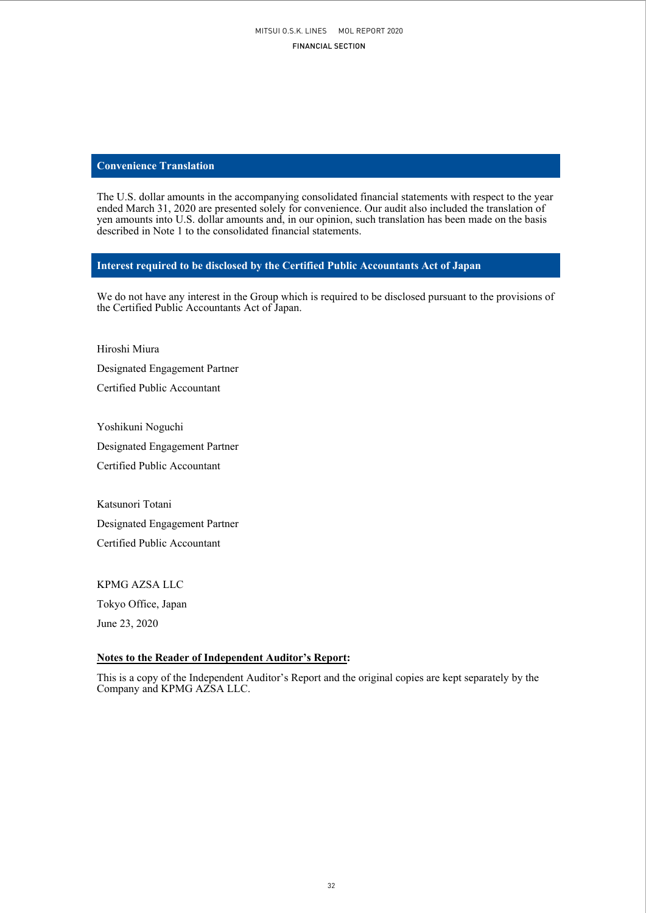## Convenience Translation

The U.S. dollar amounts in the accompanying consolidated financial statements with respect to the year ended March 31, 2020 are presented solely for convenience. Our audit also included the translation of yen amounts into U.S. dollar amounts and, in our opinion, such translation has been made on the basis described in Note 1 to the consolidated financial statements.

## Interest required to be disclosed by the Certified Public Accountants Act of Japan

We do not have any interest in the Group which is required to be disclosed pursuant to the provisions of the Certified Public Accountants Act of Japan.

Hiroshi Miura

Designated Engagement Partner

Certified Public Accountant

Yoshikuni Noguchi

Designated Engagement Partner

Certified Public Accountant

Katsunori Totani

Designated Engagement Partner

Certified Public Accountant

KPMG AZSA LLC

Tokyo Office, Japan

June 23, 2020

**Notes to the Reader of Independent Auditor's Report:**

This is a copy of the Independent Auditor's Report and the original copies are kept separately by the Company and KPMG AZSA LLC.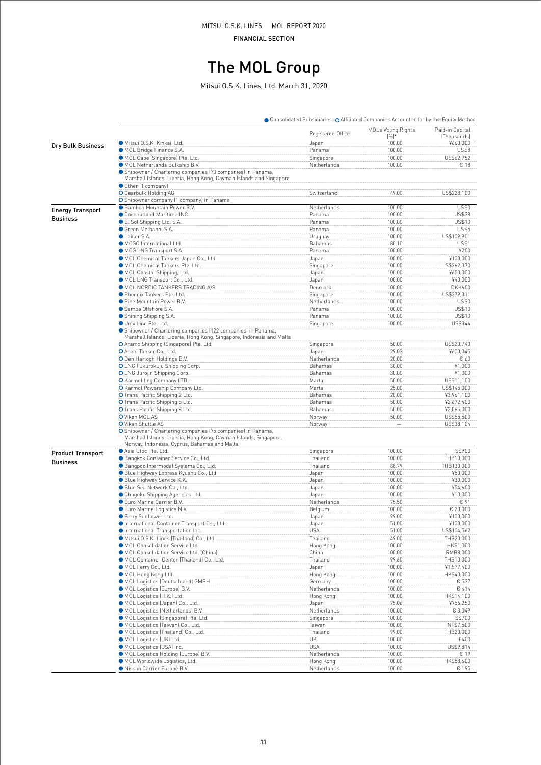# The MOL Group

Mitsui O.S.K. Lines, Ltd. March 31, 2020

● Consolidated Subsidiaries ○ Affiliated Companies Accounted for by the Equity Method

| | | Registered Office | MOL's Voting Rights (%)* | Paid-in Capital (Thousands) |
|---|---|---|---|---|
| Dry Bulk Business | ● Mitsui O.S.K. Kinkai, Ltd. | Japan | 100.00 | ¥660,000 |
| | ● MOL Bridge Finance S.A. | Panama | 100.00 | US$8 |
| | ● MOL Cape (Singapore) Pte. Ltd. | Singapore | 100.00 | US$62,752 |
| | ● MOL Netherlands Bulkship B.V. | Netherlands | 100.00 | €18 |
| | ● Shipowner / Chartering companies (73 companies) in Panama, Marshall Islands, Liberia, Hong Kong, Cayman Islands and Singapore | | | |
| | ● Other (1 company) | | | |
| | ○ Gearbulk Holding AG | Switzerland | 49.00 | US$228,100 |
| | ○ Shipowner company (1 company) in Panama | | | |
| Energy Transport Business | ● Bamboo Mountain Power B.V. | Netherlands | 100.00 | US$0 |
| | ● Coconutland Maritime INC. | Panama | 100.00 | US$38 |
| | ● El Sol Shipping Ltd. S.A. | Panama | 100.00 | US$10 |
| | ● Green Methanol S.A. | Panama | 100.00 | US$5 |
| | ● Lakler S.A. | Uruguay | 100.00 | US$109,901 |
| | ● MCGC International Ltd. | Bahamas | 80.10 | US$1 |
| | ● MOG LNG Transport S.A. | Panama | 100.00 | ¥200 |
| | ● MOL Chemical Tankers Japan Co., Ltd. | Japan | 100.00 | ¥100,000 |
| | ● MOL Chemical Tankers Pte. Ltd. | Singapore | 100.00 | S$262,370 |
| | ● MOL Coastal Shipping, Ltd. | Japan | 100.00 | ¥650,000 |
| | ● MOL LNG Transport Co., Ltd. | Japan | 100.00 | ¥40,000 |
| | ● MOL NORDIC TANKERS TRADING A/S | Denmark | 100.00 | DKK600 |
| | ● Phoenix Tankers Pte. Ltd. | Singapore | 100.00 | US$379,311 |
| | ● Pine Mountain Power B.V. | Netherlands | 100.00 | US$0 |
| | ● Samba Offshore S.A. | Panama | 100.00 | US$10 |
| | ● Shining Shipping S.A. | Panama | 100.00 | US$10 |
| | ● Unix Line Pte. Ltd. | Singapore | 100.00 | US$344 |
| | ● Shipowner / Chartering companies (122 companies) in Panama, Marshall Islands, Liberia, Hong Kong, Singapore, Indonesia and Malta | | | |
| | ○ Aramo Shipping (Singapore) Pte. Ltd. | Singapore | 50.00 | US$20,743 |
| | ○ Asahi Tanker Co., Ltd. | Japan | 29.03 | ¥600,045 |
| | ○ Den Hartogh Holdings B.V. | Netherlands | 20.00 | €60 |
| | ○ LNG Fukurokuju Shipping Corp. | Bahamas | 30.00 | ¥1,000 |
| | ○ LNG Jurojin Shipping Corp. | Bahamas | 30.00 | ¥1,000 |
| | ○ Karmol Lng Company LTD. | Marta | 50.00 | US$11,100 |
| | ○ Karmol Powership Company Ltd. | Marta | 25.00 | US$145,000 |
| | ○ Trans Pacific Shipping 2 Ltd. | Bahamas | 20.00 | ¥3,961,100 |
| | ○ Trans Pacific Shipping 5 Ltd. | Bahamas | 50.00 | ¥2,672,400 |
| | ○ Trans Pacific Shipping 8 Ltd. | Bahamas | 50.00 | ¥2,065,000 |
| | ○ Viken MOL AS | Norway | 50.00 | US$55,500 |
| | ○ Viken Shuttle AS | Norway | — | US$38,104 |
| | ○ Shipowner / Chartering companies (75 companies) in Panama, Marshall Islands, Liberia, Hong Kong, Cayman Islands, Singapore, Norway, Indonesia, Cyprus, Bahamas and Malta | | | |
| Product Transport Business | ● Asia Utoc Pte. Ltd. | Singapore | 100.00 | S$900 |
| | ● Bangkok Container Service Co., Ltd. | Thailand | 100.00 | THB10,000 |
| | ● Bangpoo Intermodal Systems Co., Ltd. | Thailand | 88.79 | THB130,000 |
| | ● Blue Highway Express Kyushu Co., Ltd | Japan | 100.00 | ¥50,000 |
| | ● Blue Highway Service K.K. | Japan | 100.00 | ¥30,000 |
| | ● Blue Sea Network Co., Ltd. | Japan | 100.00 | ¥54,600 |
| | ● Chugoku Shipping Agencies Ltd. | Japan | 100.00 | ¥10,000 |
| | ● Euro Marine Carrier B.V. | Netherlands | 75.50 | €91 |
| | ● Euro Marine Logistics N.V. | Belgium | 100.00 | €20,000 |
| | ● Ferry Sunflower Ltd. | Japan | 99.00 | ¥100,000 |
| | ● International Container Transport Co., Ltd. | Japan | 51.00 | ¥100,000 |
| | ● International Transportation Inc. | USA | 51.00 | US$104,562 |
| | ● Mitsui O.S.K. Lines (Thailand) Co., Ltd. | Thailand | 49.00 | THB20,000 |
| | ● MOL Consolidation Service Ltd. | Hong Kong | 100.00 | HK$1,000 |
| | ● MOL Consolidation Service Ltd. (China) | China | 100.00 | RMB8,000 |
| | ● MOL Container Center (Thailand) Co., Ltd. | Thailand | 99.60 | THB10,000 |
| | ● MOL Ferry Co., Ltd. | Japan | 100.00 | ¥1,577,400 |
| | ● MOL Hong Kong Ltd. | Hong Kong | 100.00 | HK$40,000 |
| | ● MOL Logistics (Deutschland) GMBH | Germany | 100.00 | €537 |
| | ● MOL Logistics (Europe) B.V. | Netherlands | 100.00 | €414 |
| | ● MOL Logistics (H.K.) Ltd. | Hong Kong | 100.00 | HK$14,100 |
| | ● MOL Logistics (Japan) Co., Ltd. | Japan | 75.06 | ¥756,250 |
| | ● MOL Logistics (Netherlands) B.V. | Netherlands | 100.00 | €3,049 |
| | ● MOL Logistics (Singapore) Pte. Ltd. | Singapore | 100.00 | S$700 |
| | ● MOL Logistics (Taiwan) Co., Ltd. | Taiwan | 100.00 | NT$7,500 |
| | ● MOL Logistics (Thailand) Co., Ltd. | Thailand | 99.00 | THB20,000 |
| | ● MOL Logistics (UK) Ltd. | UK | 100.00 | £400 |
| | ● MOL Logistics (USA) Inc. | USA | 100.00 | US$9,814 |
| | ● MOL Logistics Holding (Europe) B.V. | Netherlands | 100.00 | €19 |
| | ● MOL Worldwide Logistics, Ltd. | Hong Kong | 100.00 | HK$58,600 |
| | ● Nissan Carrier Europe B.V. | Netherlands | 100.00 | €195 |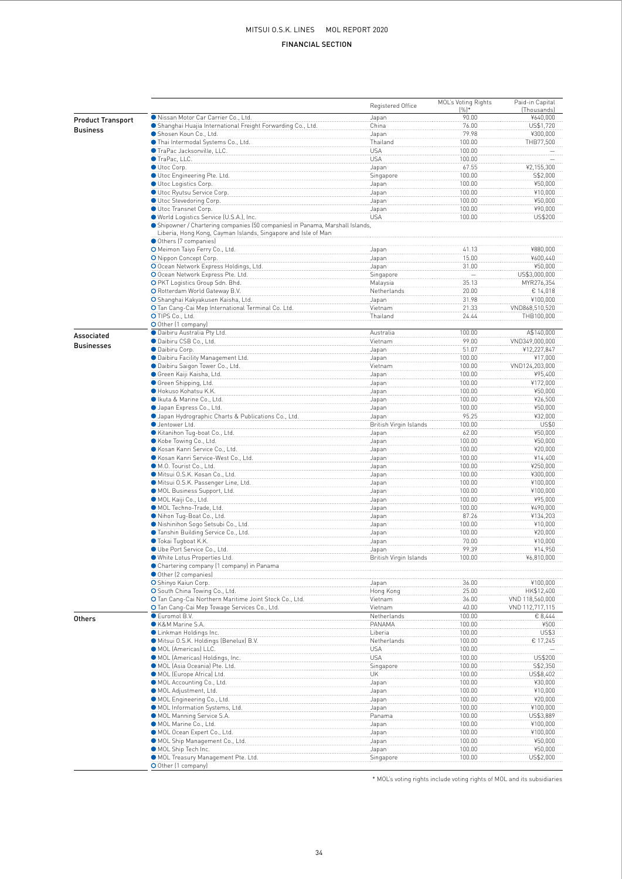## FINANCIAL SECTION

| | | Registered Office | MOL's Voting Rights (%)* | Paid-in Capital (Thousands) |
|---|---|---|---|---|
| **Product Transport Business** | ● Nissan Motor Car Carrier Co., Ltd. | Japan | 90.00 | ¥640,000 |
| | ● Shanghai Huajia International Freight Forwarding Co., Ltd. | China | 76.00 | US$1,720 |
| | ● Shosen Koun Co., Ltd. | Japan | 79.98 | ¥300,000 |
| | ● Thai Intermodal Systems Co., Ltd. | Thailand | 100.00 | THB77,500 |
| | ● TraPac Jacksonville, LLC. | USA | 100.00 | — |
| | ● TraPac, LLC. | USA | 100.00 | — |
| | ● Utoc Corp. | Japan | 67.55 | ¥2,155,300 |
| | ● Utoc Engineering Pte. Ltd. | Singapore | 100.00 | S$2,000 |
| | ● Utoc Logistics Corp. | Japan | 100.00 | ¥50,000 |
| | ● Utoc Ryutsu Service Corp. | Japan | 100.00 | ¥10,000 |
| | ● Utoc Stevedoring Corp. | Japan | 100.00 | ¥50,000 |
| | ● Utoc Transnet Corp. | Japan | 100.00 | ¥90,000 |
| | ● World Logistics Service (U.S.A.), Inc. | USA | 100.00 | US$200 |
| | ● Shipowner / Chartering companies (50 companies) in Panama, Marshall Islands, Liberia, Hong Kong, Cayman Islands, Singapore and Isle of Man | | | |
| | ● Others (7 companies) | | | |
| | ○ Meimon Taiyo Ferry Co., Ltd. | Japan | 41.13 | ¥880,000 |
| | ○ Nippon Concept Corp. | Japan | 15.00 | ¥600,440 |
| | ○ Ocean Network Express Holdings, Ltd. | Japan | 31.00 | ¥50,000 |
| | ○ Ocean Network Express Pte. Ltd. | Singapore | — | US$3,000,000 |
| | ○ PKT Logistics Group Sdn. Bhd. | Malaysia | 35.13 | MYR276,354 |
| | ○ Rotterdam World Gateway B.V. | Netherlands | 20.00 | € 14,018 |
| | ○ Shanghai Kakyakusen Kaisha, Ltd. | Japan | 31.98 | ¥100,000 |
| | ○ Tan Cang-Cai Mep International Terminal Co. Ltd. | Vietnam | 21.33 | VND868,510,520 |
| | ○ TIPS Co., Ltd. | Thailand | 24.44 | THB100,000 |
| | ○ Other (1 company) | | | |
| **Associated Businesses** | ● Daibiru Australia Pty Ltd. | Australia | 100.00 | A$140,000 |
| | ● Daibiru CSB Co., Ltd. | Vietnam | 99.00 | VND349,000,000 |
| | ● Daibiru Corp. | Japan | 51.07 | ¥12,227,847 |
| | ● Daibiru Facility Management Ltd. | Japan | 100.00 | ¥17,000 |
| | ● Daibiru Saigon Tower Co., Ltd. | Vietnam | 100.00 | VND124,203,000 |
| | ● Green Kaiji Kaisha, Ltd. | Japan | 100.00 | ¥95,400 |
| | ● Green Shipping, Ltd. | Japan | 100.00 | ¥172,000 |
| | ● Hokuso Kohatsu K.K. | Japan | 100.00 | ¥50,000 |
| | ● Ikuta & Marine Co., Ltd. | Japan | 100.00 | ¥26,500 |
| | ● Japan Express Co., Ltd. | Japan | 100.00 | ¥50,000 |
| | ● Japan Hydrographic Charts & Publications Co., Ltd. | Japan | 95.25 | ¥32,000 |
| | ● Jentower Ltd. | British Virgin Islands | 100.00 | US$0 |
| | ● Kitanihon Tug-boat Co., Ltd. | Japan | 62.00 | ¥50,000 |
| | ● Kobe Towing Co., Ltd. | Japan | 100.00 | ¥50,000 |
| | ● Kosan Kanri Service Co., Ltd. | Japan | 100.00 | ¥20,000 |
| | ● Kosan Kanri Service-West Co., Ltd. | Japan | 100.00 | ¥14,400 |
| | ● M.O. Tourist Co., Ltd. | Japan | 100.00 | ¥250,000 |
| | ● Mitsui O.S.K. Kosan Co., Ltd. | Japan | 100.00 | ¥300,000 |
| | ● Mitsui O.S.K. Passenger Line, Ltd. | Japan | 100.00 | ¥100,000 |
| | ● MOL Business Support, Ltd. | Japan | 100.00 | ¥100,000 |
| | ● MOL Kaiji Co., Ltd. | Japan | 100.00 | ¥95,000 |
| | ● MOL Techno-Trade, Ltd. | Japan | 100.00 | ¥490,000 |
| | ● Nihon Tug-Boat Co., Ltd. | Japan | 87.26 | ¥134,203 |
| | ● Nishinihon Sogo Setsubi Co., Ltd. | Japan | 100.00 | ¥10,000 |
| | ● Tanshin Building Service Co., Ltd. | Japan | 100.00 | ¥20,000 |
| | ● Tokai Tugboat K.K. | Japan | 70.00 | ¥10,000 |
| | ● Ube Port Service Co., Ltd. | Japan | 99.39 | ¥14,950 |
| | ● White Lotus Properties Ltd. | British Virgin Islands | 100.00 | ¥6,810,000 |
| | ● Chartering company (1 company) in Panama | | | |
| | ● Other (2 companies) | | | |
| | ○ Shinyo Kaiun Corp. | Japan | 36.00 | ¥100,000 |
| | ○ South China Towing Co., Ltd. | Hong Kong | 25.00 | HK$12,400 |
| | ○ Tan Cang-Cai Northern Maritime Joint Stock Co., Ltd. | Vietnam | 36.00 | VND 118,560,000 |
| | ○ Tan Cang-Cai Mep Towage Services Co., Ltd. | Vietnam | 40.00 | VND 112,717,115 |
| **Others** | ● Euromol B.V. | Netherlands | 100.00 | € 8,444 |
| | ● K&M Marine S.A. | PANAMA | 100.00 | ¥500 |
| | ● Linkman Holdings Inc. | Liberia | 100.00 | US$3 |
| | ● Mitsui O.S.K. Holdings (Benelux) B.V. | Netherlands | 100.00 | € 17,245 |
| | ● MOL (Americas) LLC. | USA | 100.00 | — |
| | ● MOL (Americas) Holdings, Inc. | USA | 100.00 | US$200 |
| | ● MOL (Asia Oceania) Pte. Ltd. | Singapore | 100.00 | S$2,350 |
| | ● MOL (Europe Africa) Ltd. | UK | 100.00 | US$8,402 |
| | ● MOL Accounting Co., Ltd. | Japan | 100.00 | ¥30,000 |
| | ● MOL Adjustment, Ltd. | Japan | 100.00 | ¥10,000 |
| | ● MOL Engineering Co., Ltd. | Japan | 100.00 | ¥20,000 |
| | ● MOL Information Systems, Ltd. | Japan | 100.00 | ¥100,000 |
| | ● MOL Manning Service S.A. | Panama | 100.00 | US$3,889 |
| | ● MOL Marine Co., Ltd. | Japan | 100.00 | ¥100,000 |
| | ● MOL Ocean Expert Co., Ltd. | Japan | 100.00 | ¥100,000 |
| | ● MOL Ship Management Co., Ltd. | Japan | 100.00 | ¥50,000 |
| | ● MOL Ship Tech Inc. | Japan | 100.00 | ¥50,000 |
| | ● MOL Treasury Management Pte. Ltd. | Singapore | 100.00 | US$2,000 |
| | ○ Other (1 company) | | | |

* MOL's voting rights include voting rights of MOL and its subsidiaries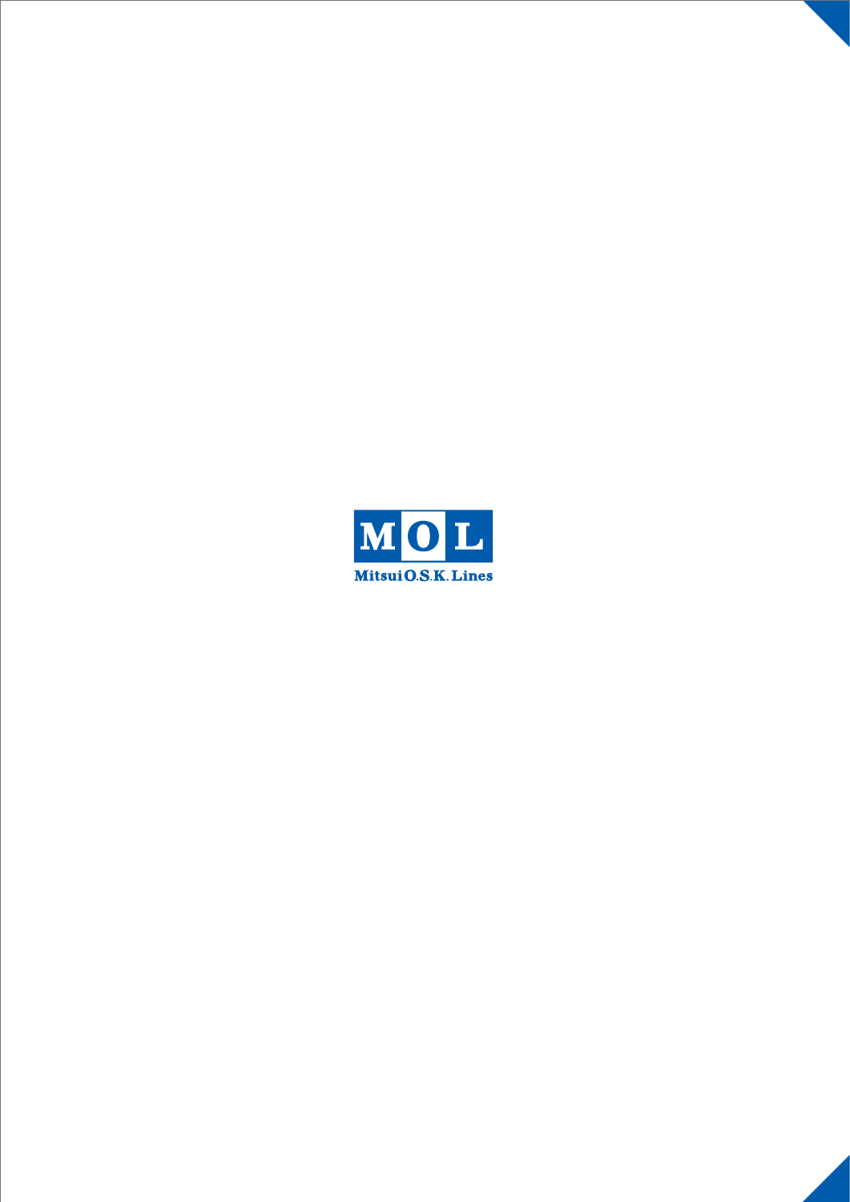MOL

Mitsui O.S.K. Lines